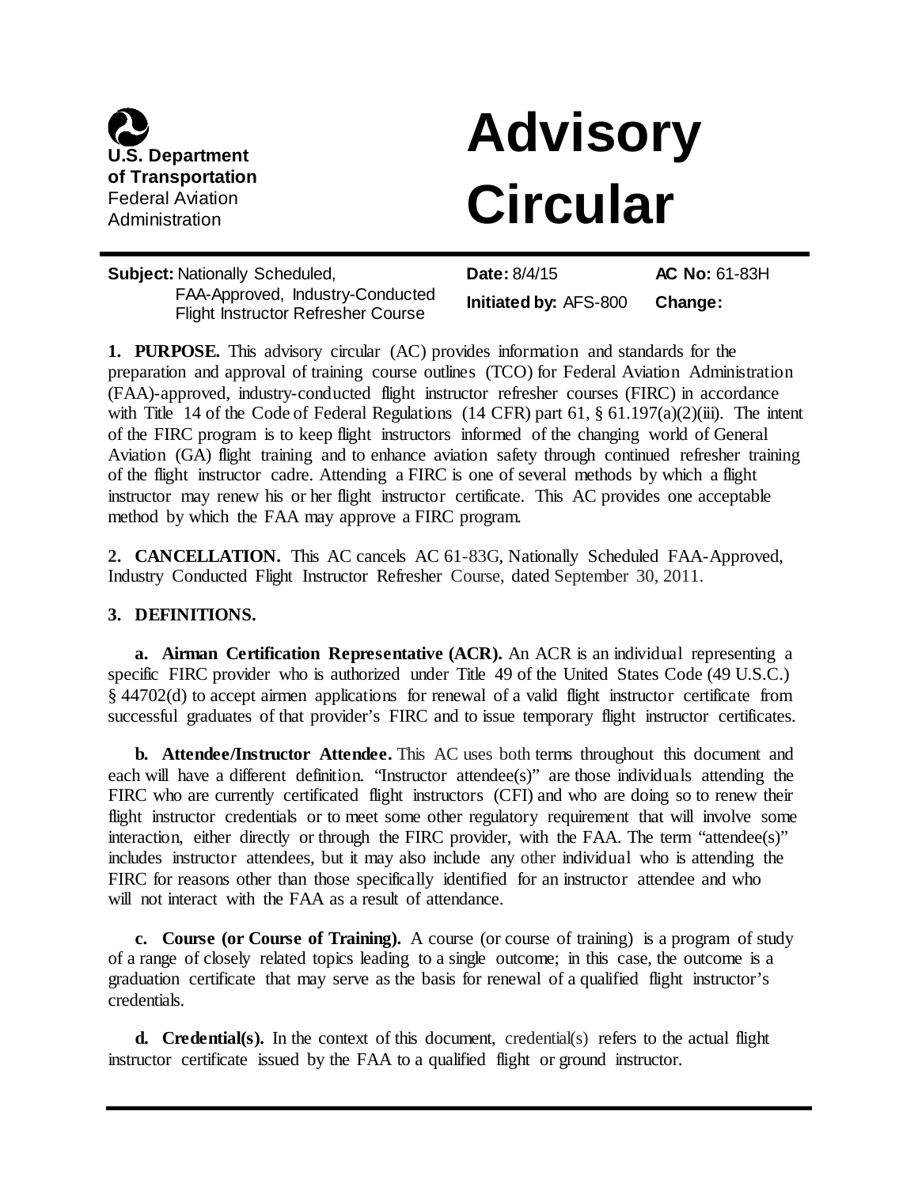U.S. Department of Transportation
Federal Aviation Administration

# Advisory Circular

**Subject:** Nationally Scheduled, FAA-Approved, Industry-Conducted Flight Instructor Refresher Course

**Date:** 8/4/15

**Initiated by:** AFS-800

**AC No:** 61-83H

**Change:**

**1. PURPOSE.** This advisory circular (AC) provides information and standards for the preparation and approval of training course outlines (TCO) for Federal Aviation Administration (FAA)-approved, industry-conducted flight instructor refresher courses (FIRC) in accordance with Title 14 of the Code of Federal Regulations (14 CFR) part 61, § 61.197(a)(2)(iii). The intent of the FIRC program is to keep flight instructors informed of the changing world of General Aviation (GA) flight training and to enhance aviation safety through continued refresher training of the flight instructor cadre. Attending a FIRC is one of several methods by which a flight instructor may renew his or her flight instructor certificate. This AC provides one acceptable method by which the FAA may approve a FIRC program.

**2. CANCELLATION.** This AC cancels AC 61-83G, Nationally Scheduled FAA-Approved, Industry Conducted Flight Instructor Refresher Course, dated September 30, 2011.

**3. DEFINITIONS.**

**a. Airman Certification Representative (ACR).** An ACR is an individual representing a specific FIRC provider who is authorized under Title 49 of the United States Code (49 U.S.C.) § 44702(d) to accept airmen applications for renewal of a valid flight instructor certificate from successful graduates of that provider's FIRC and to issue temporary flight instructor certificates.

**b. Attendee/Instructor Attendee.** This AC uses both terms throughout this document and each will have a different definition. "Instructor attendee(s)" are those individuals attending the FIRC who are currently certificated flight instructors (CFI) and who are doing so to renew their flight instructor credentials or to meet some other regulatory requirement that will involve some interaction, either directly or through the FIRC provider, with the FAA. The term "attendee(s)" includes instructor attendees, but it may also include any other individual who is attending the FIRC for reasons other than those specifically identified for an instructor attendee and who will not interact with the FAA as a result of attendance.

**c. Course (or Course of Training).** A course (or course of training) is a program of study of a range of closely related topics leading to a single outcome; in this case, the outcome is a graduation certificate that may serve as the basis for renewal of a qualified flight instructor's credentials.

**d. Credential(s).** In the context of this document, credential(s) refers to the actual flight instructor certificate issued by the FAA to a qualified flight or ground instructor.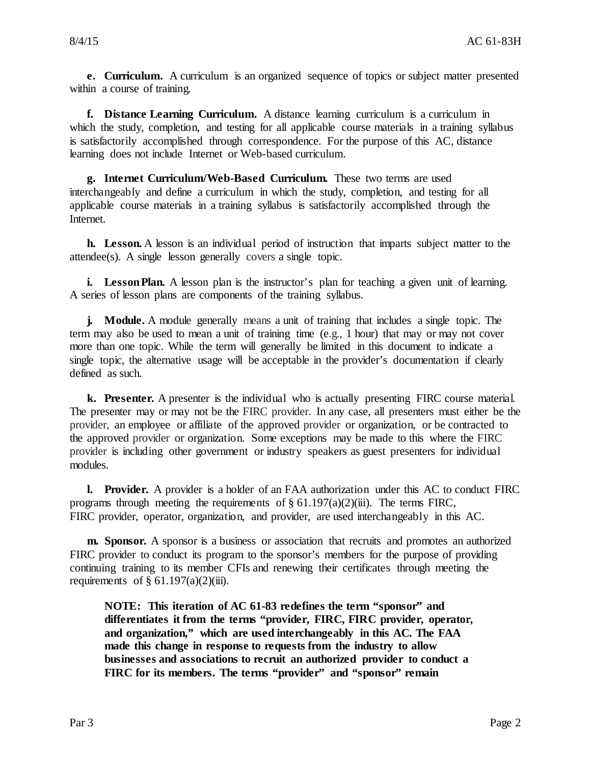**e. Curriculum.** A curriculum is an organized sequence of topics or subject matter presented within a course of training.

**f. Distance Learning Curriculum.** A distance learning curriculum is a curriculum in which the study, completion, and testing for all applicable course materials in a training syllabus is satisfactorily accomplished through correspondence. For the purpose of this AC, distance learning does not include Internet or Web-based curriculum.

**g. Internet Curriculum/Web-Based Curriculum.** These two terms are used interchangeably and define a curriculum in which the study, completion, and testing for all applicable course materials in a training syllabus is satisfactorily accomplished through the Internet.

**h. Lesson.** A lesson is an individual period of instruction that imparts subject matter to the attendee(s). A single lesson generally covers a single topic.

**i. Lesson Plan.** A lesson plan is the instructor's plan for teaching a given unit of learning. A series of lesson plans are components of the training syllabus.

**j. Module.** A module generally means a unit of training that includes a single topic. The term may also be used to mean a unit of training time (e.g., 1 hour) that may or may not cover more than one topic. While the term will generally be limited in this document to indicate a single topic, the alternative usage will be acceptable in the provider's documentation if clearly defined as such.

**k. Presenter.** A presenter is the individual who is actually presenting FIRC course material. The presenter may or may not be the FIRC provider. In any case, all presenters must either be the provider, an employee or affiliate of the approved provider or organization, or be contracted to the approved provider or organization. Some exceptions may be made to this where the FIRC provider is including other government or industry speakers as guest presenters for individual modules.

**l. Provider.** A provider is a holder of an FAA authorization under this AC to conduct FIRC programs through meeting the requirements of § 61.197(a)(2)(iii). The terms FIRC, FIRC provider, operator, organization, and provider, are used interchangeably in this AC.

**m. Sponsor.** A sponsor is a business or association that recruits and promotes an authorized FIRC provider to conduct its program to the sponsor's members for the purpose of providing continuing training to its member CFIs and renewing their certificates through meeting the requirements of § 61.197(a)(2)(iii).

> **NOTE: This iteration of AC 61-83 redefines the term "sponsor" and differentiates it from the terms "provider, FIRC, FIRC provider, operator, and organization," which are used interchangeably in this AC. The FAA made this change in response to requests from the industry to allow businesses and associations to recruit an authorized provider to conduct a FIRC for its members. The terms "provider" and "sponsor" remain**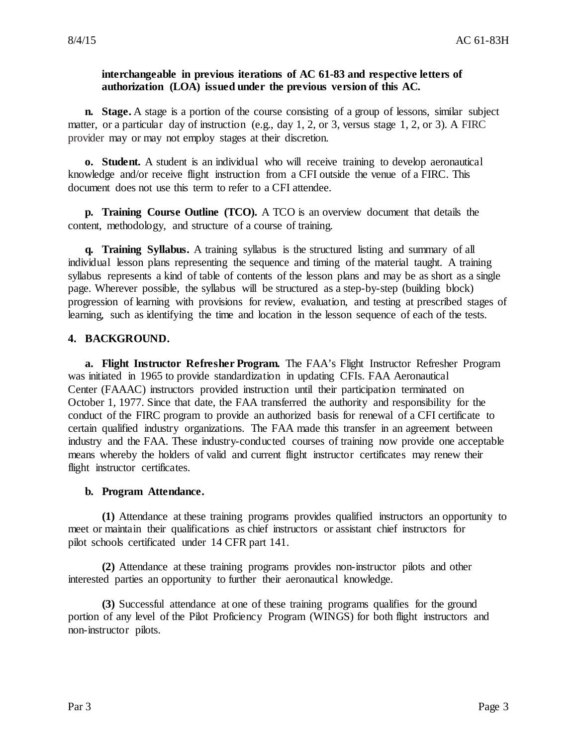**interchangeable in previous iterations of AC 61-83 and respective letters of authorization (LOA) issued under the previous version of this AC.**

**n. Stage.** A stage is a portion of the course consisting of a group of lessons, similar subject matter, or a particular day of instruction (e.g., day 1, 2, or 3, versus stage 1, 2, or 3). A FIRC provider may or may not employ stages at their discretion.

**o. Student.** A student is an individual who will receive training to develop aeronautical knowledge and/or receive flight instruction from a CFI outside the venue of a FIRC. This document does not use this term to refer to a CFI attendee.

**p. Training Course Outline (TCO).** A TCO is an overview document that details the content, methodology, and structure of a course of training.

**q. Training Syllabus.** A training syllabus is the structured listing and summary of all individual lesson plans representing the sequence and timing of the material taught. A training syllabus represents a kind of table of contents of the lesson plans and may be as short as a single page. Wherever possible, the syllabus will be structured as a step-by-step (building block) progression of learning with provisions for review, evaluation, and testing at prescribed stages of learning, such as identifying the time and location in the lesson sequence of each of the tests.

## 4. BACKGROUND.

**a. Flight Instructor Refresher Program.** The FAA's Flight Instructor Refresher Program was initiated in 1965 to provide standardization in updating CFIs. FAA Aeronautical Center (FAAAC) instructors provided instruction until their participation terminated on October 1, 1977. Since that date, the FAA transferred the authority and responsibility for the conduct of the FIRC program to provide an authorized basis for renewal of a CFI certificate to certain qualified industry organizations. The FAA made this transfer in an agreement between industry and the FAA. These industry-conducted courses of training now provide one acceptable means whereby the holders of valid and current flight instructor certificates may renew their flight instructor certificates.

**b. Program Attendance.**

**(1)** Attendance at these training programs provides qualified instructors an opportunity to meet or maintain their qualifications as chief instructors or assistant chief instructors for pilot schools certificated under 14 CFR part 141.

**(2)** Attendance at these training programs provides non-instructor pilots and other interested parties an opportunity to further their aeronautical knowledge.

**(3)** Successful attendance at one of these training programs qualifies for the ground portion of any level of the Pilot Proficiency Program (WINGS) for both flight instructors and non-instructor pilots.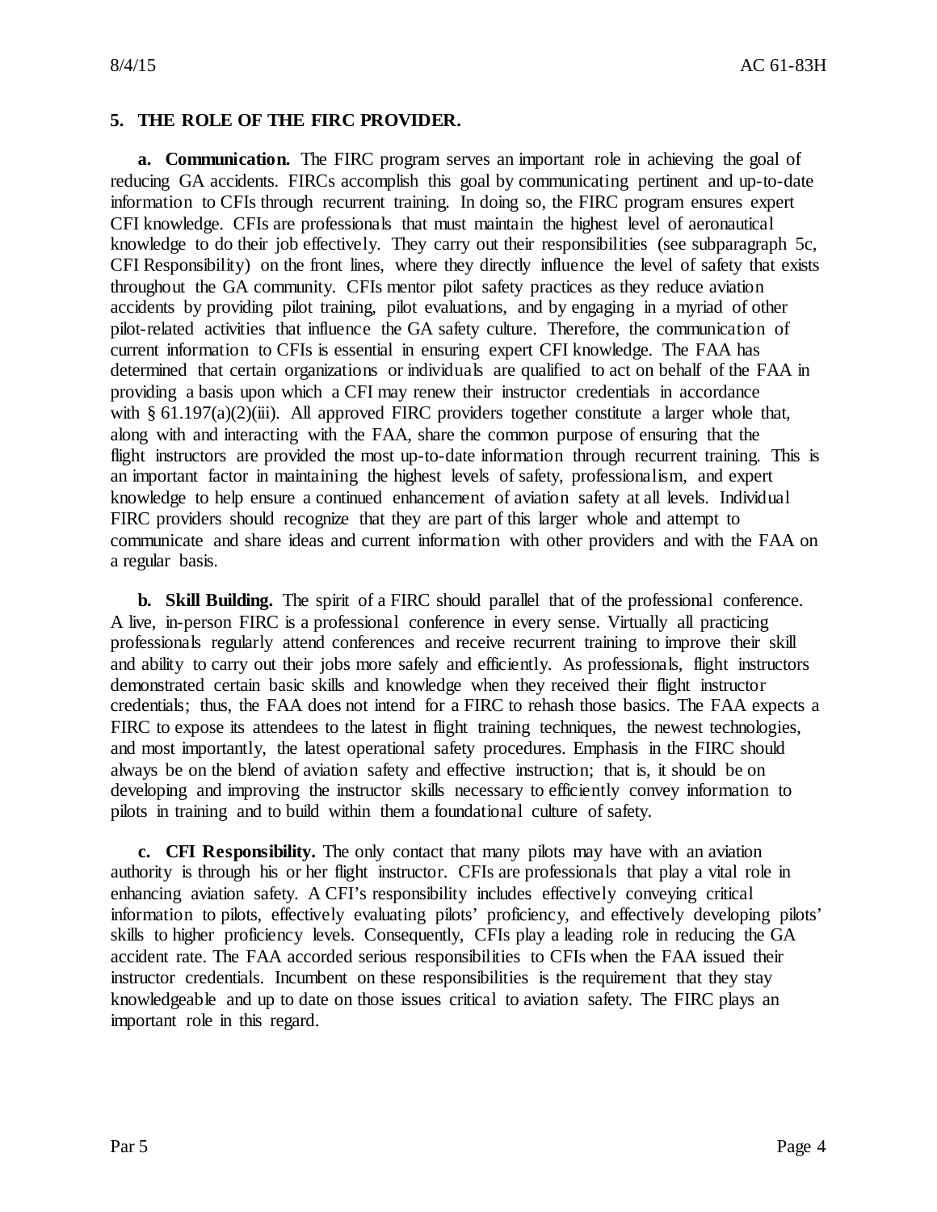## 5. THE ROLE OF THE FIRC PROVIDER.

**a. Communication.** The FIRC program serves an important role in achieving the goal of reducing GA accidents. FIRCs accomplish this goal by communicating pertinent and up-to-date information to CFIs through recurrent training. In doing so, the FIRC program ensures expert CFI knowledge. CFIs are professionals that must maintain the highest level of aeronautical knowledge to do their job effectively. They carry out their responsibilities (see subparagraph 5c, CFI Responsibility) on the front lines, where they directly influence the level of safety that exists throughout the GA community. CFIs mentor pilot safety practices as they reduce aviation accidents by providing pilot training, pilot evaluations, and by engaging in a myriad of other pilot-related activities that influence the GA safety culture. Therefore, the communication of current information to CFIs is essential in ensuring expert CFI knowledge. The FAA has determined that certain organizations or individuals are qualified to act on behalf of the FAA in providing a basis upon which a CFI may renew their instructor credentials in accordance with § 61.197(a)(2)(iii). All approved FIRC providers together constitute a larger whole that, along with and interacting with the FAA, share the common purpose of ensuring that the flight instructors are provided the most up-to-date information through recurrent training. This is an important factor in maintaining the highest levels of safety, professionalism, and expert knowledge to help ensure a continued enhancement of aviation safety at all levels. Individual FIRC providers should recognize that they are part of this larger whole and attempt to communicate and share ideas and current information with other providers and with the FAA on a regular basis.

**b. Skill Building.** The spirit of a FIRC should parallel that of the professional conference. A live, in-person FIRC is a professional conference in every sense. Virtually all practicing professionals regularly attend conferences and receive recurrent training to improve their skill and ability to carry out their jobs more safely and efficiently. As professionals, flight instructors demonstrated certain basic skills and knowledge when they received their flight instructor credentials; thus, the FAA does not intend for a FIRC to rehash those basics. The FAA expects a FIRC to expose its attendees to the latest in flight training techniques, the newest technologies, and most importantly, the latest operational safety procedures. Emphasis in the FIRC should always be on the blend of aviation safety and effective instruction; that is, it should be on developing and improving the instructor skills necessary to efficiently convey information to pilots in training and to build within them a foundational culture of safety.

**c. CFI Responsibility.** The only contact that many pilots may have with an aviation authority is through his or her flight instructor. CFIs are professionals that play a vital role in enhancing aviation safety. A CFI's responsibility includes effectively conveying critical information to pilots, effectively evaluating pilots' proficiency, and effectively developing pilots' skills to higher proficiency levels. Consequently, CFIs play a leading role in reducing the GA accident rate. The FAA accorded serious responsibilities to CFIs when the FAA issued their instructor credentials. Incumbent on these responsibilities is the requirement that they stay knowledgeable and up to date on those issues critical to aviation safety. The FIRC plays an important role in this regard.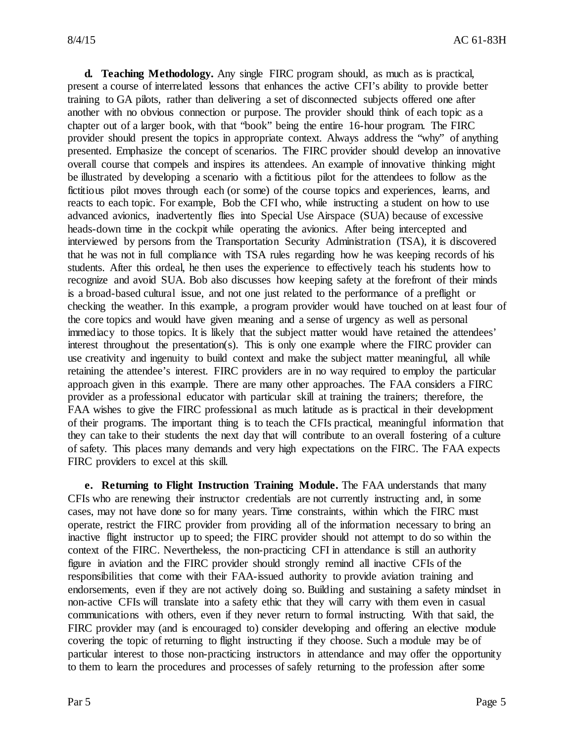**d. Teaching Methodology.** Any single FIRC program should, as much as is practical, present a course of interrelated lessons that enhances the active CFI's ability to provide better training to GA pilots, rather than delivering a set of disconnected subjects offered one after another with no obvious connection or purpose. The provider should think of each topic as a chapter out of a larger book, with that "book" being the entire 16-hour program. The FIRC provider should present the topics in appropriate context. Always address the "why" of anything presented. Emphasize the concept of scenarios. The FIRC provider should develop an innovative overall course that compels and inspires its attendees. An example of innovative thinking might be illustrated by developing a scenario with a fictitious pilot for the attendees to follow as the fictitious pilot moves through each (or some) of the course topics and experiences, learns, and reacts to each topic. For example, Bob the CFI who, while instructing a student on how to use advanced avionics, inadvertently flies into Special Use Airspace (SUA) because of excessive heads-down time in the cockpit while operating the avionics. After being intercepted and interviewed by persons from the Transportation Security Administration (TSA), it is discovered that he was not in full compliance with TSA rules regarding how he was keeping records of his students. After this ordeal, he then uses the experience to effectively teach his students how to recognize and avoid SUA. Bob also discusses how keeping safety at the forefront of their minds is a broad-based cultural issue, and not one just related to the performance of a preflight or checking the weather. In this example, a program provider would have touched on at least four of the core topics and would have given meaning and a sense of urgency as well as personal immediacy to those topics. It is likely that the subject matter would have retained the attendees' interest throughout the presentation(s). This is only one example where the FIRC provider can use creativity and ingenuity to build context and make the subject matter meaningful, all while retaining the attendee's interest. FIRC providers are in no way required to employ the particular approach given in this example. There are many other approaches. The FAA considers a FIRC provider as a professional educator with particular skill at training the trainers; therefore, the FAA wishes to give the FIRC professional as much latitude as is practical in their development of their programs. The important thing is to teach the CFIs practical, meaningful information that they can take to their students the next day that will contribute to an overall fostering of a culture of safety. This places many demands and very high expectations on the FIRC. The FAA expects FIRC providers to excel at this skill.

**e. Returning to Flight Instruction Training Module.** The FAA understands that many CFIs who are renewing their instructor credentials are not currently instructing and, in some cases, may not have done so for many years. Time constraints, within which the FIRC must operate, restrict the FIRC provider from providing all of the information necessary to bring an inactive flight instructor up to speed; the FIRC provider should not attempt to do so within the context of the FIRC. Nevertheless, the non-practicing CFI in attendance is still an authority figure in aviation and the FIRC provider should strongly remind all inactive CFIs of the responsibilities that come with their FAA-issued authority to provide aviation training and endorsements, even if they are not actively doing so. Building and sustaining a safety mindset in non-active CFIs will translate into a safety ethic that they will carry with them even in casual communications with others, even if they never return to formal instructing. With that said, the FIRC provider may (and is encouraged to) consider developing and offering an elective module covering the topic of returning to flight instructing if they choose. Such a module may be of particular interest to those non-practicing instructors in attendance and may offer the opportunity to them to learn the procedures and processes of safely returning to the profession after some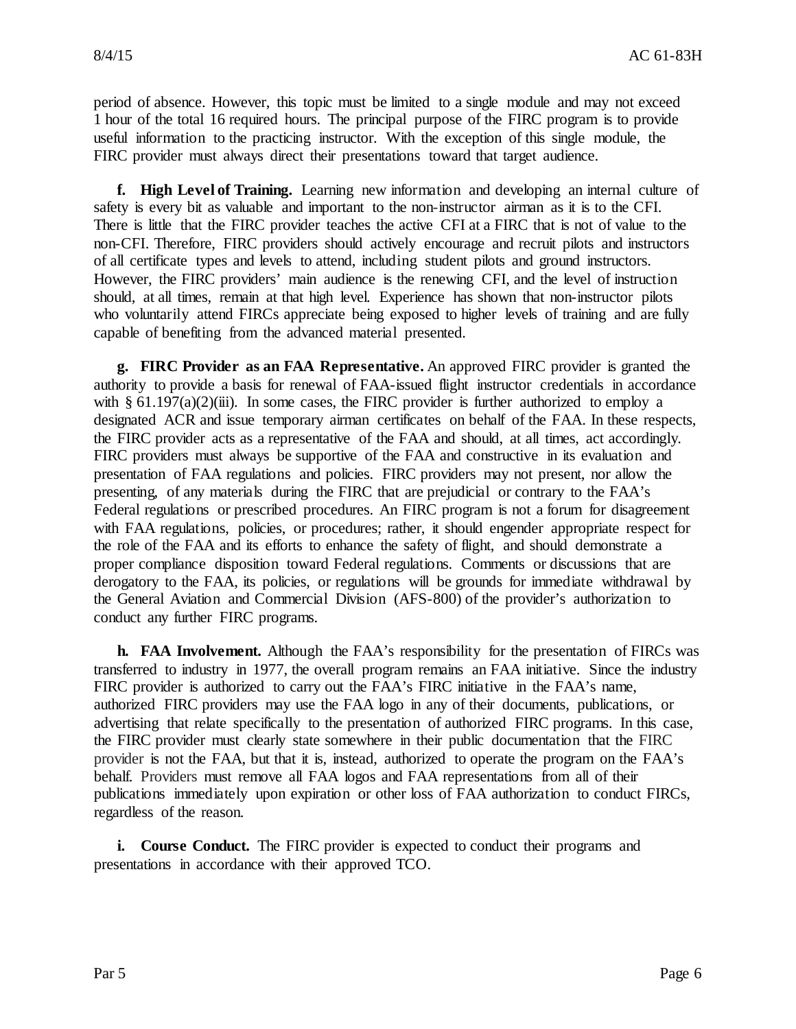period of absence. However, this topic must be limited to a single module and may not exceed 1 hour of the total 16 required hours. The principal purpose of the FIRC program is to provide useful information to the practicing instructor. With the exception of this single module, the FIRC provider must always direct their presentations toward that target audience.

**f. High Level of Training.** Learning new information and developing an internal culture of safety is every bit as valuable and important to the non-instructor airman as it is to the CFI. There is little that the FIRC provider teaches the active CFI at a FIRC that is not of value to the non-CFI. Therefore, FIRC providers should actively encourage and recruit pilots and instructors of all certificate types and levels to attend, including student pilots and ground instructors. However, the FIRC providers' main audience is the renewing CFI, and the level of instruction should, at all times, remain at that high level. Experience has shown that non-instructor pilots who voluntarily attend FIRCs appreciate being exposed to higher levels of training and are fully capable of benefiting from the advanced material presented.

**g. FIRC Provider as an FAA Representative.** An approved FIRC provider is granted the authority to provide a basis for renewal of FAA-issued flight instructor credentials in accordance with § 61.197(a)(2)(iii). In some cases, the FIRC provider is further authorized to employ a designated ACR and issue temporary airman certificates on behalf of the FAA. In these respects, the FIRC provider acts as a representative of the FAA and should, at all times, act accordingly. FIRC providers must always be supportive of the FAA and constructive in its evaluation and presentation of FAA regulations and policies. FIRC providers may not present, nor allow the presenting, of any materials during the FIRC that are prejudicial or contrary to the FAA's Federal regulations or prescribed procedures. An FIRC program is not a forum for disagreement with FAA regulations, policies, or procedures; rather, it should engender appropriate respect for the role of the FAA and its efforts to enhance the safety of flight, and should demonstrate a proper compliance disposition toward Federal regulations. Comments or discussions that are derogatory to the FAA, its policies, or regulations will be grounds for immediate withdrawal by the General Aviation and Commercial Division (AFS-800) of the provider's authorization to conduct any further FIRC programs.

**h. FAA Involvement.** Although the FAA's responsibility for the presentation of FIRCs was transferred to industry in 1977, the overall program remains an FAA initiative. Since the industry FIRC provider is authorized to carry out the FAA's FIRC initiative in the FAA's name, authorized FIRC providers may use the FAA logo in any of their documents, publications, or advertising that relate specifically to the presentation of authorized FIRC programs. In this case, the FIRC provider must clearly state somewhere in their public documentation that the FIRC provider is not the FAA, but that it is, instead, authorized to operate the program on the FAA's behalf. Providers must remove all FAA logos and FAA representations from all of their publications immediately upon expiration or other loss of FAA authorization to conduct FIRCs, regardless of the reason.

**i. Course Conduct.** The FIRC provider is expected to conduct their programs and presentations in accordance with their approved TCO.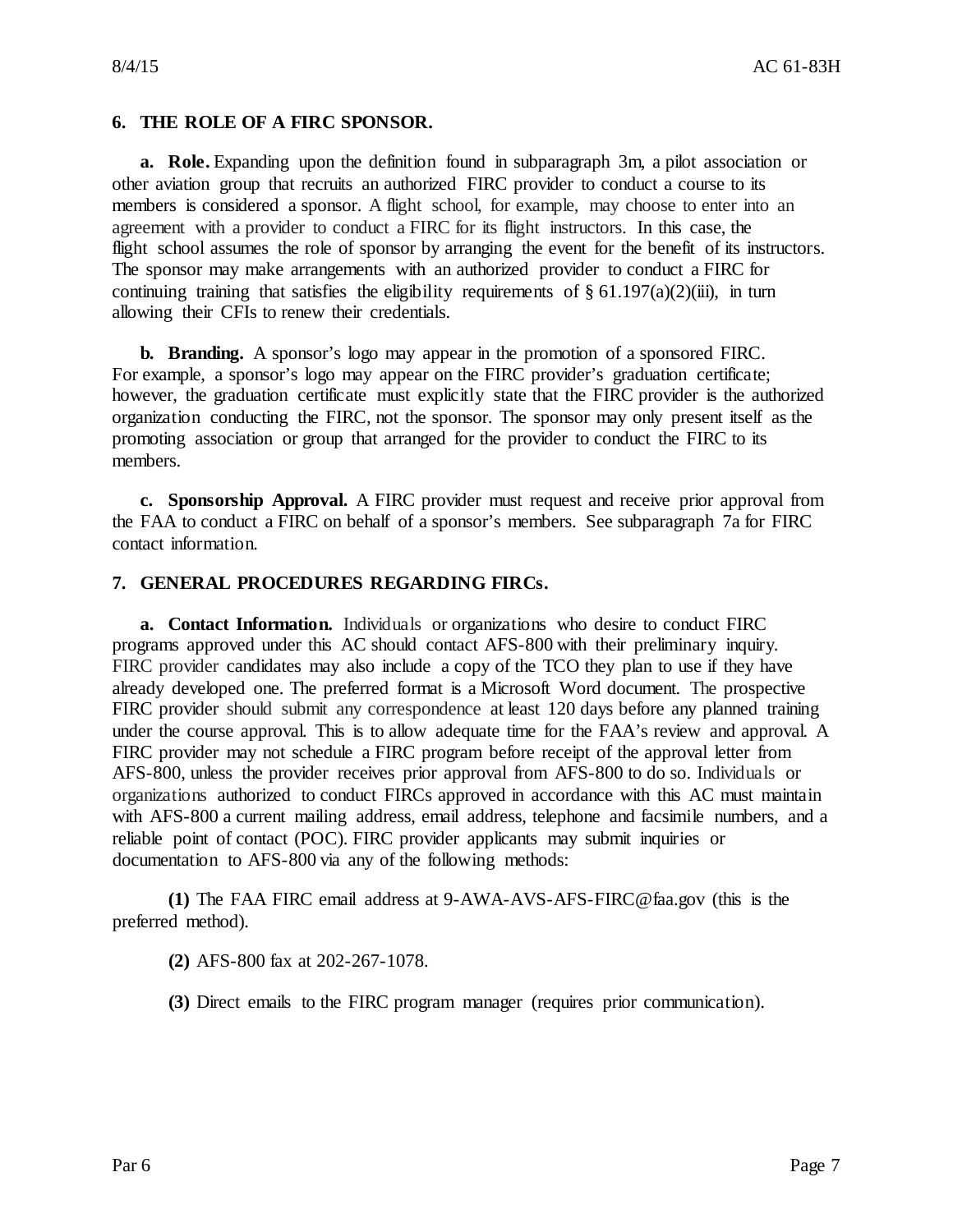## 6. THE ROLE OF A FIRC SPONSOR.

**a. Role.** Expanding upon the definition found in subparagraph 3m, a pilot association or other aviation group that recruits an authorized FIRC provider to conduct a course to its members is considered a sponsor. A flight school, for example, may choose to enter into an agreement with a provider to conduct a FIRC for its flight instructors. In this case, the flight school assumes the role of sponsor by arranging the event for the benefit of its instructors. The sponsor may make arrangements with an authorized provider to conduct a FIRC for continuing training that satisfies the eligibility requirements of § 61.197(a)(2)(iii), in turn allowing their CFIs to renew their credentials.

**b. Branding.** A sponsor's logo may appear in the promotion of a sponsored FIRC. For example, a sponsor's logo may appear on the FIRC provider's graduation certificate; however, the graduation certificate must explicitly state that the FIRC provider is the authorized organization conducting the FIRC, not the sponsor. The sponsor may only present itself as the promoting association or group that arranged for the provider to conduct the FIRC to its members.

**c. Sponsorship Approval.** A FIRC provider must request and receive prior approval from the FAA to conduct a FIRC on behalf of a sponsor's members. See subparagraph 7a for FIRC contact information.

## 7. GENERAL PROCEDURES REGARDING FIRCs.

**a. Contact Information.** Individuals or organizations who desire to conduct FIRC programs approved under this AC should contact AFS-800 with their preliminary inquiry. FIRC provider candidates may also include a copy of the TCO they plan to use if they have already developed one. The preferred format is a Microsoft Word document. The prospective FIRC provider should submit any correspondence at least 120 days before any planned training under the course approval. This is to allow adequate time for the FAA's review and approval. A FIRC provider may not schedule a FIRC program before receipt of the approval letter from AFS-800, unless the provider receives prior approval from AFS-800 to do so. Individuals or organizations authorized to conduct FIRCs approved in accordance with this AC must maintain with AFS-800 a current mailing address, email address, telephone and facsimile numbers, and a reliable point of contact (POC). FIRC provider applicants may submit inquiries or documentation to AFS-800 via any of the following methods:

**(1)** The FAA FIRC email address at 9-AWA-AVS-AFS-FIRC@faa.gov (this is the preferred method).

**(2)** AFS-800 fax at 202-267-1078.

**(3)** Direct emails to the FIRC program manager (requires prior communication).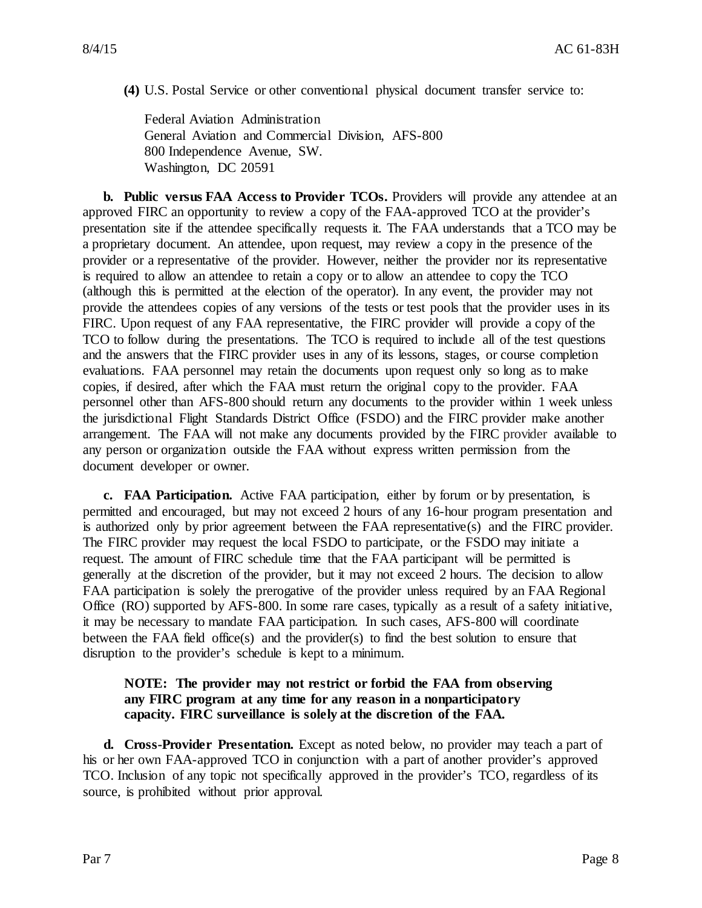**(4)** U.S. Postal Service or other conventional physical document transfer service to:

Federal Aviation Administration
General Aviation and Commercial Division, AFS-800
800 Independence Avenue, SW.
Washington, DC 20591

**b. Public versus FAA Access to Provider TCOs.** Providers will provide any attendee at an approved FIRC an opportunity to review a copy of the FAA-approved TCO at the provider's presentation site if the attendee specifically requests it. The FAA understands that a TCO may be a proprietary document. An attendee, upon request, may review a copy in the presence of the provider or a representative of the provider. However, neither the provider nor its representative is required to allow an attendee to retain a copy or to allow an attendee to copy the TCO (although this is permitted at the election of the operator). In any event, the provider may not provide the attendees copies of any versions of the tests or test pools that the provider uses in its FIRC. Upon request of any FAA representative, the FIRC provider will provide a copy of the TCO to follow during the presentations. The TCO is required to include all of the test questions and the answers that the FIRC provider uses in any of its lessons, stages, or course completion evaluations. FAA personnel may retain the documents upon request only so long as to make copies, if desired, after which the FAA must return the original copy to the provider. FAA personnel other than AFS-800 should return any documents to the provider within 1 week unless the jurisdictional Flight Standards District Office (FSDO) and the FIRC provider make another arrangement. The FAA will not make any documents provided by the FIRC provider available to any person or organization outside the FAA without express written permission from the document developer or owner.

**c. FAA Participation.** Active FAA participation, either by forum or by presentation, is permitted and encouraged, but may not exceed 2 hours of any 16-hour program presentation and is authorized only by prior agreement between the FAA representative(s) and the FIRC provider. The FIRC provider may request the local FSDO to participate, or the FSDO may initiate a request. The amount of FIRC schedule time that the FAA participant will be permitted is generally at the discretion of the provider, but it may not exceed 2 hours. The decision to allow FAA participation is solely the prerogative of the provider unless required by an FAA Regional Office (RO) supported by AFS-800. In some rare cases, typically as a result of a safety initiative, it may be necessary to mandate FAA participation. In such cases, AFS-800 will coordinate between the FAA field office(s) and the provider(s) to find the best solution to ensure that disruption to the provider's schedule is kept to a minimum.

**NOTE: The provider may not restrict or forbid the FAA from observing any FIRC program at any time for any reason in a nonparticipatory capacity. FIRC surveillance is solely at the discretion of the FAA.**

**d. Cross-Provider Presentation.** Except as noted below, no provider may teach a part of his or her own FAA-approved TCO in conjunction with a part of another provider's approved TCO. Inclusion of any topic not specifically approved in the provider's TCO, regardless of its source, is prohibited without prior approval.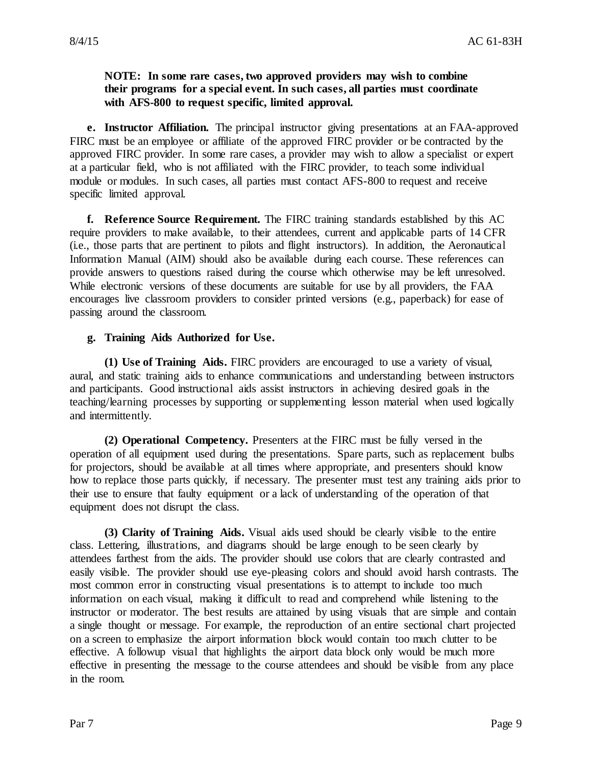**NOTE: In some rare cases, two approved providers may wish to combine their programs for a special event. In such cases, all parties must coordinate with AFS-800 to request specific, limited approval.**

**e. Instructor Affiliation.** The principal instructor giving presentations at an FAA-approved FIRC must be an employee or affiliate of the approved FIRC provider or be contracted by the approved FIRC provider. In some rare cases, a provider may wish to allow a specialist or expert at a particular field, who is not affiliated with the FIRC provider, to teach some individual module or modules. In such cases, all parties must contact AFS-800 to request and receive specific limited approval.

**f. Reference Source Requirement.** The FIRC training standards established by this AC require providers to make available, to their attendees, current and applicable parts of 14 CFR (i.e., those parts that are pertinent to pilots and flight instructors). In addition, the Aeronautical Information Manual (AIM) should also be available during each course. These references can provide answers to questions raised during the course which otherwise may be left unresolved. While electronic versions of these documents are suitable for use by all providers, the FAA encourages live classroom providers to consider printed versions (e.g., paperback) for ease of passing around the classroom.

**g. Training Aids Authorized for Use.**

**(1) Use of Training Aids.** FIRC providers are encouraged to use a variety of visual, aural, and static training aids to enhance communications and understanding between instructors and participants. Good instructional aids assist instructors in achieving desired goals in the teaching/learning processes by supporting or supplementing lesson material when used logically and intermittently.

**(2) Operational Competency.** Presenters at the FIRC must be fully versed in the operation of all equipment used during the presentations. Spare parts, such as replacement bulbs for projectors, should be available at all times where appropriate, and presenters should know how to replace those parts quickly, if necessary. The presenter must test any training aids prior to their use to ensure that faulty equipment or a lack of understanding of the operation of that equipment does not disrupt the class.

**(3) Clarity of Training Aids.** Visual aids used should be clearly visible to the entire class. Lettering, illustrations, and diagrams should be large enough to be seen clearly by attendees farthest from the aids. The provider should use colors that are clearly contrasted and easily visible. The provider should use eye-pleasing colors and should avoid harsh contrasts. The most common error in constructing visual presentations is to attempt to include too much information on each visual, making it difficult to read and comprehend while listening to the instructor or moderator. The best results are attained by using visuals that are simple and contain a single thought or message. For example, the reproduction of an entire sectional chart projected on a screen to emphasize the airport information block would contain too much clutter to be effective. A followup visual that highlights the airport data block only would be much more effective in presenting the message to the course attendees and should be visible from any place in the room.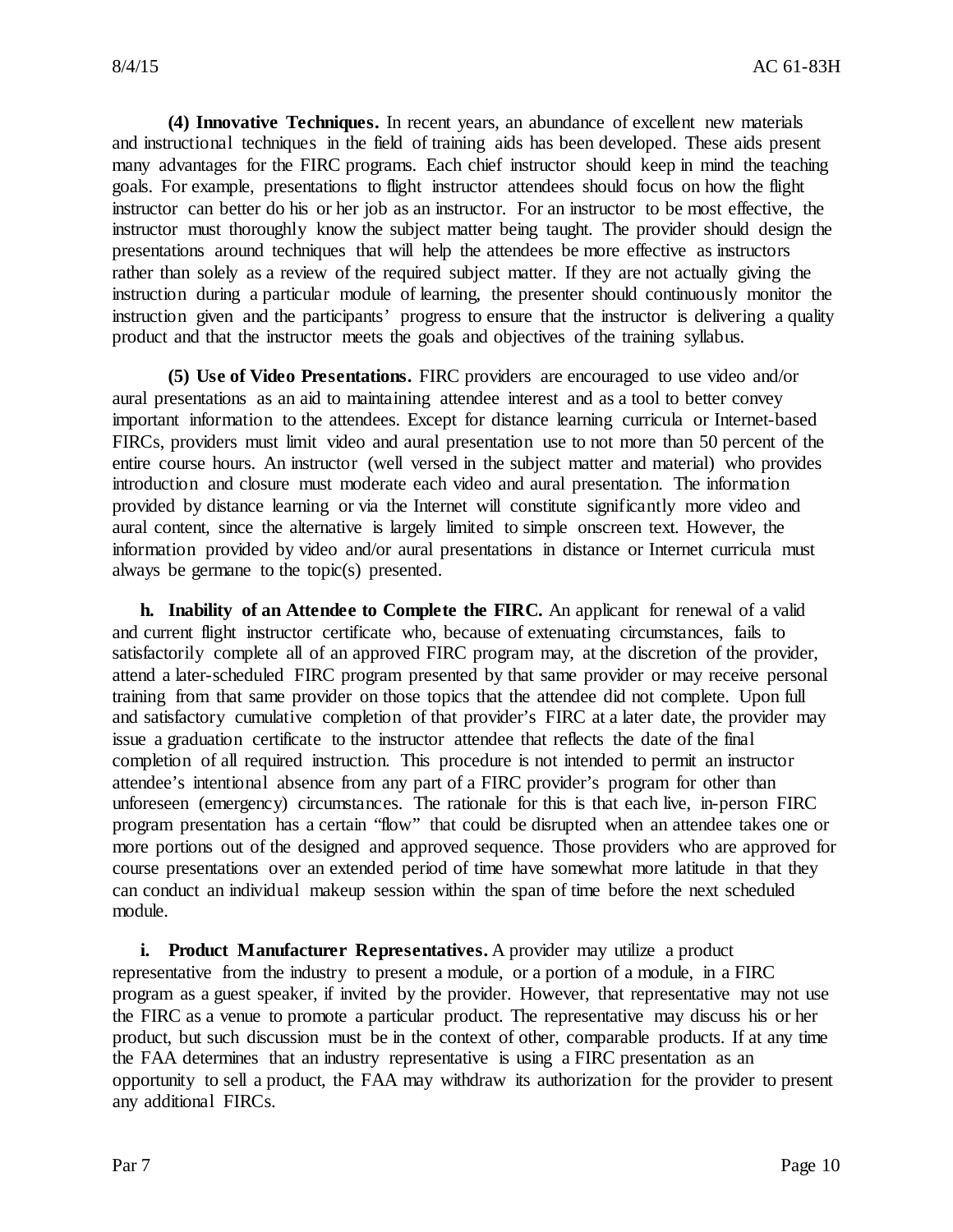**(4) Innovative Techniques.** In recent years, an abundance of excellent new materials and instructional techniques in the field of training aids has been developed. These aids present many advantages for the FIRC programs. Each chief instructor should keep in mind the teaching goals. For example, presentations to flight instructor attendees should focus on how the flight instructor can better do his or her job as an instructor. For an instructor to be most effective, the instructor must thoroughly know the subject matter being taught. The provider should design the presentations around techniques that will help the attendees be more effective as instructors rather than solely as a review of the required subject matter. If they are not actually giving the instruction during a particular module of learning, the presenter should continuously monitor the instruction given and the participants' progress to ensure that the instructor is delivering a quality product and that the instructor meets the goals and objectives of the training syllabus.

**(5) Use of Video Presentations.** FIRC providers are encouraged to use video and/or aural presentations as an aid to maintaining attendee interest and as a tool to better convey important information to the attendees. Except for distance learning curricula or Internet-based FIRCs, providers must limit video and aural presentation use to not more than 50 percent of the entire course hours. An instructor (well versed in the subject matter and material) who provides introduction and closure must moderate each video and aural presentation. The information provided by distance learning or via the Internet will constitute significantly more video and aural content, since the alternative is largely limited to simple onscreen text. However, the information provided by video and/or aural presentations in distance or Internet curricula must always be germane to the topic(s) presented.

**h. Inability of an Attendee to Complete the FIRC.** An applicant for renewal of a valid and current flight instructor certificate who, because of extenuating circumstances, fails to satisfactorily complete all of an approved FIRC program may, at the discretion of the provider, attend a later-scheduled FIRC program presented by that same provider or may receive personal training from that same provider on those topics that the attendee did not complete. Upon full and satisfactory cumulative completion of that provider's FIRC at a later date, the provider may issue a graduation certificate to the instructor attendee that reflects the date of the final completion of all required instruction. This procedure is not intended to permit an instructor attendee's intentional absence from any part of a FIRC provider's program for other than unforeseen (emergency) circumstances. The rationale for this is that each live, in-person FIRC program presentation has a certain "flow" that could be disrupted when an attendee takes one or more portions out of the designed and approved sequence. Those providers who are approved for course presentations over an extended period of time have somewhat more latitude in that they can conduct an individual makeup session within the span of time before the next scheduled module.

**i. Product Manufacturer Representatives.** A provider may utilize a product representative from the industry to present a module, or a portion of a module, in a FIRC program as a guest speaker, if invited by the provider. However, that representative may not use the FIRC as a venue to promote a particular product. The representative may discuss his or her product, but such discussion must be in the context of other, comparable products. If at any time the FAA determines that an industry representative is using a FIRC presentation as an opportunity to sell a product, the FAA may withdraw its authorization for the provider to present any additional FIRCs.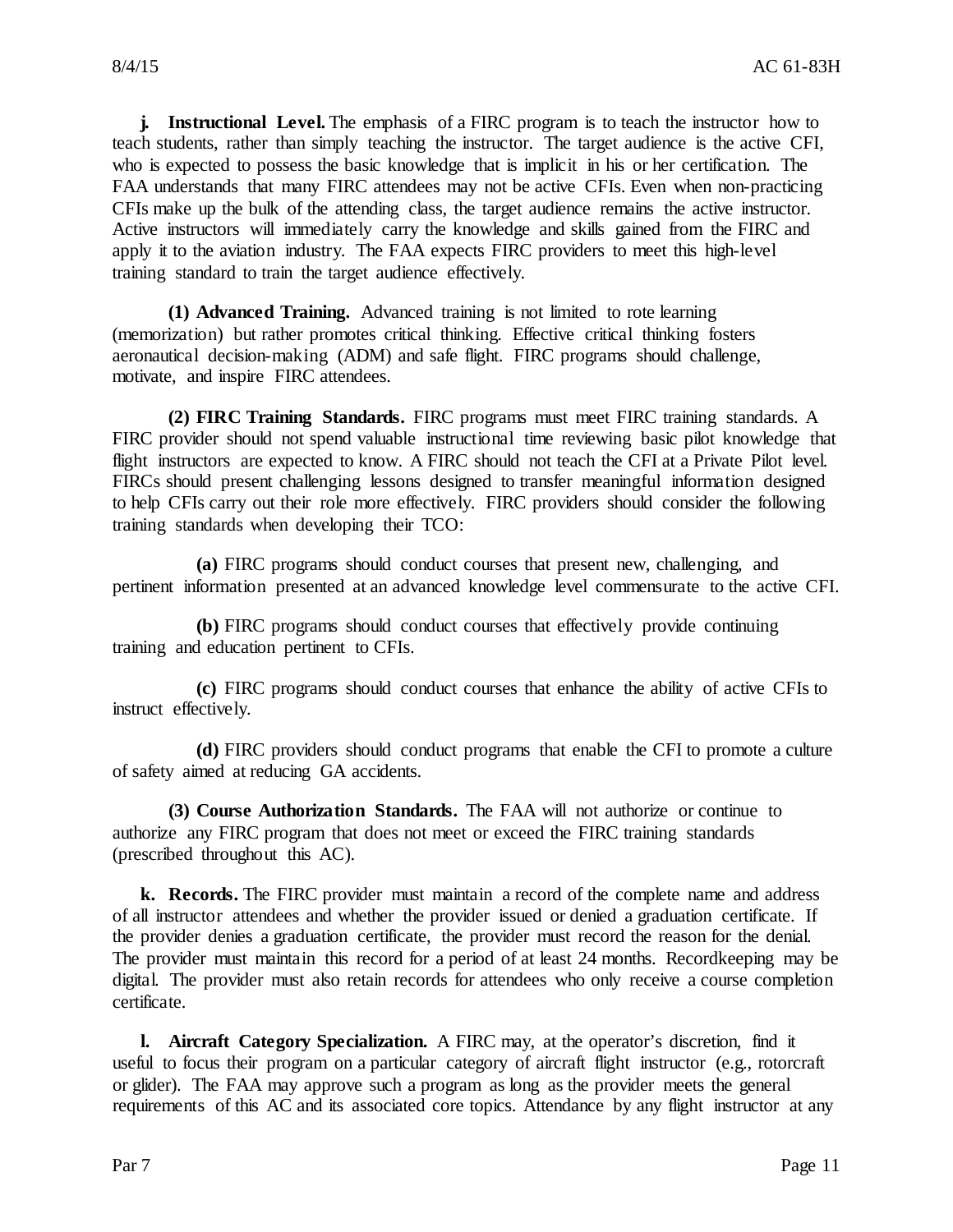**j. Instructional Level.** The emphasis of a FIRC program is to teach the instructor how to teach students, rather than simply teaching the instructor. The target audience is the active CFI, who is expected to possess the basic knowledge that is implicit in his or her certification. The FAA understands that many FIRC attendees may not be active CFIs. Even when non-practicing CFIs make up the bulk of the attending class, the target audience remains the active instructor. Active instructors will immediately carry the knowledge and skills gained from the FIRC and apply it to the aviation industry. The FAA expects FIRC providers to meet this high-level training standard to train the target audience effectively.

**(1) Advanced Training.** Advanced training is not limited to rote learning (memorization) but rather promotes critical thinking. Effective critical thinking fosters aeronautical decision-making (ADM) and safe flight. FIRC programs should challenge, motivate, and inspire FIRC attendees.

**(2) FIRC Training Standards.** FIRC programs must meet FIRC training standards. A FIRC provider should not spend valuable instructional time reviewing basic pilot knowledge that flight instructors are expected to know. A FIRC should not teach the CFI at a Private Pilot level. FIRCs should present challenging lessons designed to transfer meaningful information designed to help CFIs carry out their role more effectively. FIRC providers should consider the following training standards when developing their TCO:

**(a)** FIRC programs should conduct courses that present new, challenging, and pertinent information presented at an advanced knowledge level commensurate to the active CFI.

**(b)** FIRC programs should conduct courses that effectively provide continuing training and education pertinent to CFIs.

**(c)** FIRC programs should conduct courses that enhance the ability of active CFIs to instruct effectively.

**(d)** FIRC providers should conduct programs that enable the CFI to promote a culture of safety aimed at reducing GA accidents.

**(3) Course Authorization Standards.** The FAA will not authorize or continue to authorize any FIRC program that does not meet or exceed the FIRC training standards (prescribed throughout this AC).

**k. Records.** The FIRC provider must maintain a record of the complete name and address of all instructor attendees and whether the provider issued or denied a graduation certificate. If the provider denies a graduation certificate, the provider must record the reason for the denial. The provider must maintain this record for a period of at least 24 months. Recordkeeping may be digital. The provider must also retain records for attendees who only receive a course completion certificate.

**l. Aircraft Category Specialization.** A FIRC may, at the operator's discretion, find it useful to focus their program on a particular category of aircraft flight instructor (e.g., rotorcraft or glider). The FAA may approve such a program as long as the provider meets the general requirements of this AC and its associated core topics. Attendance by any flight instructor at any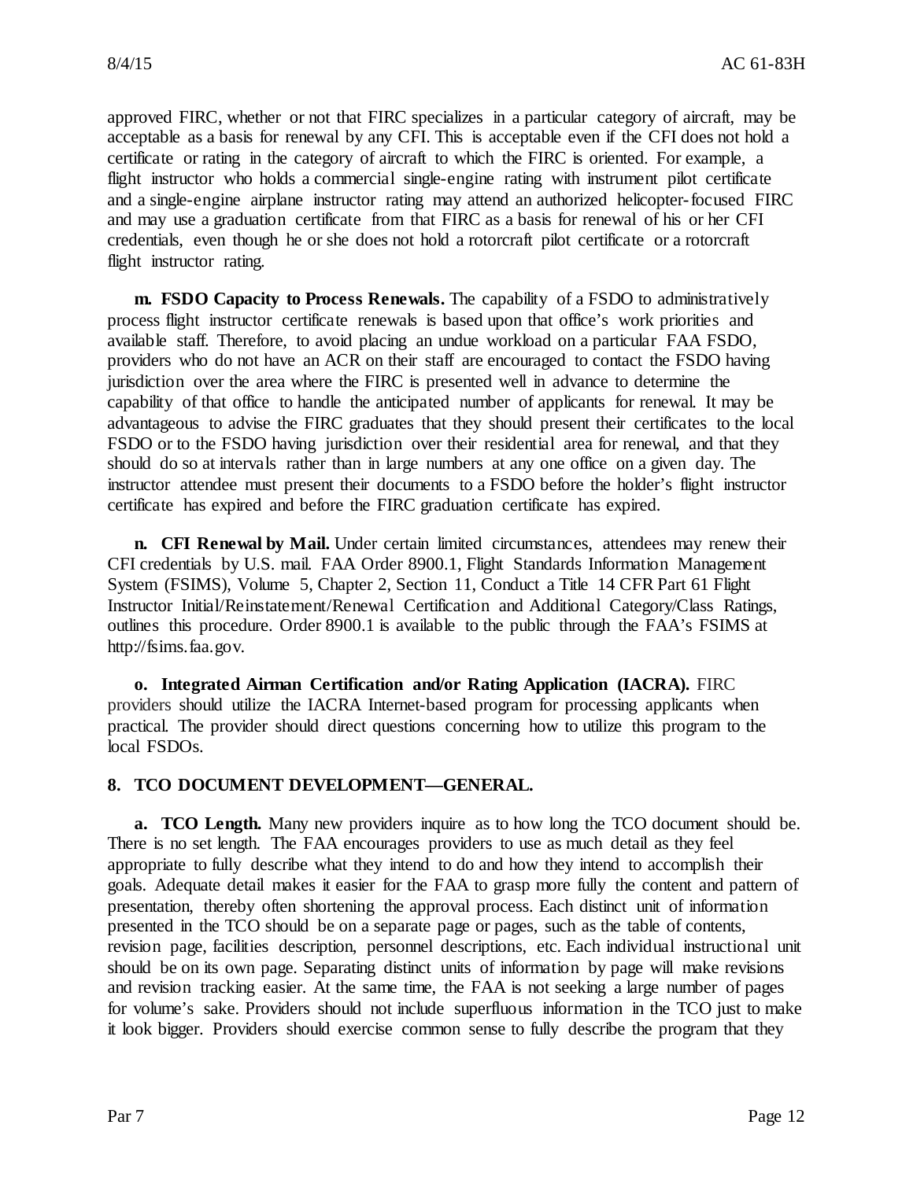approved FIRC, whether or not that FIRC specializes in a particular category of aircraft, may be acceptable as a basis for renewal by any CFI. This is acceptable even if the CFI does not hold a certificate or rating in the category of aircraft to which the FIRC is oriented. For example, a flight instructor who holds a commercial single-engine rating with instrument pilot certificate and a single-engine airplane instructor rating may attend an authorized helicopter-focused FIRC and may use a graduation certificate from that FIRC as a basis for renewal of his or her CFI credentials, even though he or she does not hold a rotorcraft pilot certificate or a rotorcraft flight instructor rating.

**m. FSDO Capacity to Process Renewals.** The capability of a FSDO to administratively process flight instructor certificate renewals is based upon that office's work priorities and available staff. Therefore, to avoid placing an undue workload on a particular FAA FSDO, providers who do not have an ACR on their staff are encouraged to contact the FSDO having jurisdiction over the area where the FIRC is presented well in advance to determine the capability of that office to handle the anticipated number of applicants for renewal. It may be advantageous to advise the FIRC graduates that they should present their certificates to the local FSDO or to the FSDO having jurisdiction over their residential area for renewal, and that they should do so at intervals rather than in large numbers at any one office on a given day. The instructor attendee must present their documents to a FSDO before the holder's flight instructor certificate has expired and before the FIRC graduation certificate has expired.

**n. CFI Renewal by Mail.** Under certain limited circumstances, attendees may renew their CFI credentials by U.S. mail. FAA Order 8900.1, Flight Standards Information Management System (FSIMS), Volume 5, Chapter 2, Section 11, Conduct a Title 14 CFR Part 61 Flight Instructor Initial/Reinstatement/Renewal Certification and Additional Category/Class Ratings, outlines this procedure. Order 8900.1 is available to the public through the FAA's FSIMS at http://fsims.faa.gov.

**o. Integrated Airman Certification and/or Rating Application (IACRA).** FIRC providers should utilize the IACRA Internet-based program for processing applicants when practical. The provider should direct questions concerning how to utilize this program to the local FSDOs.

## 8. TCO DOCUMENT DEVELOPMENT—GENERAL.

**a. TCO Length.** Many new providers inquire as to how long the TCO document should be. There is no set length. The FAA encourages providers to use as much detail as they feel appropriate to fully describe what they intend to do and how they intend to accomplish their goals. Adequate detail makes it easier for the FAA to grasp more fully the content and pattern of presentation, thereby often shortening the approval process. Each distinct unit of information presented in the TCO should be on a separate page or pages, such as the table of contents, revision page, facilities description, personnel descriptions, etc. Each individual instructional unit should be on its own page. Separating distinct units of information by page will make revisions and revision tracking easier. At the same time, the FAA is not seeking a large number of pages for volume's sake. Providers should not include superfluous information in the TCO just to make it look bigger. Providers should exercise common sense to fully describe the program that they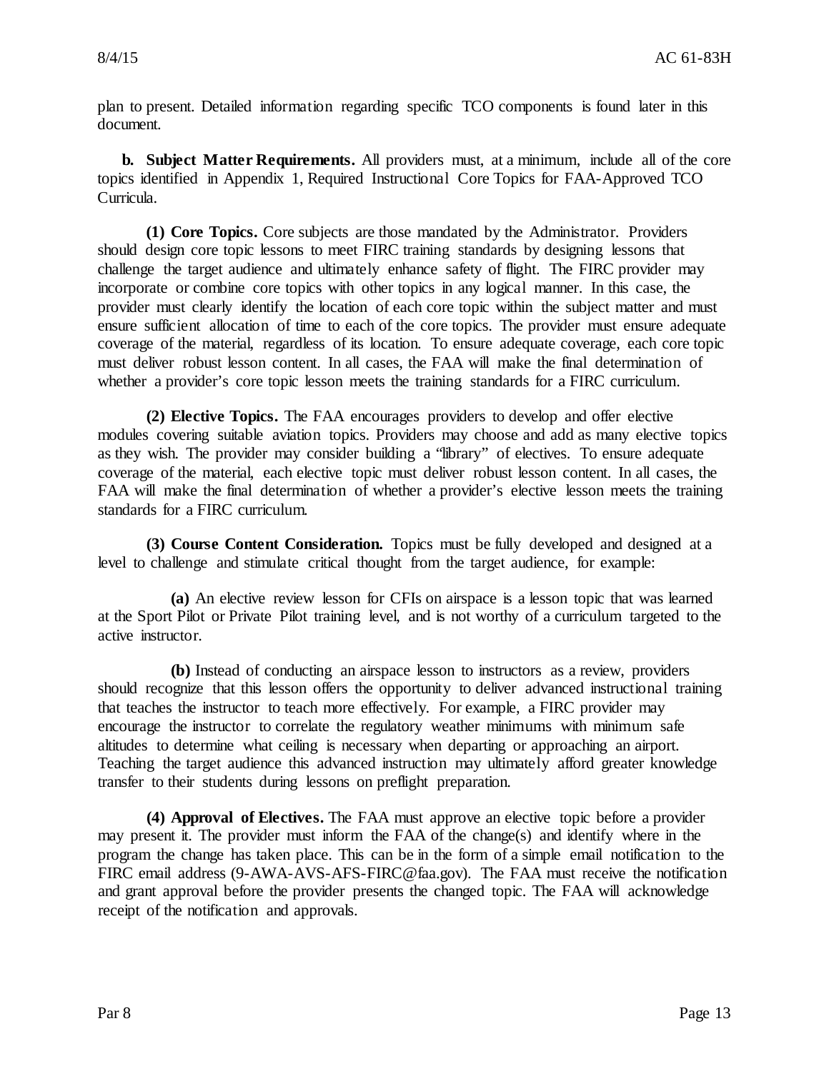plan to present. Detailed information regarding specific TCO components is found later in this document.

**b. Subject Matter Requirements.** All providers must, at a minimum, include all of the core topics identified in Appendix 1, Required Instructional Core Topics for FAA-Approved TCO Curricula.

**(1) Core Topics.** Core subjects are those mandated by the Administrator. Providers should design core topic lessons to meet FIRC training standards by designing lessons that challenge the target audience and ultimately enhance safety of flight. The FIRC provider may incorporate or combine core topics with other topics in any logical manner. In this case, the provider must clearly identify the location of each core topic within the subject matter and must ensure sufficient allocation of time to each of the core topics. The provider must ensure adequate coverage of the material, regardless of its location. To ensure adequate coverage, each core topic must deliver robust lesson content. In all cases, the FAA will make the final determination of whether a provider's core topic lesson meets the training standards for a FIRC curriculum.

**(2) Elective Topics.** The FAA encourages providers to develop and offer elective modules covering suitable aviation topics. Providers may choose and add as many elective topics as they wish. The provider may consider building a "library" of electives. To ensure adequate coverage of the material, each elective topic must deliver robust lesson content. In all cases, the FAA will make the final determination of whether a provider's elective lesson meets the training standards for a FIRC curriculum.

**(3) Course Content Consideration.** Topics must be fully developed and designed at a level to challenge and stimulate critical thought from the target audience, for example:

**(a)** An elective review lesson for CFIs on airspace is a lesson topic that was learned at the Sport Pilot or Private Pilot training level, and is not worthy of a curriculum targeted to the active instructor.

**(b)** Instead of conducting an airspace lesson to instructors as a review, providers should recognize that this lesson offers the opportunity to deliver advanced instructional training that teaches the instructor to teach more effectively. For example, a FIRC provider may encourage the instructor to correlate the regulatory weather minimums with minimum safe altitudes to determine what ceiling is necessary when departing or approaching an airport. Teaching the target audience this advanced instruction may ultimately afford greater knowledge transfer to their students during lessons on preflight preparation.

**(4) Approval of Electives.** The FAA must approve an elective topic before a provider may present it. The provider must inform the FAA of the change(s) and identify where in the program the change has taken place. This can be in the form of a simple email notification to the FIRC email address (9-AWA-AVS-AFS-FIRC@faa.gov). The FAA must receive the notification and grant approval before the provider presents the changed topic. The FAA will acknowledge receipt of the notification and approvals.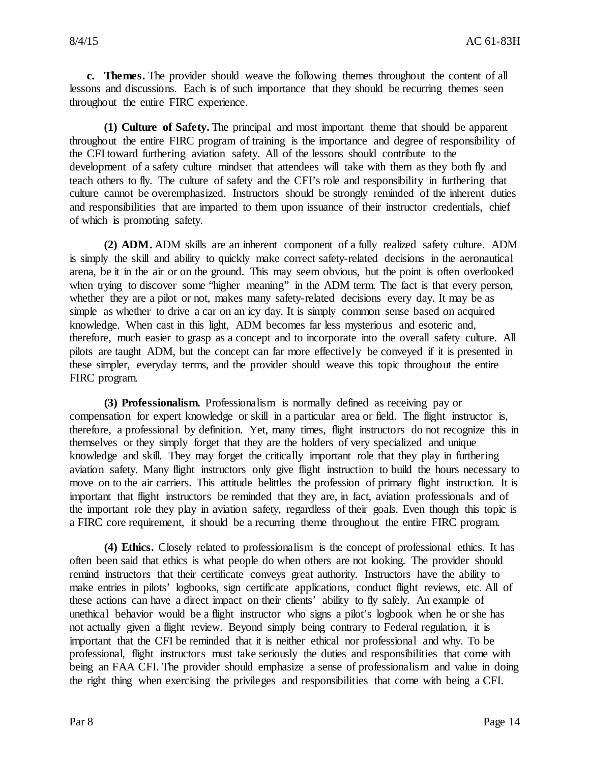**c. Themes.** The provider should weave the following themes throughout the content of all lessons and discussions. Each is of such importance that they should be recurring themes seen throughout the entire FIRC experience.

**(1) Culture of Safety.** The principal and most important theme that should be apparent throughout the entire FIRC program of training is the importance and degree of responsibility of the CFI toward furthering aviation safety. All of the lessons should contribute to the development of a safety culture mindset that attendees will take with them as they both fly and teach others to fly. The culture of safety and the CFI's role and responsibility in furthering that culture cannot be overemphasized. Instructors should be strongly reminded of the inherent duties and responsibilities that are imparted to them upon issuance of their instructor credentials, chief of which is promoting safety.

**(2) ADM.** ADM skills are an inherent component of a fully realized safety culture. ADM is simply the skill and ability to quickly make correct safety-related decisions in the aeronautical arena, be it in the air or on the ground. This may seem obvious, but the point is often overlooked when trying to discover some "higher meaning" in the ADM term. The fact is that every person, whether they are a pilot or not, makes many safety-related decisions every day. It may be as simple as whether to drive a car on an icy day. It is simply common sense based on acquired knowledge. When cast in this light, ADM becomes far less mysterious and esoteric and, therefore, much easier to grasp as a concept and to incorporate into the overall safety culture. All pilots are taught ADM, but the concept can far more effectively be conveyed if it is presented in these simpler, everyday terms, and the provider should weave this topic throughout the entire FIRC program.

**(3) Professionalism.** Professionalism is normally defined as receiving pay or compensation for expert knowledge or skill in a particular area or field. The flight instructor is, therefore, a professional by definition. Yet, many times, flight instructors do not recognize this in themselves or they simply forget that they are the holders of very specialized and unique knowledge and skill. They may forget the critically important role that they play in furthering aviation safety. Many flight instructors only give flight instruction to build the hours necessary to move on to the air carriers. This attitude belittles the profession of primary flight instruction. It is important that flight instructors be reminded that they are, in fact, aviation professionals and of the important role they play in aviation safety, regardless of their goals. Even though this topic is a FIRC core requirement, it should be a recurring theme throughout the entire FIRC program.

**(4) Ethics.** Closely related to professionalism is the concept of professional ethics. It has often been said that ethics is what people do when others are not looking. The provider should remind instructors that their certificate conveys great authority. Instructors have the ability to make entries in pilots' logbooks, sign certificate applications, conduct flight reviews, etc. All of these actions can have a direct impact on their clients' ability to fly safely. An example of unethical behavior would be a flight instructor who signs a pilot's logbook when he or she has not actually given a flight review. Beyond simply being contrary to Federal regulation, it is important that the CFI be reminded that it is neither ethical nor professional and why. To be professional, flight instructors must take seriously the duties and responsibilities that come with being an FAA CFI. The provider should emphasize a sense of professionalism and value in doing the right thing when exercising the privileges and responsibilities that come with being a CFI.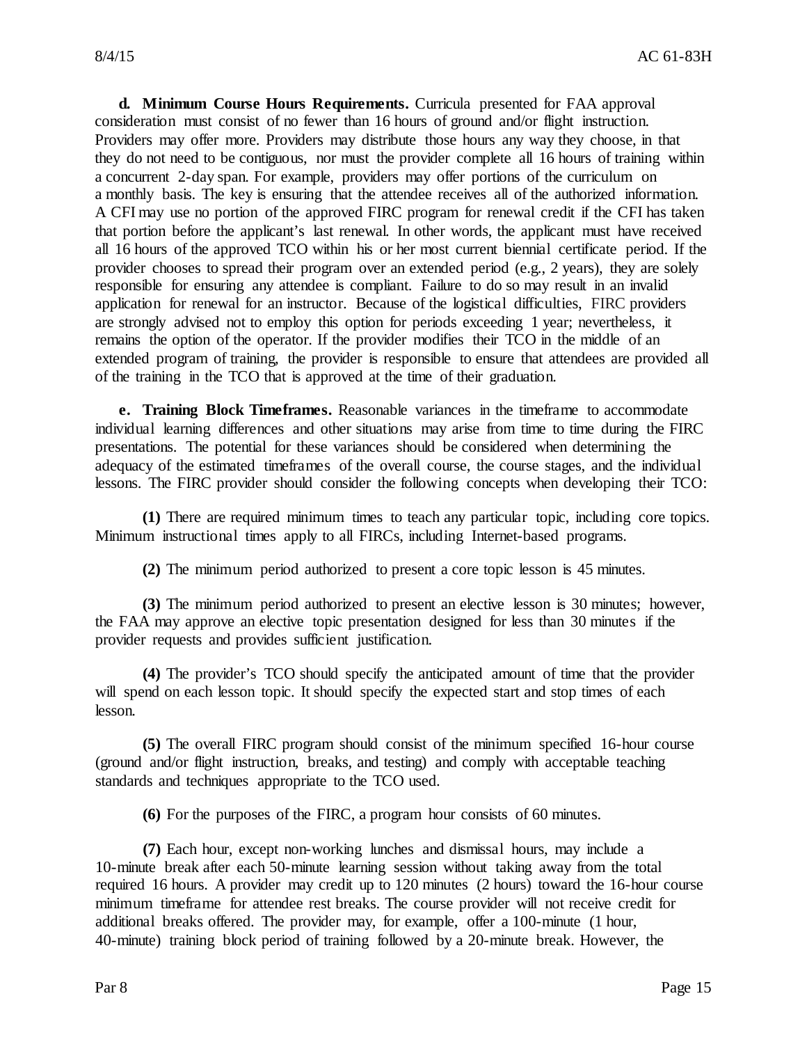**d. Minimum Course Hours Requirements.** Curricula presented for FAA approval consideration must consist of no fewer than 16 hours of ground and/or flight instruction. Providers may offer more. Providers may distribute those hours any way they choose, in that they do not need to be contiguous, nor must the provider complete all 16 hours of training within a concurrent 2-day span. For example, providers may offer portions of the curriculum on a monthly basis. The key is ensuring that the attendee receives all of the authorized information. A CFI may use no portion of the approved FIRC program for renewal credit if the CFI has taken that portion before the applicant's last renewal. In other words, the applicant must have received all 16 hours of the approved TCO within his or her most current biennial certificate period. If the provider chooses to spread their program over an extended period (e.g., 2 years), they are solely responsible for ensuring any attendee is compliant. Failure to do so may result in an invalid application for renewal for an instructor. Because of the logistical difficulties, FIRC providers are strongly advised not to employ this option for periods exceeding 1 year; nevertheless, it remains the option of the operator. If the provider modifies their TCO in the middle of an extended program of training, the provider is responsible to ensure that attendees are provided all of the training in the TCO that is approved at the time of their graduation.

**e. Training Block Timeframes.** Reasonable variances in the timeframe to accommodate individual learning differences and other situations may arise from time to time during the FIRC presentations. The potential for these variances should be considered when determining the adequacy of the estimated timeframes of the overall course, the course stages, and the individual lessons. The FIRC provider should consider the following concepts when developing their TCO:

**(1)** There are required minimum times to teach any particular topic, including core topics. Minimum instructional times apply to all FIRCs, including Internet-based programs.

**(2)** The minimum period authorized to present a core topic lesson is 45 minutes.

**(3)** The minimum period authorized to present an elective lesson is 30 minutes; however, the FAA may approve an elective topic presentation designed for less than 30 minutes if the provider requests and provides sufficient justification.

**(4)** The provider's TCO should specify the anticipated amount of time that the provider will spend on each lesson topic. It should specify the expected start and stop times of each lesson.

**(5)** The overall FIRC program should consist of the minimum specified 16-hour course (ground and/or flight instruction, breaks, and testing) and comply with acceptable teaching standards and techniques appropriate to the TCO used.

**(6)** For the purposes of the FIRC, a program hour consists of 60 minutes.

**(7)** Each hour, except non-working lunches and dismissal hours, may include a 10-minute break after each 50-minute learning session without taking away from the total required 16 hours. A provider may credit up to 120 minutes (2 hours) toward the 16-hour course minimum timeframe for attendee rest breaks. The course provider will not receive credit for additional breaks offered. The provider may, for example, offer a 100-minute (1 hour, 40-minute) training block period of training followed by a 20-minute break. However, the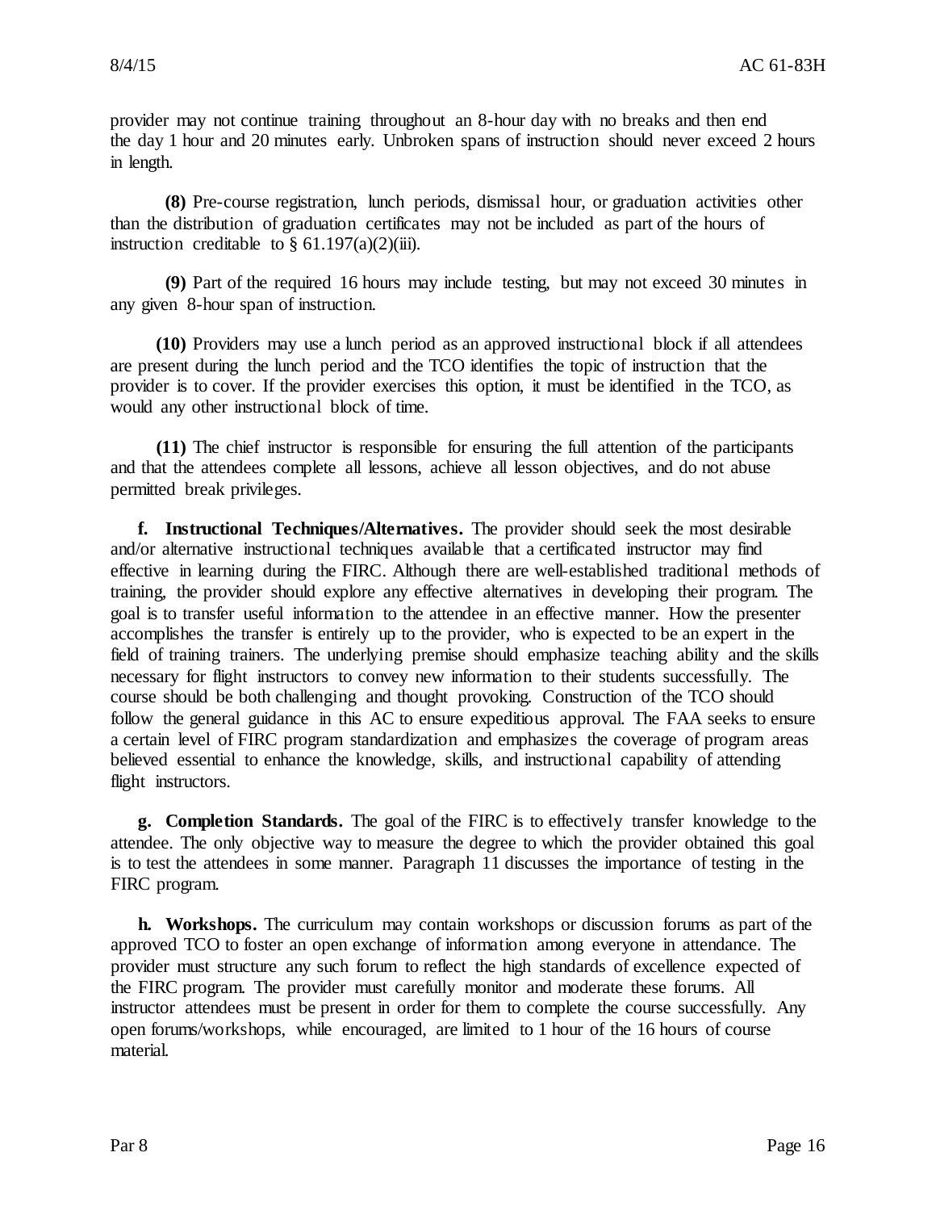provider may not continue training throughout an 8-hour day with no breaks and then end the day 1 hour and 20 minutes early. Unbroken spans of instruction should never exceed 2 hours in length.

**(8)** Pre-course registration, lunch periods, dismissal hour, or graduation activities other than the distribution of graduation certificates may not be included as part of the hours of instruction creditable to § 61.197(a)(2)(iii).

**(9)** Part of the required 16 hours may include testing, but may not exceed 30 minutes in any given 8-hour span of instruction.

**(10)** Providers may use a lunch period as an approved instructional block if all attendees are present during the lunch period and the TCO identifies the topic of instruction that the provider is to cover. If the provider exercises this option, it must be identified in the TCO, as would any other instructional block of time.

**(11)** The chief instructor is responsible for ensuring the full attention of the participants and that the attendees complete all lessons, achieve all lesson objectives, and do not abuse permitted break privileges.

**f. Instructional Techniques/Alternatives.** The provider should seek the most desirable and/or alternative instructional techniques available that a certificated instructor may find effective in learning during the FIRC. Although there are well-established traditional methods of training, the provider should explore any effective alternatives in developing their program. The goal is to transfer useful information to the attendee in an effective manner. How the presenter accomplishes the transfer is entirely up to the provider, who is expected to be an expert in the field of training trainers. The underlying premise should emphasize teaching ability and the skills necessary for flight instructors to convey new information to their students successfully. The course should be both challenging and thought provoking. Construction of the TCO should follow the general guidance in this AC to ensure expeditious approval. The FAA seeks to ensure a certain level of FIRC program standardization and emphasizes the coverage of program areas believed essential to enhance the knowledge, skills, and instructional capability of attending flight instructors.

**g. Completion Standards.** The goal of the FIRC is to effectively transfer knowledge to the attendee. The only objective way to measure the degree to which the provider obtained this goal is to test the attendees in some manner. Paragraph 11 discusses the importance of testing in the FIRC program.

**h. Workshops.** The curriculum may contain workshops or discussion forums as part of the approved TCO to foster an open exchange of information among everyone in attendance. The provider must structure any such forum to reflect the high standards of excellence expected of the FIRC program. The provider must carefully monitor and moderate these forums. All instructor attendees must be present in order for them to complete the course successfully. Any open forums/workshops, while encouraged, are limited to 1 hour of the 16 hours of course material.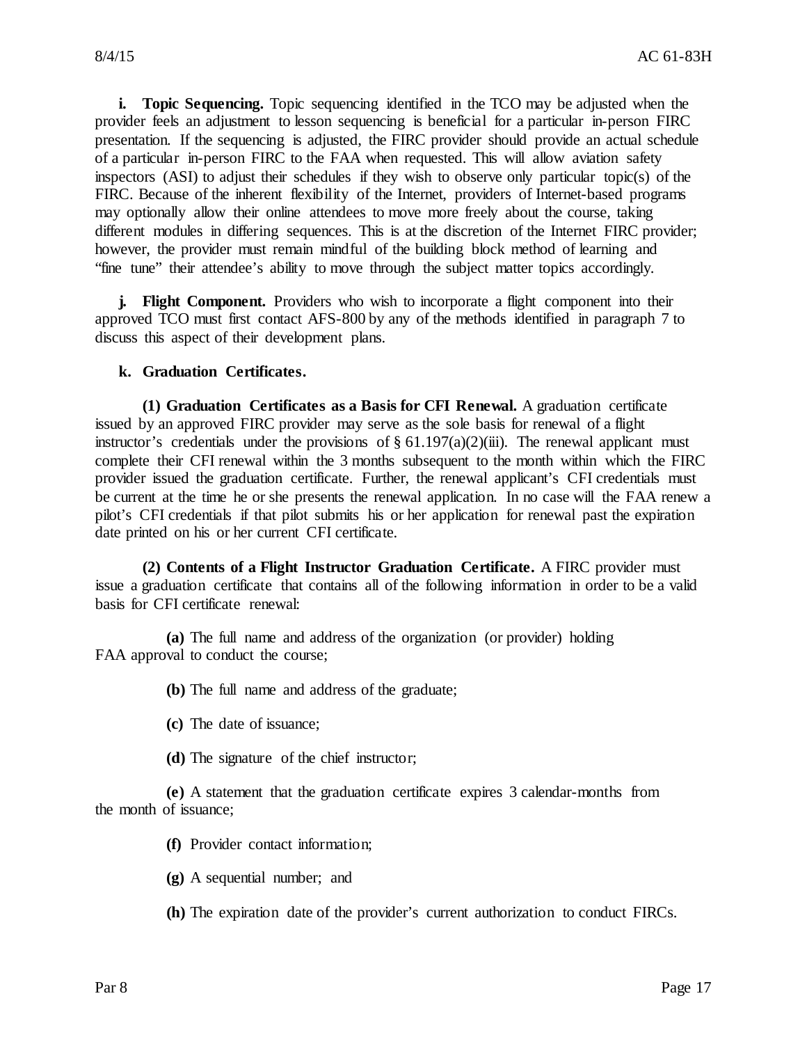**i. Topic Sequencing.** Topic sequencing identified in the TCO may be adjusted when the provider feels an adjustment to lesson sequencing is beneficial for a particular in-person FIRC presentation. If the sequencing is adjusted, the FIRC provider should provide an actual schedule of a particular in-person FIRC to the FAA when requested. This will allow aviation safety inspectors (ASI) to adjust their schedules if they wish to observe only particular topic(s) of the FIRC. Because of the inherent flexibility of the Internet, providers of Internet-based programs may optionally allow their online attendees to move more freely about the course, taking different modules in differing sequences. This is at the discretion of the Internet FIRC provider; however, the provider must remain mindful of the building block method of learning and "fine tune" their attendee's ability to move through the subject matter topics accordingly.

**j. Flight Component.** Providers who wish to incorporate a flight component into their approved TCO must first contact AFS-800 by any of the methods identified in paragraph 7 to discuss this aspect of their development plans.

**k. Graduation Certificates.**

**(1) Graduation Certificates as a Basis for CFI Renewal.** A graduation certificate issued by an approved FIRC provider may serve as the sole basis for renewal of a flight instructor's credentials under the provisions of § 61.197(a)(2)(iii). The renewal applicant must complete their CFI renewal within the 3 months subsequent to the month within which the FIRC provider issued the graduation certificate. Further, the renewal applicant's CFI credentials must be current at the time he or she presents the renewal application. In no case will the FAA renew a pilot's CFI credentials if that pilot submits his or her application for renewal past the expiration date printed on his or her current CFI certificate.

**(2) Contents of a Flight Instructor Graduation Certificate.** A FIRC provider must issue a graduation certificate that contains all of the following information in order to be a valid basis for CFI certificate renewal:

**(a)** The full name and address of the organization (or provider) holding FAA approval to conduct the course;

**(b)** The full name and address of the graduate;

**(c)** The date of issuance;

**(d)** The signature of the chief instructor;

**(e)** A statement that the graduation certificate expires 3 calendar-months from the month of issuance;

**(f)** Provider contact information;

**(g)** A sequential number; and

**(h)** The expiration date of the provider's current authorization to conduct FIRCs.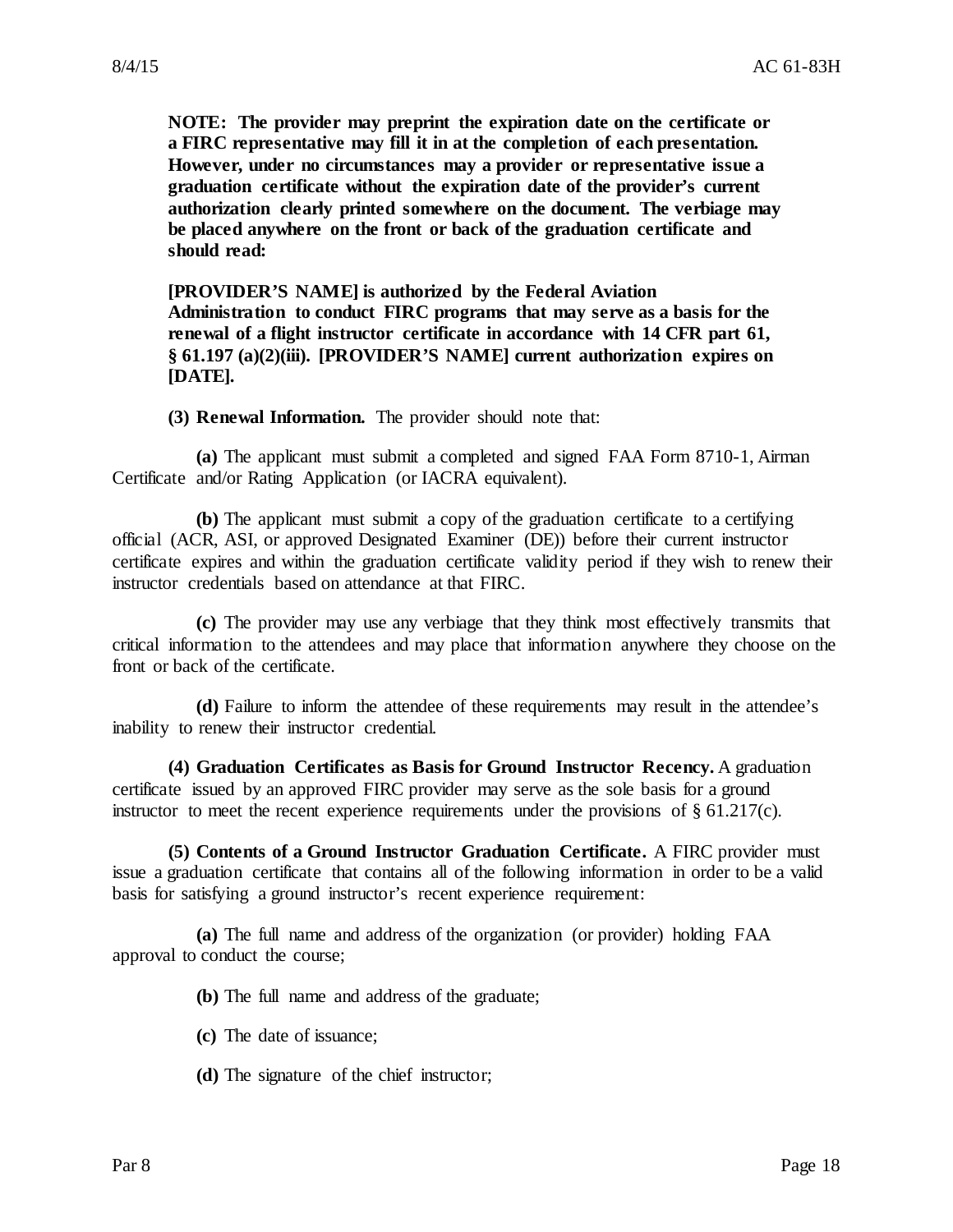**NOTE: The provider may preprint the expiration date on the certificate or a FIRC representative may fill it in at the completion of each presentation. However, under no circumstances may a provider or representative issue a graduation certificate without the expiration date of the provider's current authorization clearly printed somewhere on the document. The verbiage may be placed anywhere on the front or back of the graduation certificate and should read:**

**[PROVIDER'S NAME] is authorized by the Federal Aviation Administration to conduct FIRC programs that may serve as a basis for the renewal of a flight instructor certificate in accordance with 14 CFR part 61, § 61.197 (a)(2)(iii). [PROVIDER'S NAME] current authorization expires on [DATE].**

**(3) Renewal Information.** The provider should note that:

**(a)** The applicant must submit a completed and signed FAA Form 8710-1, Airman Certificate and/or Rating Application (or IACRA equivalent).

**(b)** The applicant must submit a copy of the graduation certificate to a certifying official (ACR, ASI, or approved Designated Examiner (DE)) before their current instructor certificate expires and within the graduation certificate validity period if they wish to renew their instructor credentials based on attendance at that FIRC.

**(c)** The provider may use any verbiage that they think most effectively transmits that critical information to the attendees and may place that information anywhere they choose on the front or back of the certificate.

**(d)** Failure to inform the attendee of these requirements may result in the attendee's inability to renew their instructor credential.

**(4) Graduation Certificates as Basis for Ground Instructor Recency.** A graduation certificate issued by an approved FIRC provider may serve as the sole basis for a ground instructor to meet the recent experience requirements under the provisions of § 61.217(c).

**(5) Contents of a Ground Instructor Graduation Certificate.** A FIRC provider must issue a graduation certificate that contains all of the following information in order to be a valid basis for satisfying a ground instructor's recent experience requirement:

**(a)** The full name and address of the organization (or provider) holding FAA approval to conduct the course;

**(b)** The full name and address of the graduate;

**(c)** The date of issuance;

**(d)** The signature of the chief instructor;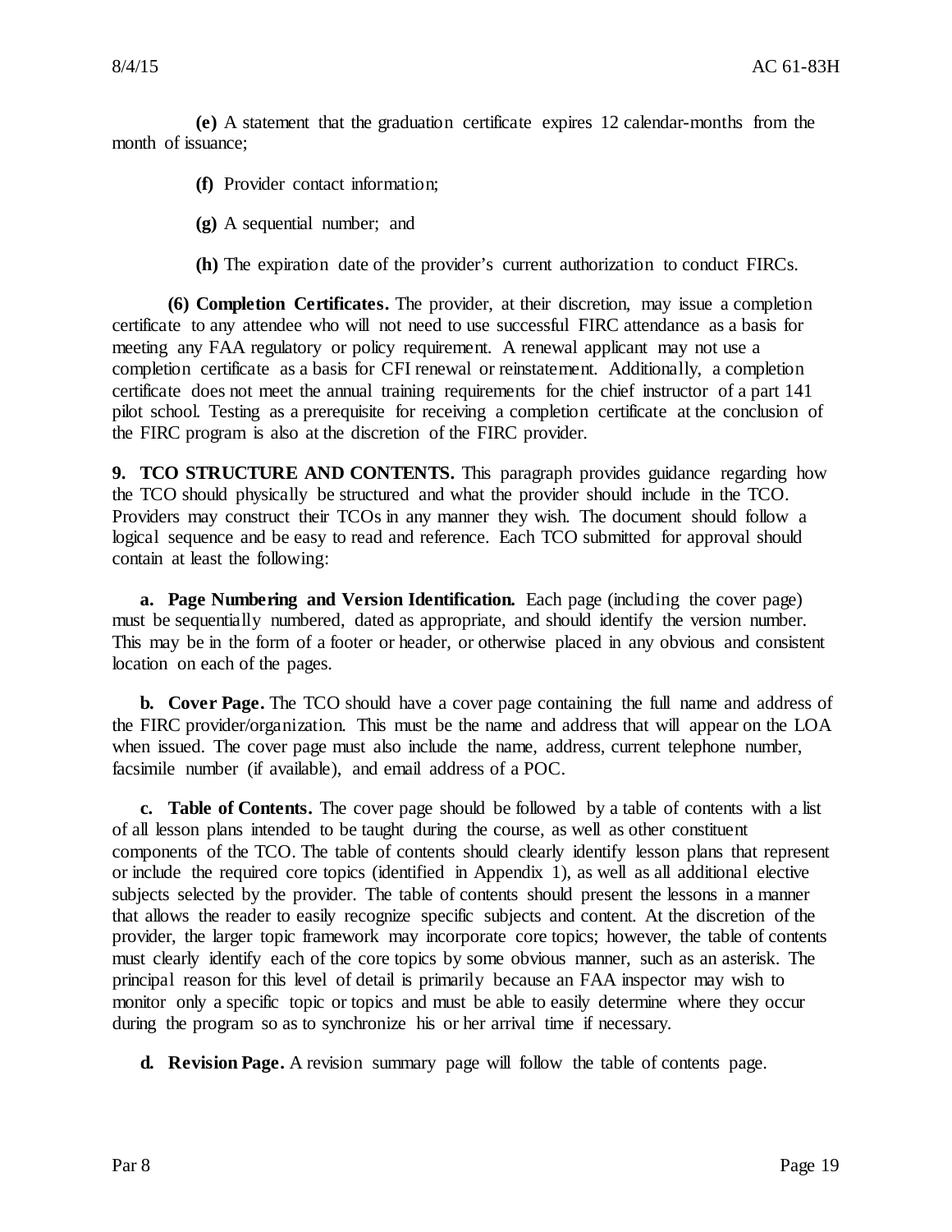**(e)** A statement that the graduation certificate expires 12 calendar-months from the month of issuance;

**(f)** Provider contact information;

**(g)** A sequential number; and

**(h)** The expiration date of the provider's current authorization to conduct FIRCs.

**(6) Completion Certificates.** The provider, at their discretion, may issue a completion certificate to any attendee who will not need to use successful FIRC attendance as a basis for meeting any FAA regulatory or policy requirement. A renewal applicant may not use a completion certificate as a basis for CFI renewal or reinstatement. Additionally, a completion certificate does not meet the annual training requirements for the chief instructor of a part 141 pilot school. Testing as a prerequisite for receiving a completion certificate at the conclusion of the FIRC program is also at the discretion of the FIRC provider.

**9. TCO STRUCTURE AND CONTENTS.** This paragraph provides guidance regarding how the TCO should physically be structured and what the provider should include in the TCO. Providers may construct their TCOs in any manner they wish. The document should follow a logical sequence and be easy to read and reference. Each TCO submitted for approval should contain at least the following:

**a. Page Numbering and Version Identification.** Each page (including the cover page) must be sequentially numbered, dated as appropriate, and should identify the version number. This may be in the form of a footer or header, or otherwise placed in any obvious and consistent location on each of the pages.

**b. Cover Page.** The TCO should have a cover page containing the full name and address of the FIRC provider/organization. This must be the name and address that will appear on the LOA when issued. The cover page must also include the name, address, current telephone number, facsimile number (if available), and email address of a POC.

**c. Table of Contents.** The cover page should be followed by a table of contents with a list of all lesson plans intended to be taught during the course, as well as other constituent components of the TCO. The table of contents should clearly identify lesson plans that represent or include the required core topics (identified in Appendix 1), as well as all additional elective subjects selected by the provider. The table of contents should present the lessons in a manner that allows the reader to easily recognize specific subjects and content. At the discretion of the provider, the larger topic framework may incorporate core topics; however, the table of contents must clearly identify each of the core topics by some obvious manner, such as an asterisk. The principal reason for this level of detail is primarily because an FAA inspector may wish to monitor only a specific topic or topics and must be able to easily determine where they occur during the program so as to synchronize his or her arrival time if necessary.

**d. Revision Page.** A revision summary page will follow the table of contents page.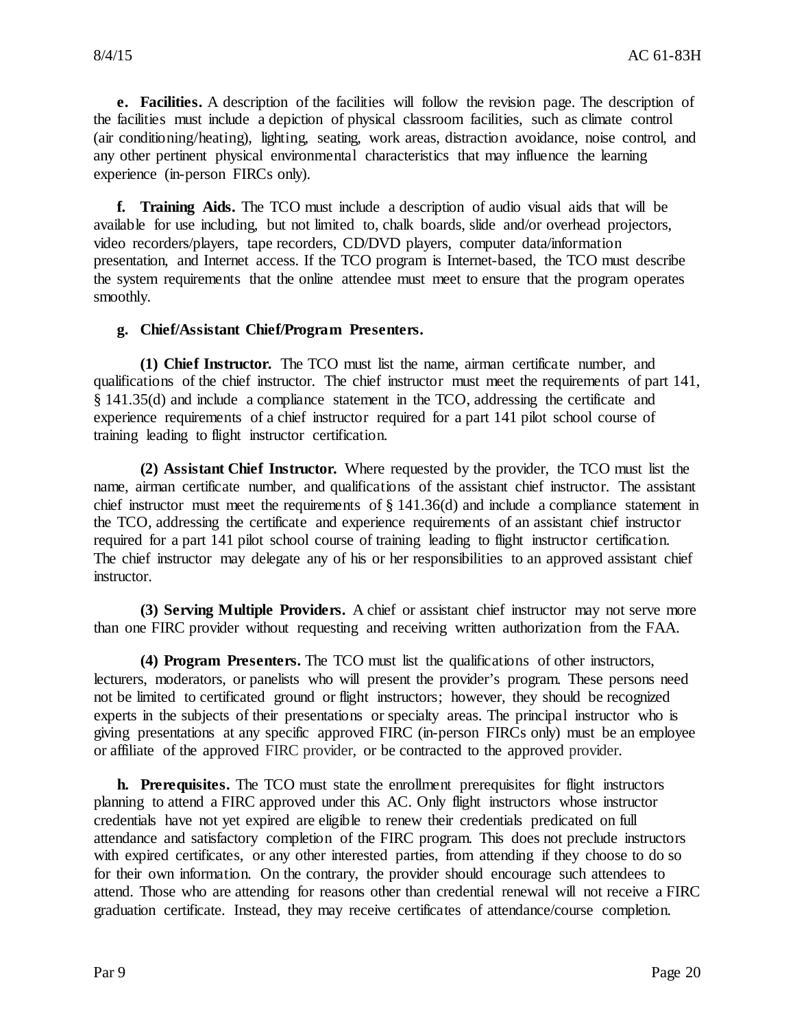**e. Facilities.** A description of the facilities will follow the revision page. The description of the facilities must include a depiction of physical classroom facilities, such as climate control (air conditioning/heating), lighting, seating, work areas, distraction avoidance, noise control, and any other pertinent physical environmental characteristics that may influence the learning experience (in-person FIRCs only).

**f. Training Aids.** The TCO must include a description of audio visual aids that will be available for use including, but not limited to, chalk boards, slide and/or overhead projectors, video recorders/players, tape recorders, CD/DVD players, computer data/information presentation, and Internet access. If the TCO program is Internet-based, the TCO must describe the system requirements that the online attendee must meet to ensure that the program operates smoothly.

**g. Chief/Assistant Chief/Program Presenters.**

**(1) Chief Instructor.** The TCO must list the name, airman certificate number, and qualifications of the chief instructor. The chief instructor must meet the requirements of part 141, § 141.35(d) and include a compliance statement in the TCO, addressing the certificate and experience requirements of a chief instructor required for a part 141 pilot school course of training leading to flight instructor certification.

**(2) Assistant Chief Instructor.** Where requested by the provider, the TCO must list the name, airman certificate number, and qualifications of the assistant chief instructor. The assistant chief instructor must meet the requirements of § 141.36(d) and include a compliance statement in the TCO, addressing the certificate and experience requirements of an assistant chief instructor required for a part 141 pilot school course of training leading to flight instructor certification. The chief instructor may delegate any of his or her responsibilities to an approved assistant chief instructor.

**(3) Serving Multiple Providers.** A chief or assistant chief instructor may not serve more than one FIRC provider without requesting and receiving written authorization from the FAA.

**(4) Program Presenters.** The TCO must list the qualifications of other instructors, lecturers, moderators, or panelists who will present the provider's program. These persons need not be limited to certificated ground or flight instructors; however, they should be recognized experts in the subjects of their presentations or specialty areas. The principal instructor who is giving presentations at any specific approved FIRC (in-person FIRCs only) must be an employee or affiliate of the approved FIRC provider, or be contracted to the approved provider.

**h. Prerequisites.** The TCO must state the enrollment prerequisites for flight instructors planning to attend a FIRC approved under this AC. Only flight instructors whose instructor credentials have not yet expired are eligible to renew their credentials predicated on full attendance and satisfactory completion of the FIRC program. This does not preclude instructors with expired certificates, or any other interested parties, from attending if they choose to do so for their own information. On the contrary, the provider should encourage such attendees to attend. Those who are attending for reasons other than credential renewal will not receive a FIRC graduation certificate. Instead, they may receive certificates of attendance/course completion.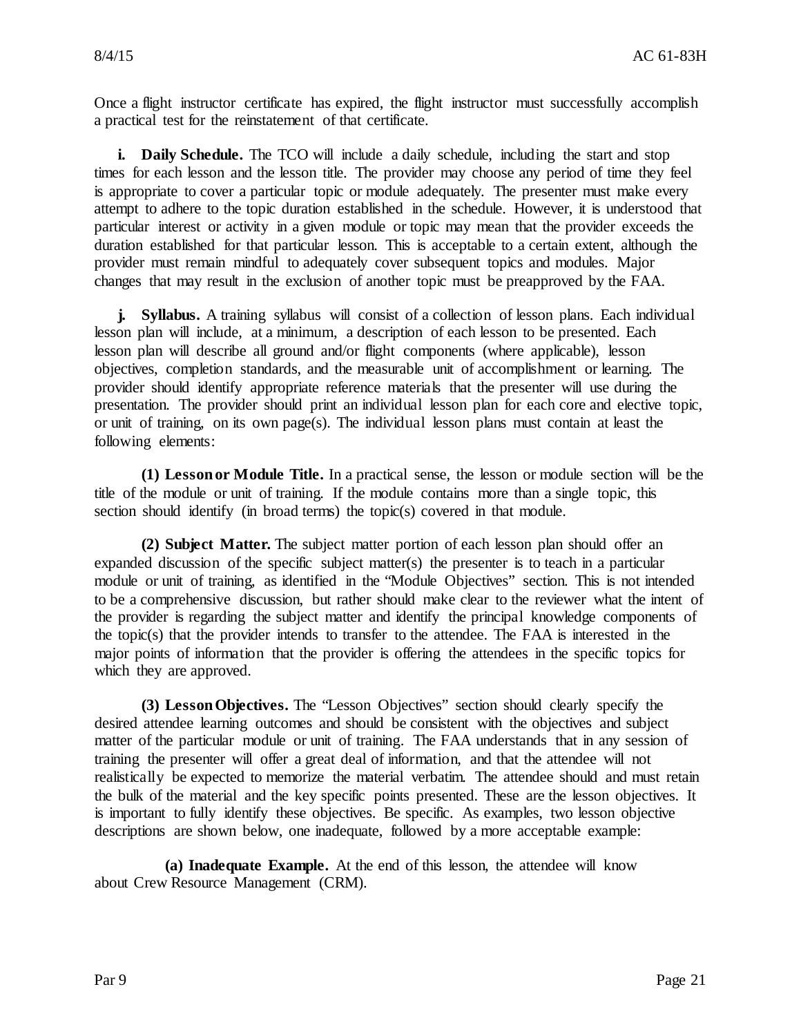Once a flight instructor certificate has expired, the flight instructor must successfully accomplish a practical test for the reinstatement of that certificate.

**i. Daily Schedule.** The TCO will include a daily schedule, including the start and stop times for each lesson and the lesson title. The provider may choose any period of time they feel is appropriate to cover a particular topic or module adequately. The presenter must make every attempt to adhere to the topic duration established in the schedule. However, it is understood that particular interest or activity in a given module or topic may mean that the provider exceeds the duration established for that particular lesson. This is acceptable to a certain extent, although the provider must remain mindful to adequately cover subsequent topics and modules. Major changes that may result in the exclusion of another topic must be preapproved by the FAA.

**j. Syllabus.** A training syllabus will consist of a collection of lesson plans. Each individual lesson plan will include, at a minimum, a description of each lesson to be presented. Each lesson plan will describe all ground and/or flight components (where applicable), lesson objectives, completion standards, and the measurable unit of accomplishment or learning. The provider should identify appropriate reference materials that the presenter will use during the presentation. The provider should print an individual lesson plan for each core and elective topic, or unit of training, on its own page(s). The individual lesson plans must contain at least the following elements:

**(1) Lesson or Module Title.** In a practical sense, the lesson or module section will be the title of the module or unit of training. If the module contains more than a single topic, this section should identify (in broad terms) the topic(s) covered in that module.

**(2) Subject Matter.** The subject matter portion of each lesson plan should offer an expanded discussion of the specific subject matter(s) the presenter is to teach in a particular module or unit of training, as identified in the "Module Objectives" section. This is not intended to be a comprehensive discussion, but rather should make clear to the reviewer what the intent of the provider is regarding the subject matter and identify the principal knowledge components of the topic(s) that the provider intends to transfer to the attendee. The FAA is interested in the major points of information that the provider is offering the attendees in the specific topics for which they are approved.

**(3) Lesson Objectives.** The "Lesson Objectives" section should clearly specify the desired attendee learning outcomes and should be consistent with the objectives and subject matter of the particular module or unit of training. The FAA understands that in any session of training the presenter will offer a great deal of information, and that the attendee will not realistically be expected to memorize the material verbatim. The attendee should and must retain the bulk of the material and the key specific points presented. These are the lesson objectives. It is important to fully identify these objectives. Be specific. As examples, two lesson objective descriptions are shown below, one inadequate, followed by a more acceptable example:

**(a) Inadequate Example.** At the end of this lesson, the attendee will know about Crew Resource Management (CRM).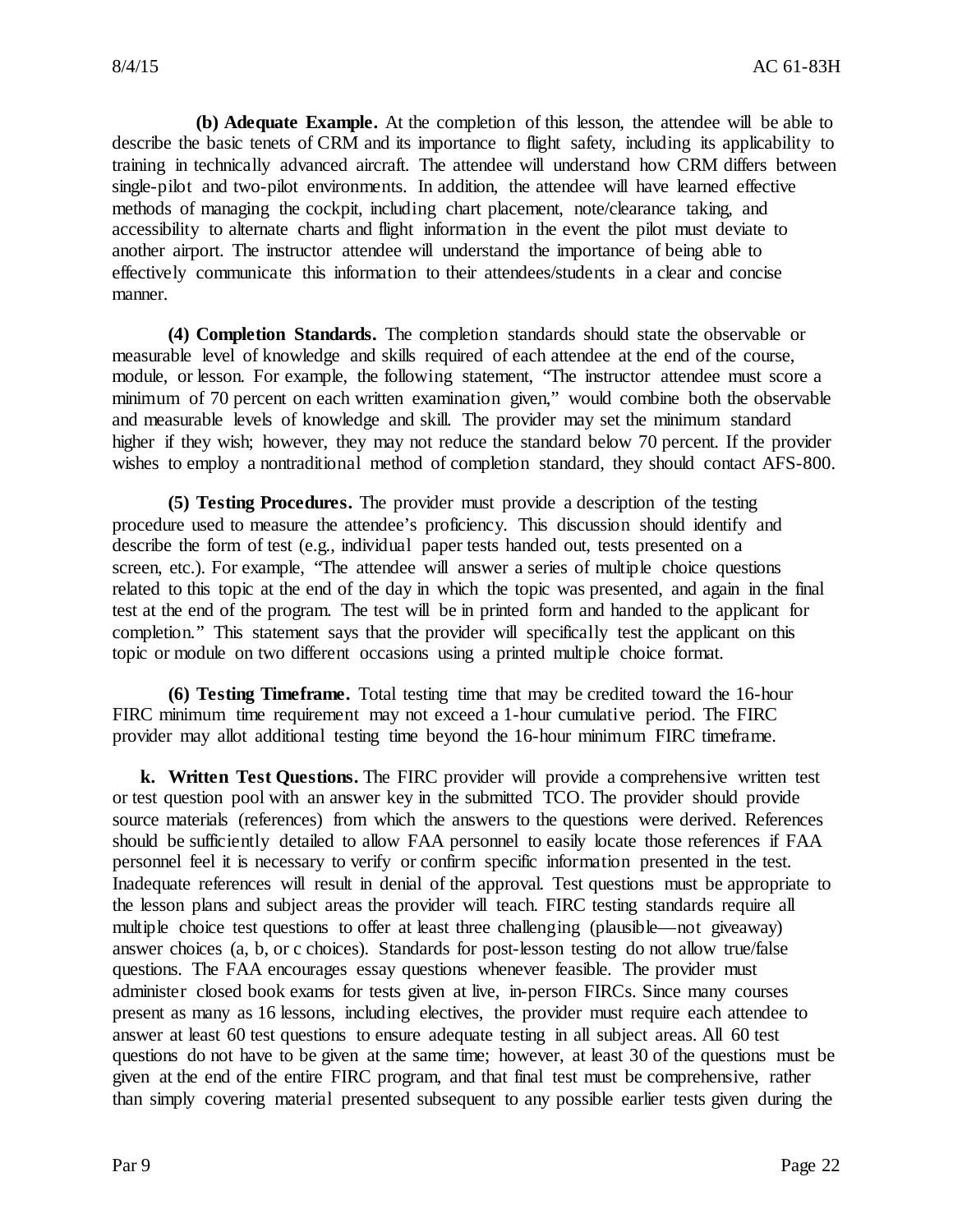**(b) Adequate Example.** At the completion of this lesson, the attendee will be able to describe the basic tenets of CRM and its importance to flight safety, including its applicability to training in technically advanced aircraft. The attendee will understand how CRM differs between single-pilot and two-pilot environments. In addition, the attendee will have learned effective methods of managing the cockpit, including chart placement, note/clearance taking, and accessibility to alternate charts and flight information in the event the pilot must deviate to another airport. The instructor attendee will understand the importance of being able to effectively communicate this information to their attendees/students in a clear and concise manner.

**(4) Completion Standards.** The completion standards should state the observable or measurable level of knowledge and skills required of each attendee at the end of the course, module, or lesson. For example, the following statement, "The instructor attendee must score a minimum of 70 percent on each written examination given," would combine both the observable and measurable levels of knowledge and skill. The provider may set the minimum standard higher if they wish; however, they may not reduce the standard below 70 percent. If the provider wishes to employ a nontraditional method of completion standard, they should contact AFS-800.

**(5) Testing Procedures.** The provider must provide a description of the testing procedure used to measure the attendee's proficiency. This discussion should identify and describe the form of test (e.g., individual paper tests handed out, tests presented on a screen, etc.). For example, "The attendee will answer a series of multiple choice questions related to this topic at the end of the day in which the topic was presented, and again in the final test at the end of the program. The test will be in printed form and handed to the applicant for completion." This statement says that the provider will specifically test the applicant on this topic or module on two different occasions using a printed multiple choice format.

**(6) Testing Timeframe.** Total testing time that may be credited toward the 16-hour FIRC minimum time requirement may not exceed a 1-hour cumulative period. The FIRC provider may allot additional testing time beyond the 16-hour minimum FIRC timeframe.

**k. Written Test Questions.** The FIRC provider will provide a comprehensive written test or test question pool with an answer key in the submitted TCO. The provider should provide source materials (references) from which the answers to the questions were derived. References should be sufficiently detailed to allow FAA personnel to easily locate those references if FAA personnel feel it is necessary to verify or confirm specific information presented in the test. Inadequate references will result in denial of the approval. Test questions must be appropriate to the lesson plans and subject areas the provider will teach. FIRC testing standards require all multiple choice test questions to offer at least three challenging (plausible—not giveaway) answer choices (a, b, or c choices). Standards for post-lesson testing do not allow true/false questions. The FAA encourages essay questions whenever feasible. The provider must administer closed book exams for tests given at live, in-person FIRCs. Since many courses present as many as 16 lessons, including electives, the provider must require each attendee to answer at least 60 test questions to ensure adequate testing in all subject areas. All 60 test questions do not have to be given at the same time; however, at least 30 of the questions must be given at the end of the entire FIRC program, and that final test must be comprehensive, rather than simply covering material presented subsequent to any possible earlier tests given during the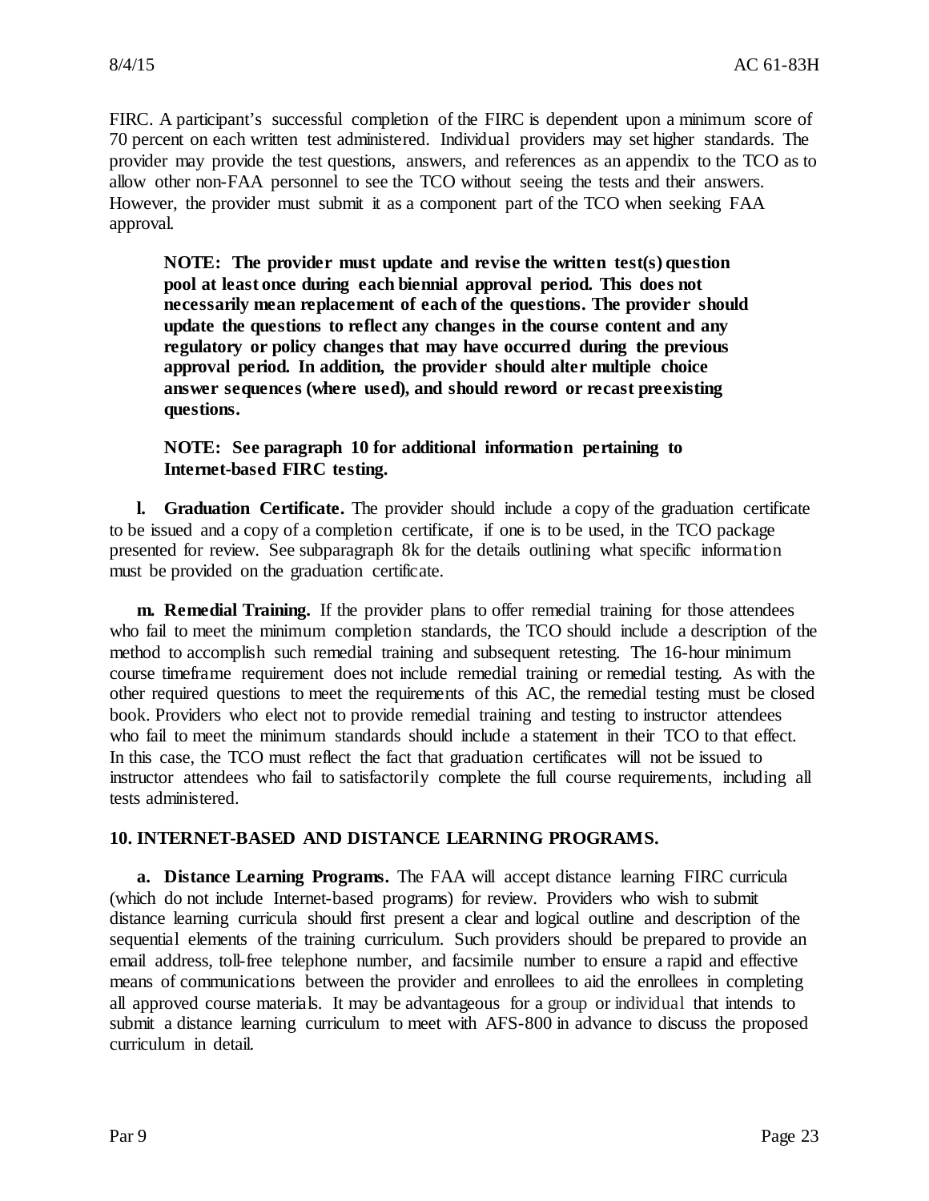FIRC. A participant's successful completion of the FIRC is dependent upon a minimum score of 70 percent on each written test administered. Individual providers may set higher standards. The provider may provide the test questions, answers, and references as an appendix to the TCO as to allow other non-FAA personnel to see the TCO without seeing the tests and their answers. However, the provider must submit it as a component part of the TCO when seeking FAA approval.

> **NOTE: The provider must update and revise the written test(s) question pool at least once during each biennial approval period. This does not necessarily mean replacement of each of the questions. The provider should update the questions to reflect any changes in the course content and any regulatory or policy changes that may have occurred during the previous approval period. In addition, the provider should alter multiple choice answer sequences (where used), and should reword or recast preexisting questions.**

> **NOTE: See paragraph 10 for additional information pertaining to Internet-based FIRC testing.**

**l. Graduation Certificate.** The provider should include a copy of the graduation certificate to be issued and a copy of a completion certificate, if one is to be used, in the TCO package presented for review. See subparagraph 8k for the details outlining what specific information must be provided on the graduation certificate.

**m. Remedial Training.** If the provider plans to offer remedial training for those attendees who fail to meet the minimum completion standards, the TCO should include a description of the method to accomplish such remedial training and subsequent retesting. The 16-hour minimum course timeframe requirement does not include remedial training or remedial testing. As with the other required questions to meet the requirements of this AC, the remedial testing must be closed book. Providers who elect not to provide remedial training and testing to instructor attendees who fail to meet the minimum standards should include a statement in their TCO to that effect. In this case, the TCO must reflect the fact that graduation certificates will not be issued to instructor attendees who fail to satisfactorily complete the full course requirements, including all tests administered.

## 10. INTERNET-BASED AND DISTANCE LEARNING PROGRAMS.

**a. Distance Learning Programs.** The FAA will accept distance learning FIRC curricula (which do not include Internet-based programs) for review. Providers who wish to submit distance learning curricula should first present a clear and logical outline and description of the sequential elements of the training curriculum. Such providers should be prepared to provide an email address, toll-free telephone number, and facsimile number to ensure a rapid and effective means of communications between the provider and enrollees to aid the enrollees in completing all approved course materials. It may be advantageous for a group or individual that intends to submit a distance learning curriculum to meet with AFS-800 in advance to discuss the proposed curriculum in detail.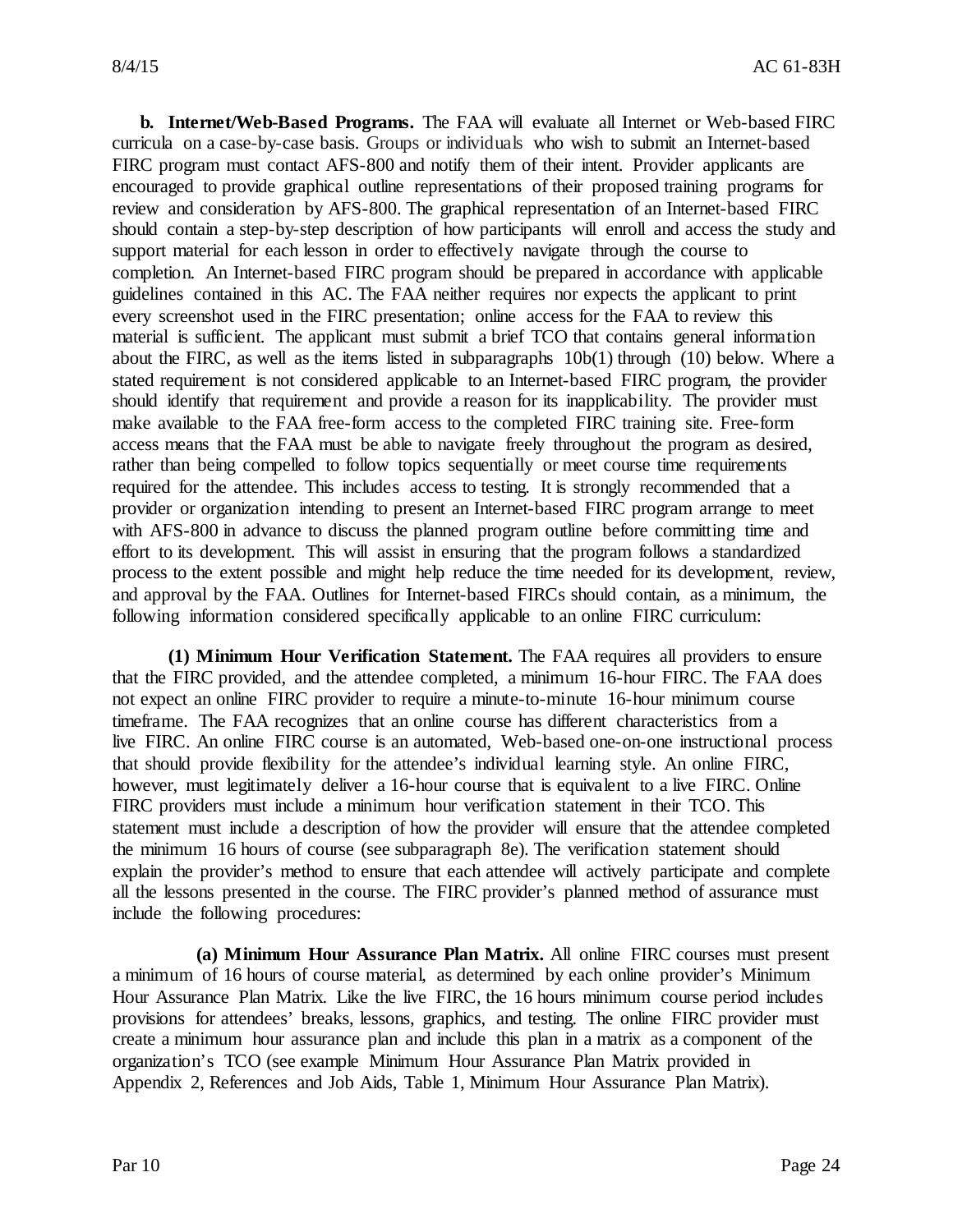**b. Internet/Web-Based Programs.** The FAA will evaluate all Internet or Web-based FIRC curricula on a case-by-case basis. Groups or individuals who wish to submit an Internet-based FIRC program must contact AFS-800 and notify them of their intent. Provider applicants are encouraged to provide graphical outline representations of their proposed training programs for review and consideration by AFS-800. The graphical representation of an Internet-based FIRC should contain a step-by-step description of how participants will enroll and access the study and support material for each lesson in order to effectively navigate through the course to completion. An Internet-based FIRC program should be prepared in accordance with applicable guidelines contained in this AC. The FAA neither requires nor expects the applicant to print every screenshot used in the FIRC presentation; online access for the FAA to review this material is sufficient. The applicant must submit a brief TCO that contains general information about the FIRC, as well as the items listed in subparagraphs 10b(1) through (10) below. Where a stated requirement is not considered applicable to an Internet-based FIRC program, the provider should identify that requirement and provide a reason for its inapplicability. The provider must make available to the FAA free-form access to the completed FIRC training site. Free-form access means that the FAA must be able to navigate freely throughout the program as desired, rather than being compelled to follow topics sequentially or meet course time requirements required for the attendee. This includes access to testing. It is strongly recommended that a provider or organization intending to present an Internet-based FIRC program arrange to meet with AFS-800 in advance to discuss the planned program outline before committing time and effort to its development. This will assist in ensuring that the program follows a standardized process to the extent possible and might help reduce the time needed for its development, review, and approval by the FAA. Outlines for Internet-based FIRCs should contain, as a minimum, the following information considered specifically applicable to an online FIRC curriculum:

**(1) Minimum Hour Verification Statement.** The FAA requires all providers to ensure that the FIRC provided, and the attendee completed, a minimum 16-hour FIRC. The FAA does not expect an online FIRC provider to require a minute-to-minute 16-hour minimum course timeframe. The FAA recognizes that an online course has different characteristics from a live FIRC. An online FIRC course is an automated, Web-based one-on-one instructional process that should provide flexibility for the attendee's individual learning style. An online FIRC, however, must legitimately deliver a 16-hour course that is equivalent to a live FIRC. Online FIRC providers must include a minimum hour verification statement in their TCO. This statement must include a description of how the provider will ensure that the attendee completed the minimum 16 hours of course (see subparagraph 8e). The verification statement should explain the provider's method to ensure that each attendee will actively participate and complete all the lessons presented in the course. The FIRC provider's planned method of assurance must include the following procedures:

**(a) Minimum Hour Assurance Plan Matrix.** All online FIRC courses must present a minimum of 16 hours of course material, as determined by each online provider's Minimum Hour Assurance Plan Matrix. Like the live FIRC, the 16 hours minimum course period includes provisions for attendees' breaks, lessons, graphics, and testing. The online FIRC provider must create a minimum hour assurance plan and include this plan in a matrix as a component of the organization's TCO (see example Minimum Hour Assurance Plan Matrix provided in Appendix 2, References and Job Aids, Table 1, Minimum Hour Assurance Plan Matrix).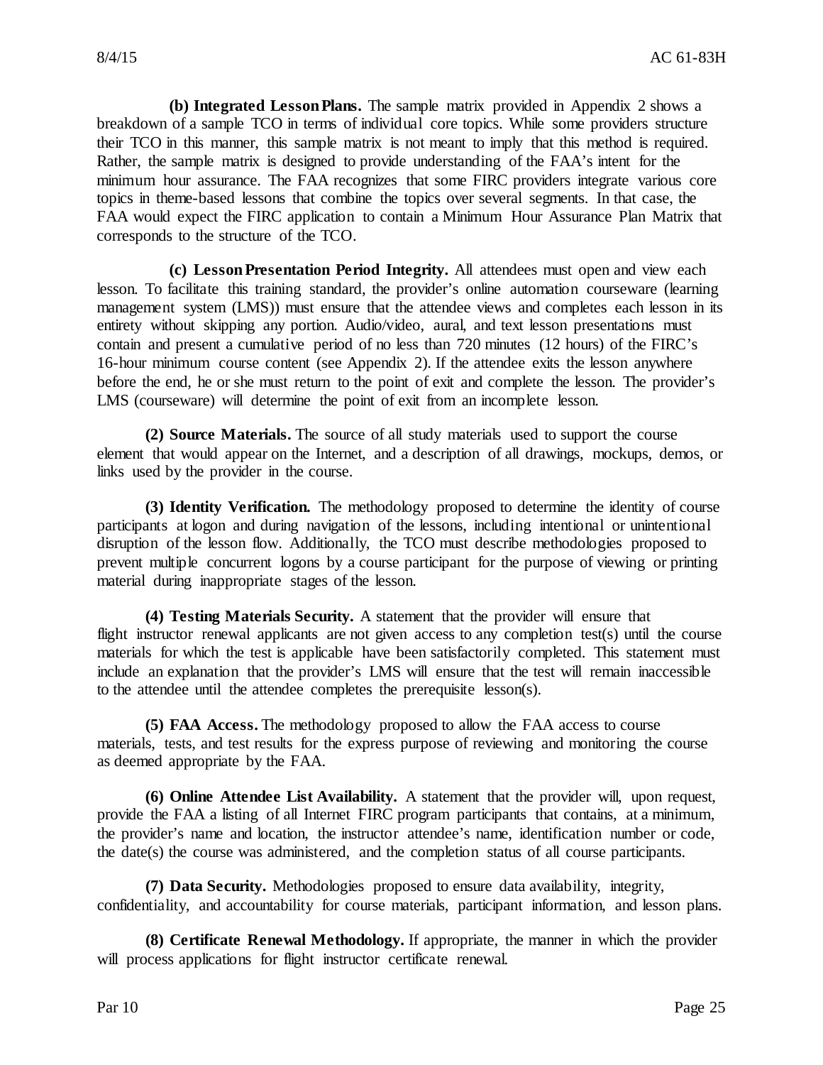**(b) Integrated Lesson Plans.** The sample matrix provided in Appendix 2 shows a breakdown of a sample TCO in terms of individual core topics. While some providers structure their TCO in this manner, this sample matrix is not meant to imply that this method is required. Rather, the sample matrix is designed to provide understanding of the FAA's intent for the minimum hour assurance. The FAA recognizes that some FIRC providers integrate various core topics in theme-based lessons that combine the topics over several segments. In that case, the FAA would expect the FIRC application to contain a Minimum Hour Assurance Plan Matrix that corresponds to the structure of the TCO.

**(c) Lesson Presentation Period Integrity.** All attendees must open and view each lesson. To facilitate this training standard, the provider's online automation courseware (learning management system (LMS)) must ensure that the attendee views and completes each lesson in its entirety without skipping any portion. Audio/video, aural, and text lesson presentations must contain and present a cumulative period of no less than 720 minutes (12 hours) of the FIRC's 16-hour minimum course content (see Appendix 2). If the attendee exits the lesson anywhere before the end, he or she must return to the point of exit and complete the lesson. The provider's LMS (courseware) will determine the point of exit from an incomplete lesson.

**(2) Source Materials.** The source of all study materials used to support the course element that would appear on the Internet, and a description of all drawings, mockups, demos, or links used by the provider in the course.

**(3) Identity Verification.** The methodology proposed to determine the identity of course participants at logon and during navigation of the lessons, including intentional or unintentional disruption of the lesson flow. Additionally, the TCO must describe methodologies proposed to prevent multiple concurrent logons by a course participant for the purpose of viewing or printing material during inappropriate stages of the lesson.

**(4) Testing Materials Security.** A statement that the provider will ensure that flight instructor renewal applicants are not given access to any completion test(s) until the course materials for which the test is applicable have been satisfactorily completed. This statement must include an explanation that the provider's LMS will ensure that the test will remain inaccessible to the attendee until the attendee completes the prerequisite lesson(s).

**(5) FAA Access.** The methodology proposed to allow the FAA access to course materials, tests, and test results for the express purpose of reviewing and monitoring the course as deemed appropriate by the FAA.

**(6) Online Attendee List Availability.** A statement that the provider will, upon request, provide the FAA a listing of all Internet FIRC program participants that contains, at a minimum, the provider's name and location, the instructor attendee's name, identification number or code, the date(s) the course was administered, and the completion status of all course participants.

**(7) Data Security.** Methodologies proposed to ensure data availability, integrity, confidentiality, and accountability for course materials, participant information, and lesson plans.

**(8) Certificate Renewal Methodology.** If appropriate, the manner in which the provider will process applications for flight instructor certificate renewal.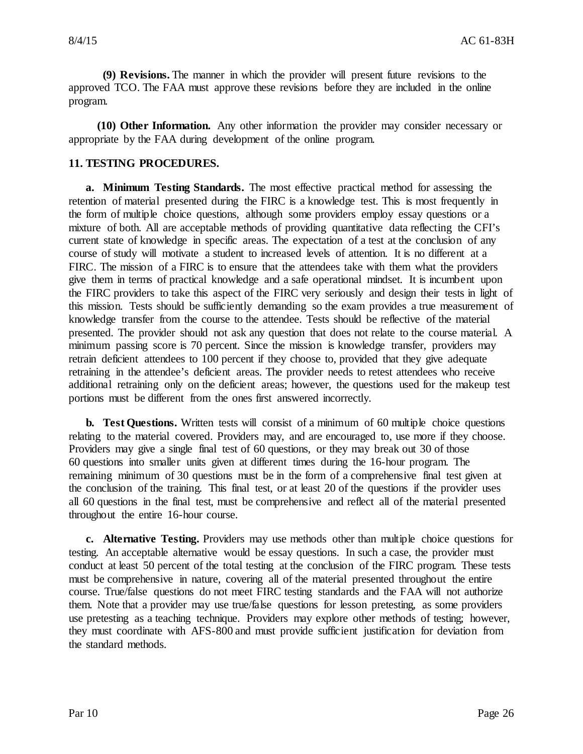**(9) Revisions.** The manner in which the provider will present future revisions to the approved TCO. The FAA must approve these revisions before they are included in the online program.

**(10) Other Information.** Any other information the provider may consider necessary or appropriate by the FAA during development of the online program.

## 11. TESTING PROCEDURES.

**a. Minimum Testing Standards.** The most effective practical method for assessing the retention of material presented during the FIRC is a knowledge test. This is most frequently in the form of multiple choice questions, although some providers employ essay questions or a mixture of both. All are acceptable methods of providing quantitative data reflecting the CFI's current state of knowledge in specific areas. The expectation of a test at the conclusion of any course of study will motivate a student to increased levels of attention. It is no different at a FIRC. The mission of a FIRC is to ensure that the attendees take with them what the providers give them in terms of practical knowledge and a safe operational mindset. It is incumbent upon the FIRC providers to take this aspect of the FIRC very seriously and design their tests in light of this mission. Tests should be sufficiently demanding so the exam provides a true measurement of knowledge transfer from the course to the attendee. Tests should be reflective of the material presented. The provider should not ask any question that does not relate to the course material. A minimum passing score is 70 percent. Since the mission is knowledge transfer, providers may retrain deficient attendees to 100 percent if they choose to, provided that they give adequate retraining in the attendee's deficient areas. The provider needs to retest attendees who receive additional retraining only on the deficient areas; however, the questions used for the makeup test portions must be different from the ones first answered incorrectly.

**b. Test Questions.** Written tests will consist of a minimum of 60 multiple choice questions relating to the material covered. Providers may, and are encouraged to, use more if they choose. Providers may give a single final test of 60 questions, or they may break out 30 of those 60 questions into smaller units given at different times during the 16-hour program. The remaining minimum of 30 questions must be in the form of a comprehensive final test given at the conclusion of the training. This final test, or at least 20 of the questions if the provider uses all 60 questions in the final test, must be comprehensive and reflect all of the material presented throughout the entire 16-hour course.

**c. Alternative Testing.** Providers may use methods other than multiple choice questions for testing. An acceptable alternative would be essay questions. In such a case, the provider must conduct at least 50 percent of the total testing at the conclusion of the FIRC program. These tests must be comprehensive in nature, covering all of the material presented throughout the entire course. True/false questions do not meet FIRC testing standards and the FAA will not authorize them. Note that a provider may use true/false questions for lesson pretesting, as some providers use pretesting as a teaching technique. Providers may explore other methods of testing; however, they must coordinate with AFS-800 and must provide sufficient justification for deviation from the standard methods.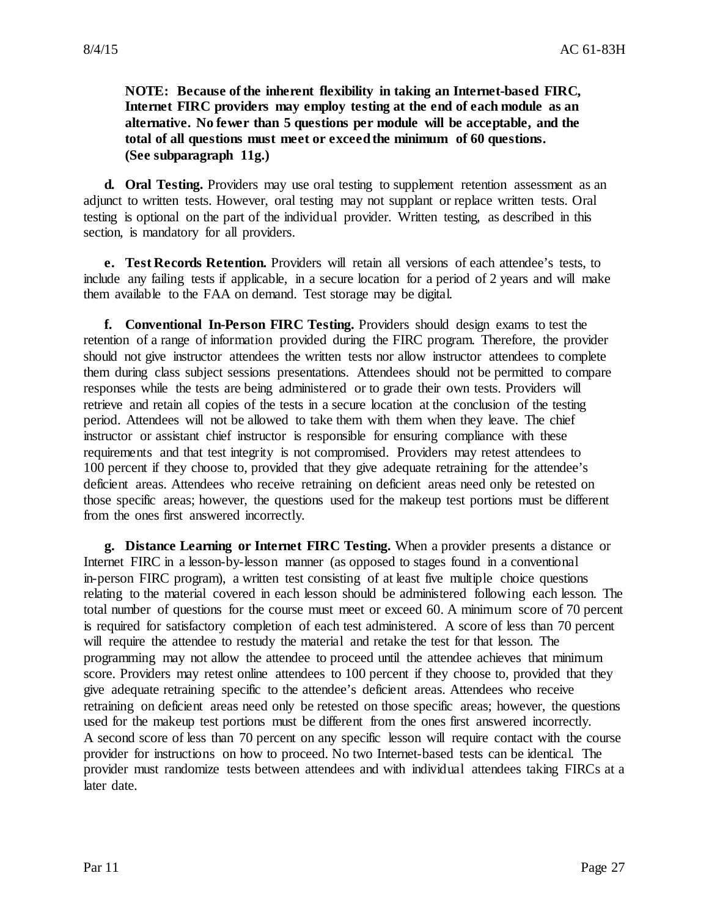**NOTE: Because of the inherent flexibility in taking an Internet-based FIRC, Internet FIRC providers may employ testing at the end of each module as an alternative. No fewer than 5 questions per module will be acceptable, and the total of all questions must meet or exceed the minimum of 60 questions. (See subparagraph 11g.)**

**d. Oral Testing.** Providers may use oral testing to supplement retention assessment as an adjunct to written tests. However, oral testing may not supplant or replace written tests. Oral testing is optional on the part of the individual provider. Written testing, as described in this section, is mandatory for all providers.

**e. Test Records Retention.** Providers will retain all versions of each attendee's tests, to include any failing tests if applicable, in a secure location for a period of 2 years and will make them available to the FAA on demand. Test storage may be digital.

**f. Conventional In-Person FIRC Testing.** Providers should design exams to test the retention of a range of information provided during the FIRC program. Therefore, the provider should not give instructor attendees the written tests nor allow instructor attendees to complete them during class subject sessions presentations. Attendees should not be permitted to compare responses while the tests are being administered or to grade their own tests. Providers will retrieve and retain all copies of the tests in a secure location at the conclusion of the testing period. Attendees will not be allowed to take them with them when they leave. The chief instructor or assistant chief instructor is responsible for ensuring compliance with these requirements and that test integrity is not compromised. Providers may retest attendees to 100 percent if they choose to, provided that they give adequate retraining for the attendee's deficient areas. Attendees who receive retraining on deficient areas need only be retested on those specific areas; however, the questions used for the makeup test portions must be different from the ones first answered incorrectly.

**g. Distance Learning or Internet FIRC Testing.** When a provider presents a distance or Internet FIRC in a lesson-by-lesson manner (as opposed to stages found in a conventional in-person FIRC program), a written test consisting of at least five multiple choice questions relating to the material covered in each lesson should be administered following each lesson. The total number of questions for the course must meet or exceed 60. A minimum score of 70 percent is required for satisfactory completion of each test administered. A score of less than 70 percent will require the attendee to restudy the material and retake the test for that lesson. The programming may not allow the attendee to proceed until the attendee achieves that minimum score. Providers may retest online attendees to 100 percent if they choose to, provided that they give adequate retraining specific to the attendee's deficient areas. Attendees who receive retraining on deficient areas need only be retested on those specific areas; however, the questions used for the makeup test portions must be different from the ones first answered incorrectly. A second score of less than 70 percent on any specific lesson will require contact with the course provider for instructions on how to proceed. No two Internet-based tests can be identical. The provider must randomize tests between attendees and with individual attendees taking FIRCs at a later date.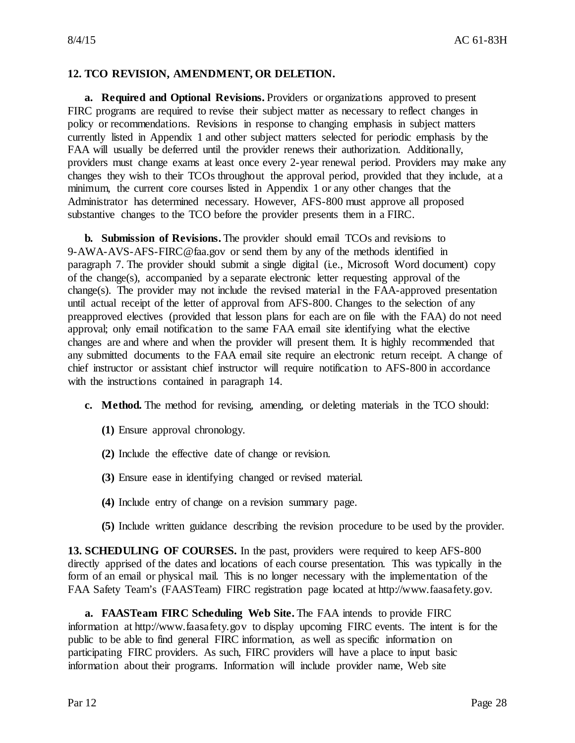## 12. TCO REVISION, AMENDMENT, OR DELETION.

**a. Required and Optional Revisions.** Providers or organizations approved to present FIRC programs are required to revise their subject matter as necessary to reflect changes in policy or recommendations. Revisions in response to changing emphasis in subject matters currently listed in Appendix 1 and other subject matters selected for periodic emphasis by the FAA will usually be deferred until the provider renews their authorization. Additionally, providers must change exams at least once every 2-year renewal period. Providers may make any changes they wish to their TCOs throughout the approval period, provided that they include, at a minimum, the current core courses listed in Appendix 1 or any other changes that the Administrator has determined necessary. However, AFS-800 must approve all proposed substantive changes to the TCO before the provider presents them in a FIRC.

**b. Submission of Revisions.** The provider should email TCOs and revisions to 9-AWA-AVS-AFS-FIRC@faa.gov or send them by any of the methods identified in paragraph 7. The provider should submit a single digital (i.e., Microsoft Word document) copy of the change(s), accompanied by a separate electronic letter requesting approval of the change(s). The provider may not include the revised material in the FAA-approved presentation until actual receipt of the letter of approval from AFS-800. Changes to the selection of any preapproved electives (provided that lesson plans for each are on file with the FAA) do not need approval; only email notification to the same FAA email site identifying what the elective changes are and where and when the provider will present them. It is highly recommended that any submitted documents to the FAA email site require an electronic return receipt. A change of chief instructor or assistant chief instructor will require notification to AFS-800 in accordance with the instructions contained in paragraph 14.

**c. Method.** The method for revising, amending, or deleting materials in the TCO should:

**(1)** Ensure approval chronology.

**(2)** Include the effective date of change or revision.

**(3)** Ensure ease in identifying changed or revised material.

**(4)** Include entry of change on a revision summary page.

**(5)** Include written guidance describing the revision procedure to be used by the provider.

**13. SCHEDULING OF COURSES.** In the past, providers were required to keep AFS-800 directly apprised of the dates and locations of each course presentation. This was typically in the form of an email or physical mail. This is no longer necessary with the implementation of the FAA Safety Team's (FAASTeam) FIRC registration page located at http://www.faasafety.gov.

**a. FAASTeam FIRC Scheduling Web Site.** The FAA intends to provide FIRC information at http://www.faasafety.gov to display upcoming FIRC events. The intent is for the public to be able to find general FIRC information, as well as specific information on participating FIRC providers. As such, FIRC providers will have a place to input basic information about their programs. Information will include provider name, Web site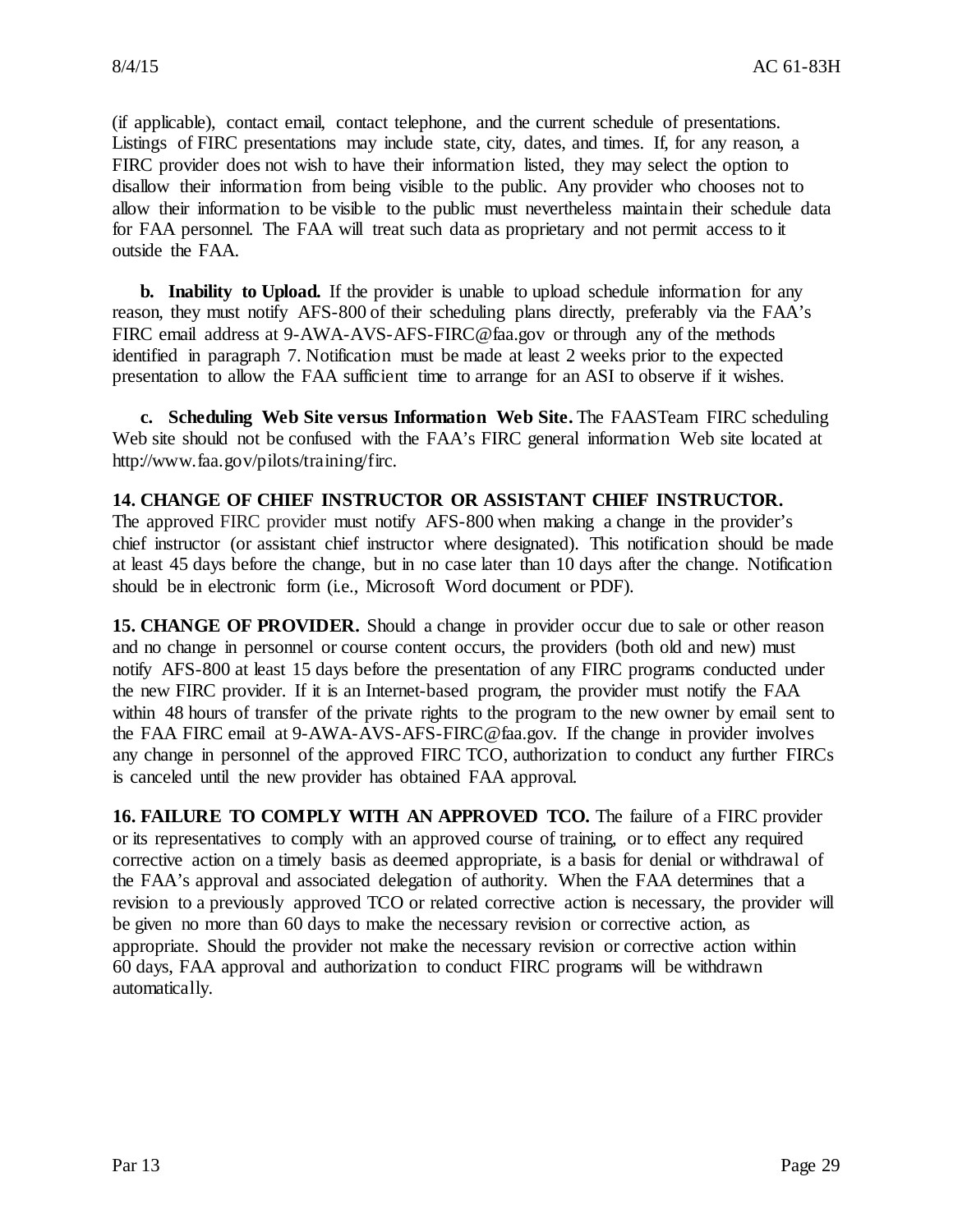(if applicable), contact email, contact telephone, and the current schedule of presentations. Listings of FIRC presentations may include state, city, dates, and times. If, for any reason, a FIRC provider does not wish to have their information listed, they may select the option to disallow their information from being visible to the public. Any provider who chooses not to allow their information to be visible to the public must nevertheless maintain their schedule data for FAA personnel. The FAA will treat such data as proprietary and not permit access to it outside the FAA.

**b. Inability to Upload.** If the provider is unable to upload schedule information for any reason, they must notify AFS-800 of their scheduling plans directly, preferably via the FAA's FIRC email address at 9-AWA-AVS-AFS-FIRC@faa.gov or through any of the methods identified in paragraph 7. Notification must be made at least 2 weeks prior to the expected presentation to allow the FAA sufficient time to arrange for an ASI to observe if it wishes.

**c. Scheduling Web Site versus Information Web Site.** The FAASTeam FIRC scheduling Web site should not be confused with the FAA's FIRC general information Web site located at http://www.faa.gov/pilots/training/firc.

**14. CHANGE OF CHIEF INSTRUCTOR OR ASSISTANT CHIEF INSTRUCTOR.** The approved FIRC provider must notify AFS-800 when making a change in the provider's chief instructor (or assistant chief instructor where designated). This notification should be made at least 45 days before the change, but in no case later than 10 days after the change. Notification should be in electronic form (i.e., Microsoft Word document or PDF).

**15. CHANGE OF PROVIDER.** Should a change in provider occur due to sale or other reason and no change in personnel or course content occurs, the providers (both old and new) must notify AFS-800 at least 15 days before the presentation of any FIRC programs conducted under the new FIRC provider. If it is an Internet-based program, the provider must notify the FAA within 48 hours of transfer of the private rights to the program to the new owner by email sent to the FAA FIRC email at 9-AWA-AVS-AFS-FIRC@faa.gov. If the change in provider involves any change in personnel of the approved FIRC TCO, authorization to conduct any further FIRCs is canceled until the new provider has obtained FAA approval.

**16. FAILURE TO COMPLY WITH AN APPROVED TCO.** The failure of a FIRC provider or its representatives to comply with an approved course of training, or to effect any required corrective action on a timely basis as deemed appropriate, is a basis for denial or withdrawal of the FAA's approval and associated delegation of authority. When the FAA determines that a revision to a previously approved TCO or related corrective action is necessary, the provider will be given no more than 60 days to make the necessary revision or corrective action, as appropriate. Should the provider not make the necessary revision or corrective action within 60 days, FAA approval and authorization to conduct FIRC programs will be withdrawn automatically.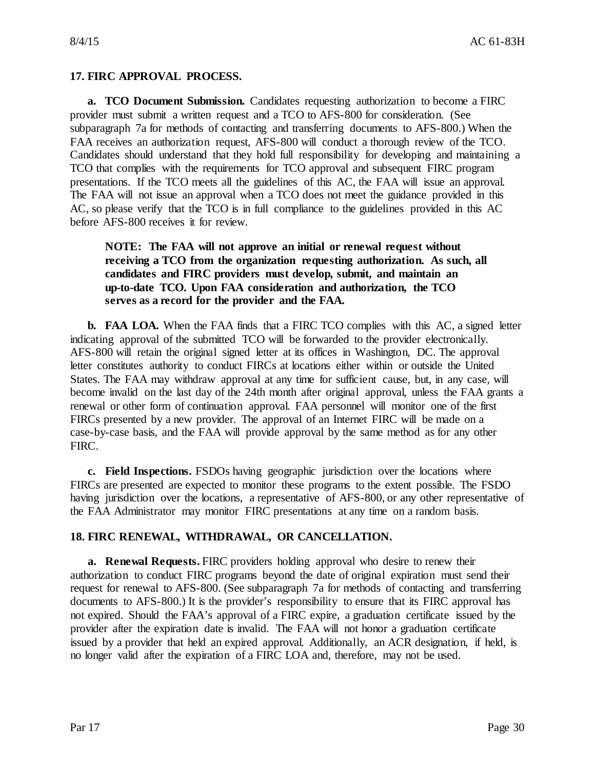**17. FIRC APPROVAL PROCESS.**

**a. TCO Document Submission.** Candidates requesting authorization to become a FIRC provider must submit a written request and a TCO to AFS-800 for consideration. (See subparagraph 7a for methods of contacting and transferring documents to AFS-800.) When the FAA receives an authorization request, AFS-800 will conduct a thorough review of the TCO. Candidates should understand that they hold full responsibility for developing and maintaining a TCO that complies with the requirements for TCO approval and subsequent FIRC program presentations. If the TCO meets all the guidelines of this AC, the FAA will issue an approval. The FAA will not issue an approval when a TCO does not meet the guidance provided in this AC, so please verify that the TCO is in full compliance to the guidelines provided in this AC before AFS-800 receives it for review.

> **NOTE: The FAA will not approve an initial or renewal request without receiving a TCO from the organization requesting authorization. As such, all candidates and FIRC providers must develop, submit, and maintain an up-to-date TCO. Upon FAA consideration and authorization, the TCO serves as a record for the provider and the FAA.**

**b. FAA LOA.** When the FAA finds that a FIRC TCO complies with this AC, a signed letter indicating approval of the submitted TCO will be forwarded to the provider electronically. AFS-800 will retain the original signed letter at its offices in Washington, DC. The approval letter constitutes authority to conduct FIRCs at locations either within or outside the United States. The FAA may withdraw approval at any time for sufficient cause, but, in any case, will become invalid on the last day of the 24th month after original approval, unless the FAA grants a renewal or other form of continuation approval. FAA personnel will monitor one of the first FIRCs presented by a new provider. The approval of an Internet FIRC will be made on a case-by-case basis, and the FAA will provide approval by the same method as for any other FIRC.

**c. Field Inspections.** FSDOs having geographic jurisdiction over the locations where FIRCs are presented are expected to monitor these programs to the extent possible. The FSDO having jurisdiction over the locations, a representative of AFS-800, or any other representative of the FAA Administrator may monitor FIRC presentations at any time on a random basis.

**18. FIRC RENEWAL, WITHDRAWAL, OR CANCELLATION.**

**a. Renewal Requests.** FIRC providers holding approval who desire to renew their authorization to conduct FIRC programs beyond the date of original expiration must send their request for renewal to AFS-800. (See subparagraph 7a for methods of contacting and transferring documents to AFS-800.) It is the provider's responsibility to ensure that its FIRC approval has not expired. Should the FAA's approval of a FIRC expire, a graduation certificate issued by the provider after the expiration date is invalid. The FAA will not honor a graduation certificate issued by a provider that held an expired approval. Additionally, an ACR designation, if held, is no longer valid after the expiration of a FIRC LOA and, therefore, may not be used.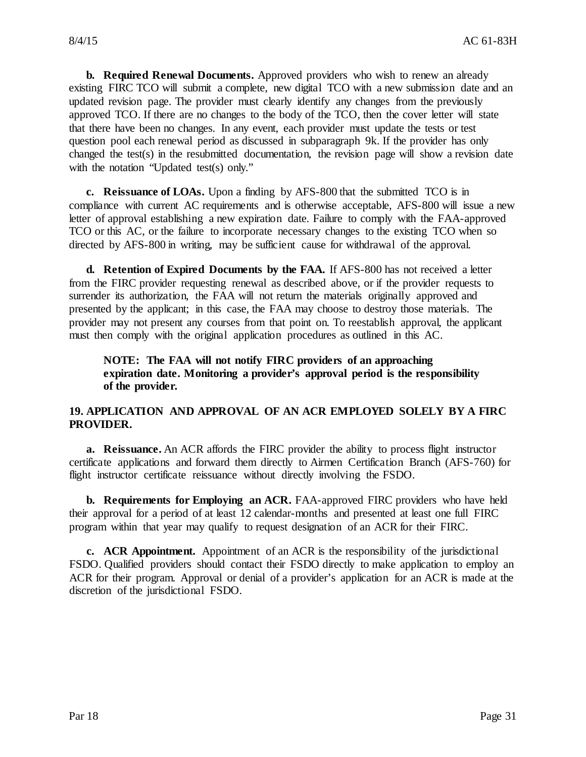**b. Required Renewal Documents.** Approved providers who wish to renew an already existing FIRC TCO will submit a complete, new digital TCO with a new submission date and an updated revision page. The provider must clearly identify any changes from the previously approved TCO. If there are no changes to the body of the TCO, then the cover letter will state that there have been no changes. In any event, each provider must update the tests or test question pool each renewal period as discussed in subparagraph 9k. If the provider has only changed the test(s) in the resubmitted documentation, the revision page will show a revision date with the notation "Updated test(s) only."

**c. Reissuance of LOAs.** Upon a finding by AFS-800 that the submitted TCO is in compliance with current AC requirements and is otherwise acceptable, AFS-800 will issue a new letter of approval establishing a new expiration date. Failure to comply with the FAA-approved TCO or this AC, or the failure to incorporate necessary changes to the existing TCO when so directed by AFS-800 in writing, may be sufficient cause for withdrawal of the approval.

**d. Retention of Expired Documents by the FAA.** If AFS-800 has not received a letter from the FIRC provider requesting renewal as described above, or if the provider requests to surrender its authorization, the FAA will not return the materials originally approved and presented by the applicant; in this case, the FAA may choose to destroy those materials. The provider may not present any courses from that point on. To reestablish approval, the applicant must then comply with the original application procedures as outlined in this AC.

> **NOTE: The FAA will not notify FIRC providers of an approaching expiration date. Monitoring a provider's approval period is the responsibility of the provider.**

## 19. APPLICATION AND APPROVAL OF AN ACR EMPLOYED SOLELY BY A FIRC PROVIDER.

**a. Reissuance.** An ACR affords the FIRC provider the ability to process flight instructor certificate applications and forward them directly to Airmen Certification Branch (AFS-760) for flight instructor certificate reissuance without directly involving the FSDO.

**b. Requirements for Employing an ACR.** FAA-approved FIRC providers who have held their approval for a period of at least 12 calendar-months and presented at least one full FIRC program within that year may qualify to request designation of an ACR for their FIRC.

**c. ACR Appointment.** Appointment of an ACR is the responsibility of the jurisdictional FSDO. Qualified providers should contact their FSDO directly to make application to employ an ACR for their program. Approval or denial of a provider's application for an ACR is made at the discretion of the jurisdictional FSDO.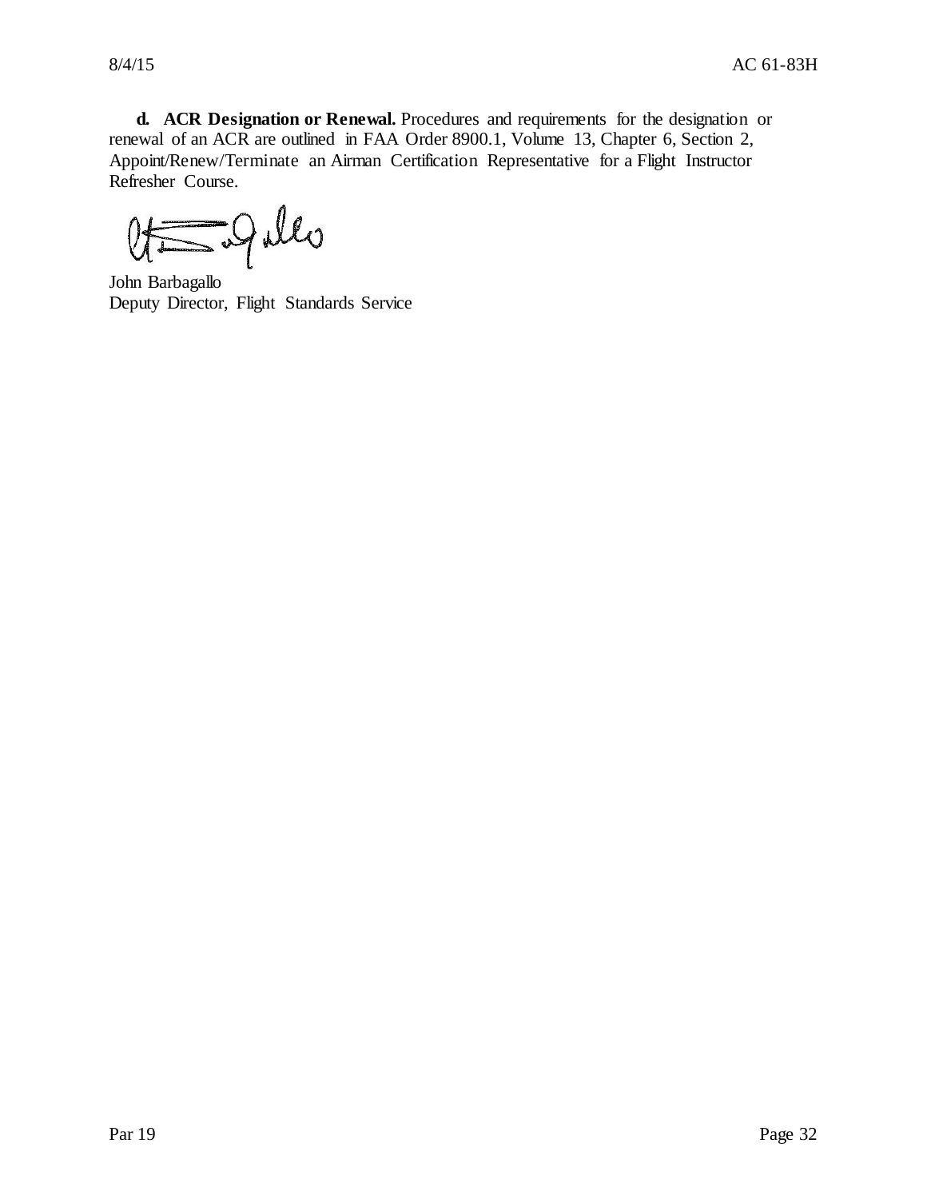**d. ACR Designation or Renewal.** Procedures and requirements for the designation or renewal of an ACR are outlined in FAA Order 8900.1, Volume 13, Chapter 6, Section 2, Appoint/Renew/Terminate an Airman Certification Representative for a Flight Instructor Refresher Course.

John Barbagallo
Deputy Director, Flight Standards Service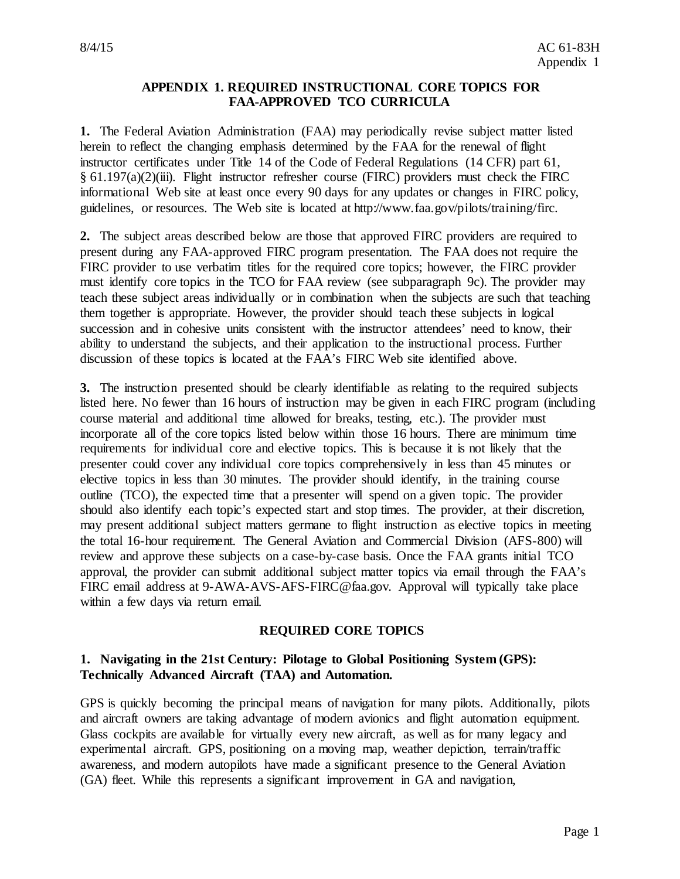## APPENDIX 1. REQUIRED INSTRUCTIONAL CORE TOPICS FOR FAA-APPROVED TCO CURRICULA

**1.** The Federal Aviation Administration (FAA) may periodically revise subject matter listed herein to reflect the changing emphasis determined by the FAA for the renewal of flight instructor certificates under Title 14 of the Code of Federal Regulations (14 CFR) part 61, § 61.197(a)(2)(iii). Flight instructor refresher course (FIRC) providers must check the FIRC informational Web site at least once every 90 days for any updates or changes in FIRC policy, guidelines, or resources. The Web site is located at http://www.faa.gov/pilots/training/firc.

**2.** The subject areas described below are those that approved FIRC providers are required to present during any FAA-approved FIRC program presentation. The FAA does not require the FIRC provider to use verbatim titles for the required core topics; however, the FIRC provider must identify core topics in the TCO for FAA review (see subparagraph 9c). The provider may teach these subject areas individually or in combination when the subjects are such that teaching them together is appropriate. However, the provider should teach these subjects in logical succession and in cohesive units consistent with the instructor attendees' need to know, their ability to understand the subjects, and their application to the instructional process. Further discussion of these topics is located at the FAA's FIRC Web site identified above.

**3.** The instruction presented should be clearly identifiable as relating to the required subjects listed here. No fewer than 16 hours of instruction may be given in each FIRC program (including course material and additional time allowed for breaks, testing, etc.). The provider must incorporate all of the core topics listed below within those 16 hours. There are minimum time requirements for individual core and elective topics. This is because it is not likely that the presenter could cover any individual core topics comprehensively in less than 45 minutes or elective topics in less than 30 minutes. The provider should identify, in the training course outline (TCO), the expected time that a presenter will spend on a given topic. The provider should also identify each topic's expected start and stop times. The provider, at their discretion, may present additional subject matters germane to flight instruction as elective topics in meeting the total 16-hour requirement. The General Aviation and Commercial Division (AFS-800) will review and approve these subjects on a case-by-case basis. Once the FAA grants initial TCO approval, the provider can submit additional subject matter topics via email through the FAA's FIRC email address at 9-AWA-AVS-AFS-FIRC@faa.gov. Approval will typically take place within a few days via return email.

### REQUIRED CORE TOPICS

**1. Navigating in the 21st Century: Pilotage to Global Positioning System (GPS): Technically Advanced Aircraft (TAA) and Automation.**

GPS is quickly becoming the principal means of navigation for many pilots. Additionally, pilots and aircraft owners are taking advantage of modern avionics and flight automation equipment. Glass cockpits are available for virtually every new aircraft, as well as for many legacy and experimental aircraft. GPS, positioning on a moving map, weather depiction, terrain/traffic awareness, and modern autopilots have made a significant presence to the General Aviation (GA) fleet. While this represents a significant improvement in GA and navigation,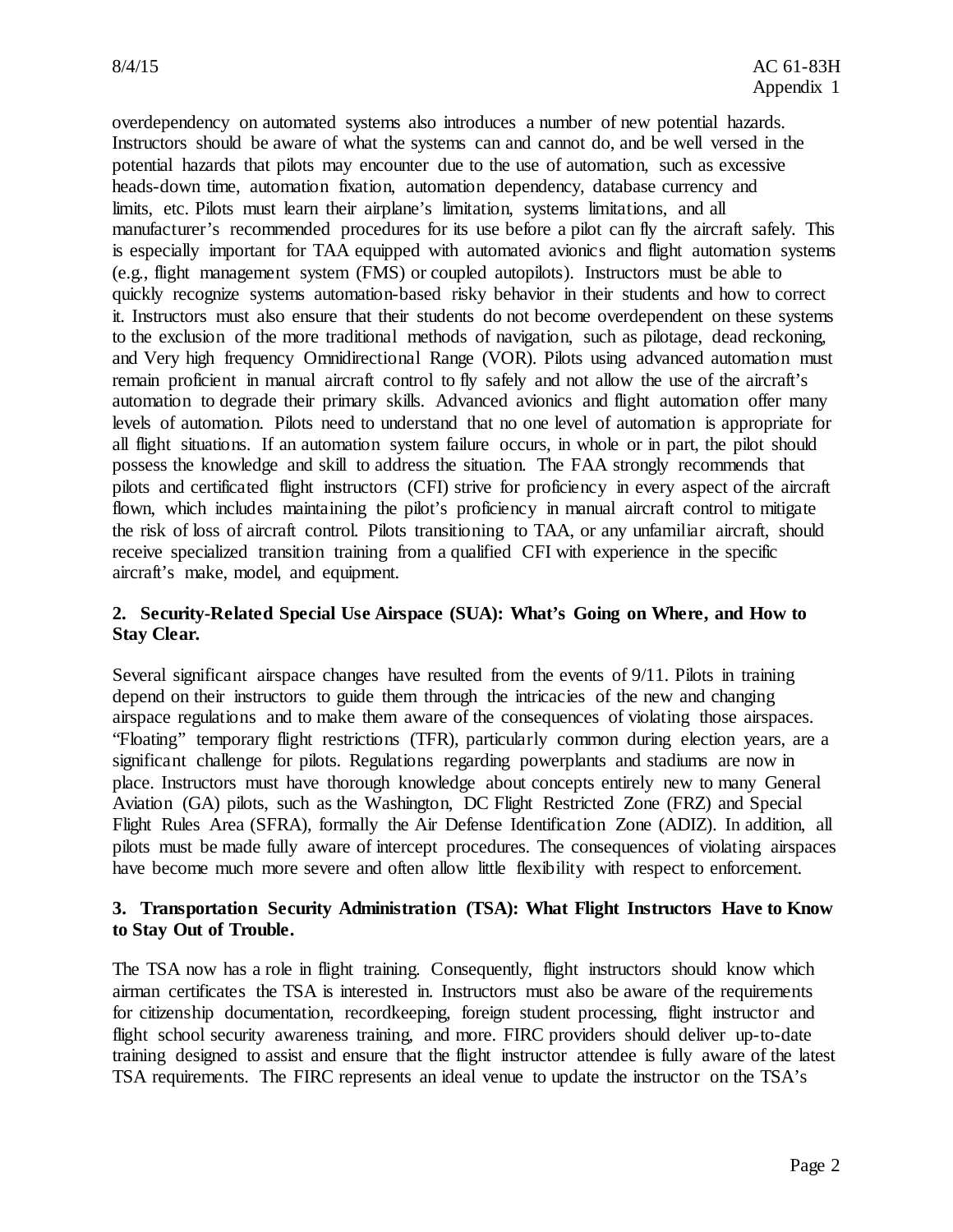overdependency on automated systems also introduces a number of new potential hazards. Instructors should be aware of what the systems can and cannot do, and be well versed in the potential hazards that pilots may encounter due to the use of automation, such as excessive heads-down time, automation fixation, automation dependency, database currency and limits, etc. Pilots must learn their airplane's limitation, systems limitations, and all manufacturer's recommended procedures for its use before a pilot can fly the aircraft safely. This is especially important for TAA equipped with automated avionics and flight automation systems (e.g., flight management system (FMS) or coupled autopilots). Instructors must be able to quickly recognize systems automation-based risky behavior in their students and how to correct it. Instructors must also ensure that their students do not become overdependent on these systems to the exclusion of the more traditional methods of navigation, such as pilotage, dead reckoning, and Very high frequency Omnidirectional Range (VOR). Pilots using advanced automation must remain proficient in manual aircraft control to fly safely and not allow the use of the aircraft's automation to degrade their primary skills. Advanced avionics and flight automation offer many levels of automation. Pilots need to understand that no one level of automation is appropriate for all flight situations. If an automation system failure occurs, in whole or in part, the pilot should possess the knowledge and skill to address the situation. The FAA strongly recommends that pilots and certificated flight instructors (CFI) strive for proficiency in every aspect of the aircraft flown, which includes maintaining the pilot's proficiency in manual aircraft control to mitigate the risk of loss of aircraft control. Pilots transitioning to TAA, or any unfamiliar aircraft, should receive specialized transition training from a qualified CFI with experience in the specific aircraft's make, model, and equipment.

**2. Security-Related Special Use Airspace (SUA): What's Going on Where, and How to Stay Clear.**

Several significant airspace changes have resulted from the events of 9/11. Pilots in training depend on their instructors to guide them through the intricacies of the new and changing airspace regulations and to make them aware of the consequences of violating those airspaces. "Floating" temporary flight restrictions (TFR), particularly common during election years, are a significant challenge for pilots. Regulations regarding powerplants and stadiums are now in place. Instructors must have thorough knowledge about concepts entirely new to many General Aviation (GA) pilots, such as the Washington, DC Flight Restricted Zone (FRZ) and Special Flight Rules Area (SFRA), formally the Air Defense Identification Zone (ADIZ). In addition, all pilots must be made fully aware of intercept procedures. The consequences of violating airspaces have become much more severe and often allow little flexibility with respect to enforcement.

**3. Transportation Security Administration (TSA): What Flight Instructors Have to Know to Stay Out of Trouble.**

The TSA now has a role in flight training. Consequently, flight instructors should know which airman certificates the TSA is interested in. Instructors must also be aware of the requirements for citizenship documentation, recordkeeping, foreign student processing, flight instructor and flight school security awareness training, and more. FIRC providers should deliver up-to-date training designed to assist and ensure that the flight instructor attendee is fully aware of the latest TSA requirements. The FIRC represents an ideal venue to update the instructor on the TSA's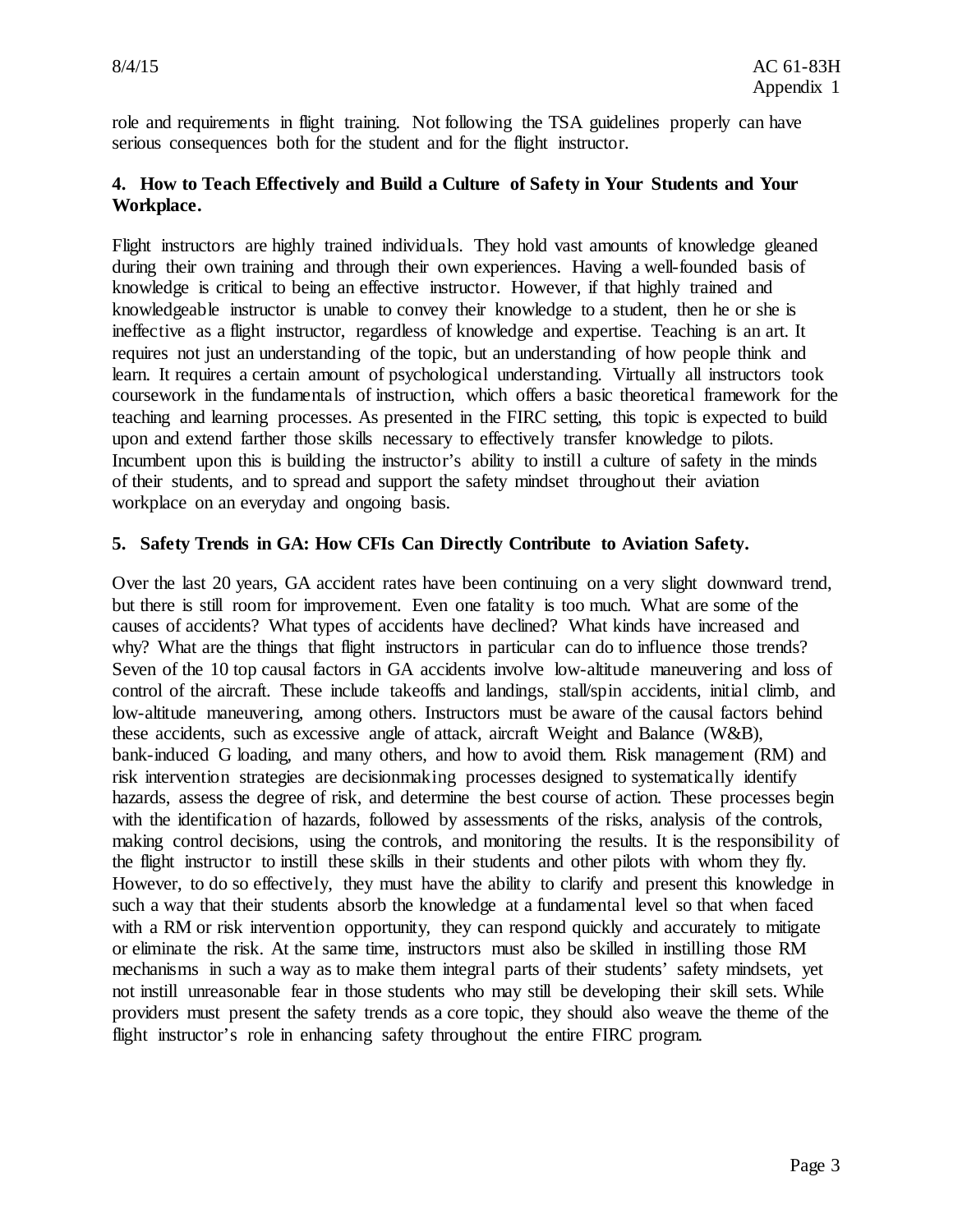role and requirements in flight training. Not following the TSA guidelines properly can have serious consequences both for the student and for the flight instructor.

**4. How to Teach Effectively and Build a Culture of Safety in Your Students and Your Workplace.**

Flight instructors are highly trained individuals. They hold vast amounts of knowledge gleaned during their own training and through their own experiences. Having a well-founded basis of knowledge is critical to being an effective instructor. However, if that highly trained and knowledgeable instructor is unable to convey their knowledge to a student, then he or she is ineffective as a flight instructor, regardless of knowledge and expertise. Teaching is an art. It requires not just an understanding of the topic, but an understanding of how people think and learn. It requires a certain amount of psychological understanding. Virtually all instructors took coursework in the fundamentals of instruction, which offers a basic theoretical framework for the teaching and learning processes. As presented in the FIRC setting, this topic is expected to build upon and extend farther those skills necessary to effectively transfer knowledge to pilots. Incumbent upon this is building the instructor's ability to instill a culture of safety in the minds of their students, and to spread and support the safety mindset throughout their aviation workplace on an everyday and ongoing basis.

**5. Safety Trends in GA: How CFIs Can Directly Contribute to Aviation Safety.**

Over the last 20 years, GA accident rates have been continuing on a very slight downward trend, but there is still room for improvement. Even one fatality is too much. What are some of the causes of accidents? What types of accidents have declined? What kinds have increased and why? What are the things that flight instructors in particular can do to influence those trends? Seven of the 10 top causal factors in GA accidents involve low-altitude maneuvering and loss of control of the aircraft. These include takeoffs and landings, stall/spin accidents, initial climb, and low-altitude maneuvering, among others. Instructors must be aware of the causal factors behind these accidents, such as excessive angle of attack, aircraft Weight and Balance (W&B), bank-induced G loading, and many others, and how to avoid them. Risk management (RM) and risk intervention strategies are decisionmaking processes designed to systematically identify hazards, assess the degree of risk, and determine the best course of action. These processes begin with the identification of hazards, followed by assessments of the risks, analysis of the controls, making control decisions, using the controls, and monitoring the results. It is the responsibility of the flight instructor to instill these skills in their students and other pilots with whom they fly. However, to do so effectively, they must have the ability to clarify and present this knowledge in such a way that their students absorb the knowledge at a fundamental level so that when faced with a RM or risk intervention opportunity, they can respond quickly and accurately to mitigate or eliminate the risk. At the same time, instructors must also be skilled in instilling those RM mechanisms in such a way as to make them integral parts of their students' safety mindsets, yet not instill unreasonable fear in those students who may still be developing their skill sets. While providers must present the safety trends as a core topic, they should also weave the theme of the flight instructor's role in enhancing safety throughout the entire FIRC program.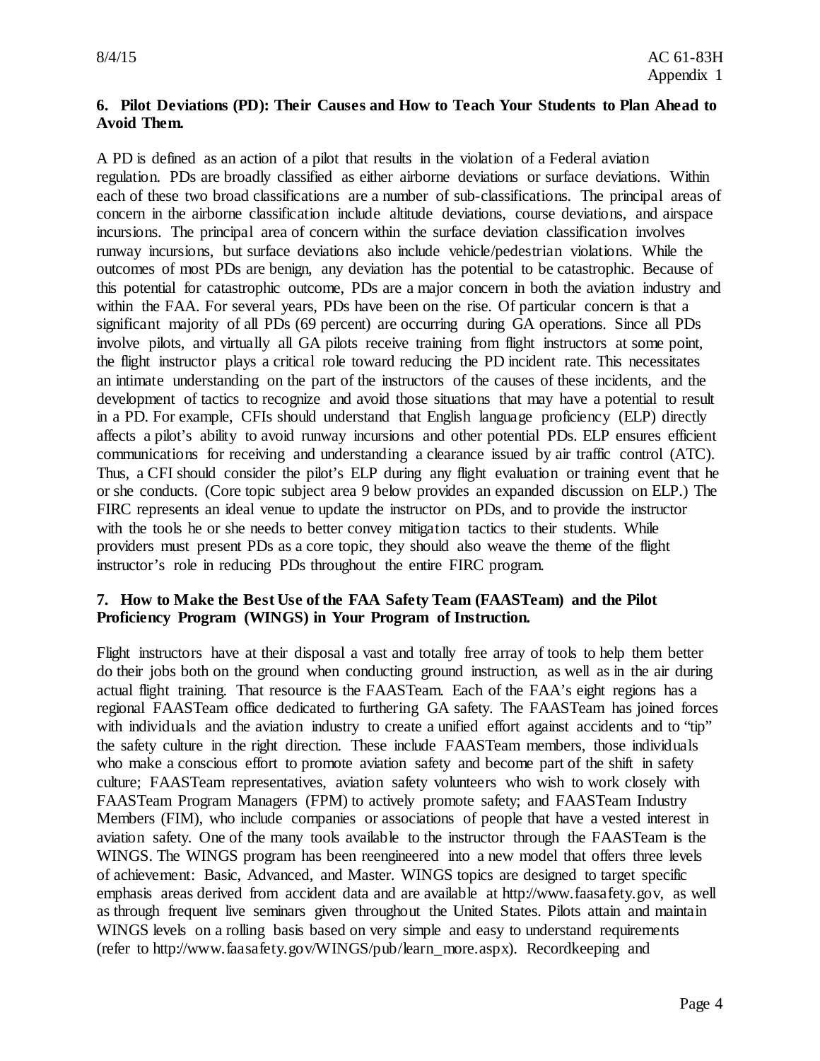**6. Pilot Deviations (PD): Their Causes and How to Teach Your Students to Plan Ahead to Avoid Them.**

A PD is defined as an action of a pilot that results in the violation of a Federal aviation regulation. PDs are broadly classified as either airborne deviations or surface deviations. Within each of these two broad classifications are a number of sub-classifications. The principal areas of concern in the airborne classification include altitude deviations, course deviations, and airspace incursions. The principal area of concern within the surface deviation classification involves runway incursions, but surface deviations also include vehicle/pedestrian violations. While the outcomes of most PDs are benign, any deviation has the potential to be catastrophic. Because of this potential for catastrophic outcome, PDs are a major concern in both the aviation industry and within the FAA. For several years, PDs have been on the rise. Of particular concern is that a significant majority of all PDs (69 percent) are occurring during GA operations. Since all PDs involve pilots, and virtually all GA pilots receive training from flight instructors at some point, the flight instructor plays a critical role toward reducing the PD incident rate. This necessitates an intimate understanding on the part of the instructors of the causes of these incidents, and the development of tactics to recognize and avoid those situations that may have a potential to result in a PD. For example, CFIs should understand that English language proficiency (ELP) directly affects a pilot's ability to avoid runway incursions and other potential PDs. ELP ensures efficient communications for receiving and understanding a clearance issued by air traffic control (ATC). Thus, a CFI should consider the pilot's ELP during any flight evaluation or training event that he or she conducts. (Core topic subject area 9 below provides an expanded discussion on ELP.) The FIRC represents an ideal venue to update the instructor on PDs, and to provide the instructor with the tools he or she needs to better convey mitigation tactics to their students. While providers must present PDs as a core topic, they should also weave the theme of the flight instructor's role in reducing PDs throughout the entire FIRC program.

**7. How to Make the Best Use of the FAA Safety Team (FAASTeam) and the Pilot Proficiency Program (WINGS) in Your Program of Instruction.**

Flight instructors have at their disposal a vast and totally free array of tools to help them better do their jobs both on the ground when conducting ground instruction, as well as in the air during actual flight training. That resource is the FAASTeam. Each of the FAA's eight regions has a regional FAASTeam office dedicated to furthering GA safety. The FAASTeam has joined forces with individuals and the aviation industry to create a unified effort against accidents and to "tip" the safety culture in the right direction. These include FAASTeam members, those individuals who make a conscious effort to promote aviation safety and become part of the shift in safety culture; FAASTeam representatives, aviation safety volunteers who wish to work closely with FAASTeam Program Managers (FPM) to actively promote safety; and FAASTeam Industry Members (FIM), who include companies or associations of people that have a vested interest in aviation safety. One of the many tools available to the instructor through the FAASTeam is the WINGS. The WINGS program has been reengineered into a new model that offers three levels of achievement: Basic, Advanced, and Master. WINGS topics are designed to target specific emphasis areas derived from accident data and are available at http://www.faasafety.gov, as well as through frequent live seminars given throughout the United States. Pilots attain and maintain WINGS levels on a rolling basis based on very simple and easy to understand requirements (refer to http://www.faasafety.gov/WINGS/pub/learn_more.aspx). Recordkeeping and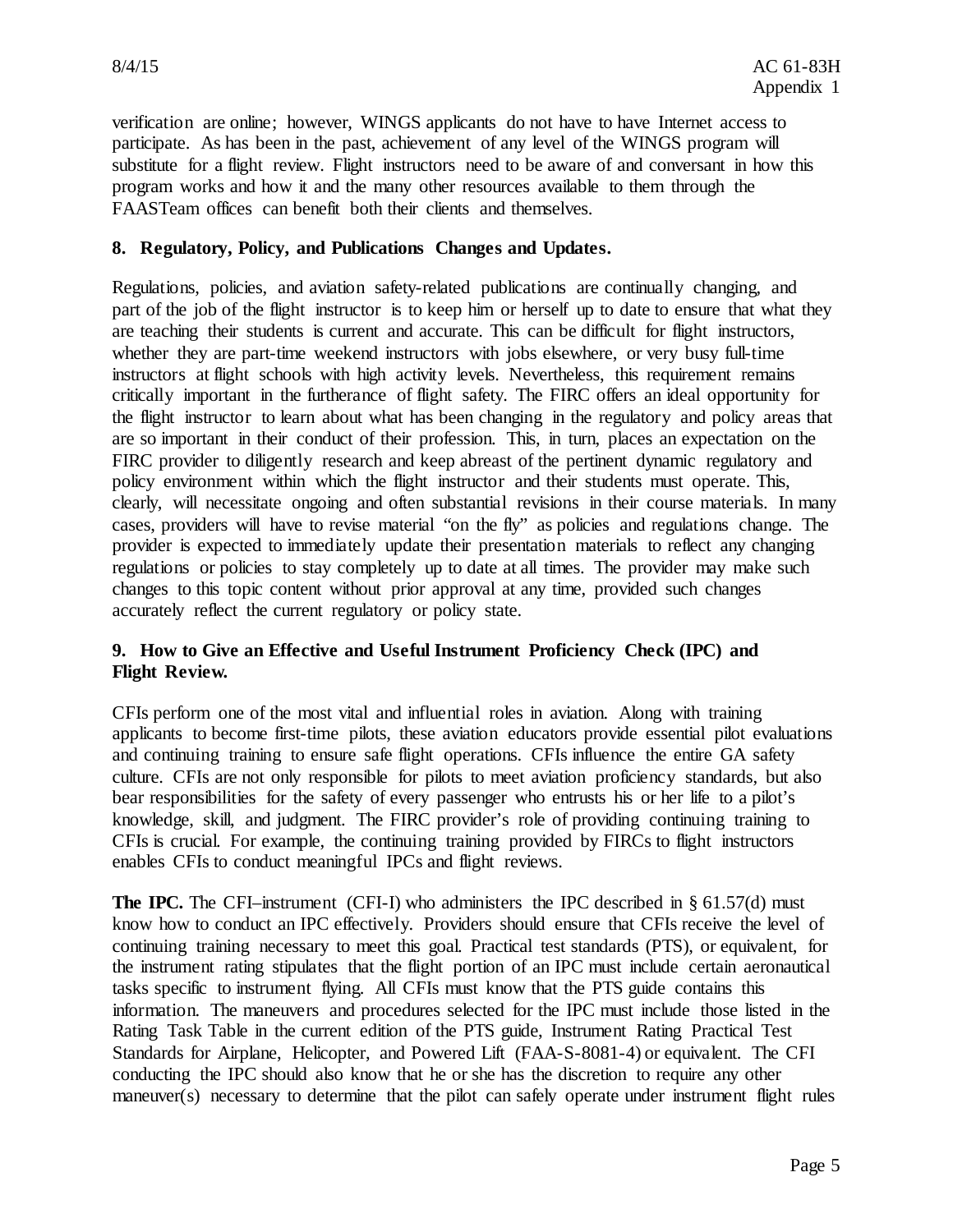verification are online; however, WINGS applicants do not have to have Internet access to participate. As has been in the past, achievement of any level of the WINGS program will substitute for a flight review. Flight instructors need to be aware of and conversant in how this program works and how it and the many other resources available to them through the FAASTeam offices can benefit both their clients and themselves.

**8. Regulatory, Policy, and Publications Changes and Updates.**

Regulations, policies, and aviation safety-related publications are continually changing, and part of the job of the flight instructor is to keep him or herself up to date to ensure that what they are teaching their students is current and accurate. This can be difficult for flight instructors, whether they are part-time weekend instructors with jobs elsewhere, or very busy full-time instructors at flight schools with high activity levels. Nevertheless, this requirement remains critically important in the furtherance of flight safety. The FIRC offers an ideal opportunity for the flight instructor to learn about what has been changing in the regulatory and policy areas that are so important in their conduct of their profession. This, in turn, places an expectation on the FIRC provider to diligently research and keep abreast of the pertinent dynamic regulatory and policy environment within which the flight instructor and their students must operate. This, clearly, will necessitate ongoing and often substantial revisions in their course materials. In many cases, providers will have to revise material "on the fly" as policies and regulations change. The provider is expected to immediately update their presentation materials to reflect any changing regulations or policies to stay completely up to date at all times. The provider may make such changes to this topic content without prior approval at any time, provided such changes accurately reflect the current regulatory or policy state.

**9. How to Give an Effective and Useful Instrument Proficiency Check (IPC) and Flight Review.**

CFIs perform one of the most vital and influential roles in aviation. Along with training applicants to become first-time pilots, these aviation educators provide essential pilot evaluations and continuing training to ensure safe flight operations. CFIs influence the entire GA safety culture. CFIs are not only responsible for pilots to meet aviation proficiency standards, but also bear responsibilities for the safety of every passenger who entrusts his or her life to a pilot's knowledge, skill, and judgment. The FIRC provider's role of providing continuing training to CFIs is crucial. For example, the continuing training provided by FIRCs to flight instructors enables CFIs to conduct meaningful IPCs and flight reviews.

**The IPC.** The CFI–instrument (CFI-I) who administers the IPC described in § 61.57(d) must know how to conduct an IPC effectively. Providers should ensure that CFIs receive the level of continuing training necessary to meet this goal. Practical test standards (PTS), or equivalent, for the instrument rating stipulates that the flight portion of an IPC must include certain aeronautical tasks specific to instrument flying. All CFIs must know that the PTS guide contains this information. The maneuvers and procedures selected for the IPC must include those listed in the Rating Task Table in the current edition of the PTS guide, Instrument Rating Practical Test Standards for Airplane, Helicopter, and Powered Lift (FAA-S-8081-4) or equivalent. The CFI conducting the IPC should also know that he or she has the discretion to require any other maneuver(s) necessary to determine that the pilot can safely operate under instrument flight rules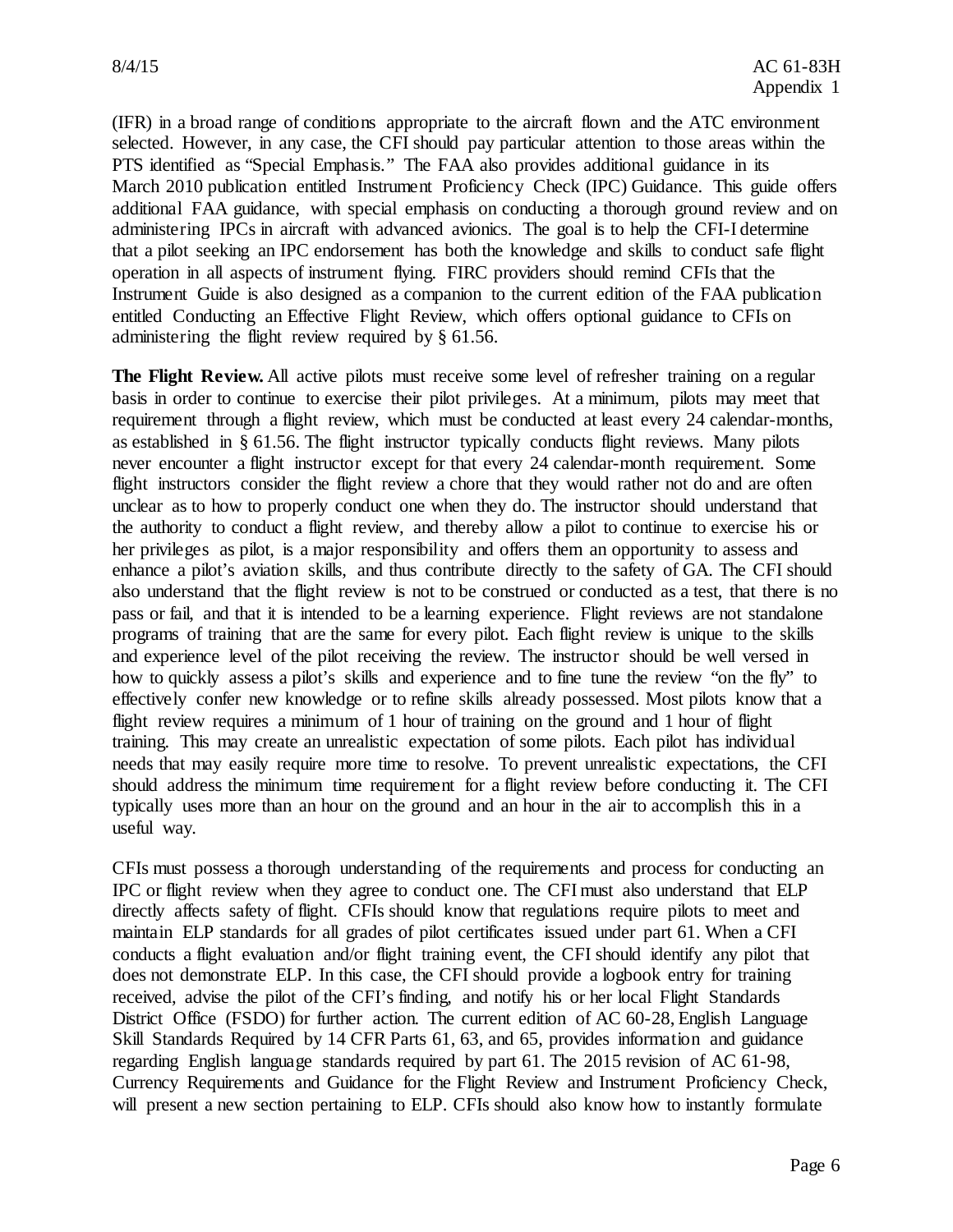(IFR) in a broad range of conditions appropriate to the aircraft flown and the ATC environment selected. However, in any case, the CFI should pay particular attention to those areas within the PTS identified as "Special Emphasis." The FAA also provides additional guidance in its March 2010 publication entitled Instrument Proficiency Check (IPC) Guidance. This guide offers additional FAA guidance, with special emphasis on conducting a thorough ground review and on administering IPCs in aircraft with advanced avionics. The goal is to help the CFI-I determine that a pilot seeking an IPC endorsement has both the knowledge and skills to conduct safe flight operation in all aspects of instrument flying. FIRC providers should remind CFIs that the Instrument Guide is also designed as a companion to the current edition of the FAA publication entitled Conducting an Effective Flight Review, which offers optional guidance to CFIs on administering the flight review required by § 61.56.

**The Flight Review.** All active pilots must receive some level of refresher training on a regular basis in order to continue to exercise their pilot privileges. At a minimum, pilots may meet that requirement through a flight review, which must be conducted at least every 24 calendar-months, as established in § 61.56. The flight instructor typically conducts flight reviews. Many pilots never encounter a flight instructor except for that every 24 calendar-month requirement. Some flight instructors consider the flight review a chore that they would rather not do and are often unclear as to how to properly conduct one when they do. The instructor should understand that the authority to conduct a flight review, and thereby allow a pilot to continue to exercise his or her privileges as pilot, is a major responsibility and offers them an opportunity to assess and enhance a pilot's aviation skills, and thus contribute directly to the safety of GA. The CFI should also understand that the flight review is not to be construed or conducted as a test, that there is no pass or fail, and that it is intended to be a learning experience. Flight reviews are not standalone programs of training that are the same for every pilot. Each flight review is unique to the skills and experience level of the pilot receiving the review. The instructor should be well versed in how to quickly assess a pilot's skills and experience and to fine tune the review "on the fly" to effectively confer new knowledge or to refine skills already possessed. Most pilots know that a flight review requires a minimum of 1 hour of training on the ground and 1 hour of flight training. This may create an unrealistic expectation of some pilots. Each pilot has individual needs that may easily require more time to resolve. To prevent unrealistic expectations, the CFI should address the minimum time requirement for a flight review before conducting it. The CFI typically uses more than an hour on the ground and an hour in the air to accomplish this in a useful way.

CFIs must possess a thorough understanding of the requirements and process for conducting an IPC or flight review when they agree to conduct one. The CFI must also understand that ELP directly affects safety of flight. CFIs should know that regulations require pilots to meet and maintain ELP standards for all grades of pilot certificates issued under part 61. When a CFI conducts a flight evaluation and/or flight training event, the CFI should identify any pilot that does not demonstrate ELP. In this case, the CFI should provide a logbook entry for training received, advise the pilot of the CFI's finding, and notify his or her local Flight Standards District Office (FSDO) for further action. The current edition of AC 60-28, English Language Skill Standards Required by 14 CFR Parts 61, 63, and 65, provides information and guidance regarding English language standards required by part 61. The 2015 revision of AC 61-98, Currency Requirements and Guidance for the Flight Review and Instrument Proficiency Check, will present a new section pertaining to ELP. CFIs should also know how to instantly formulate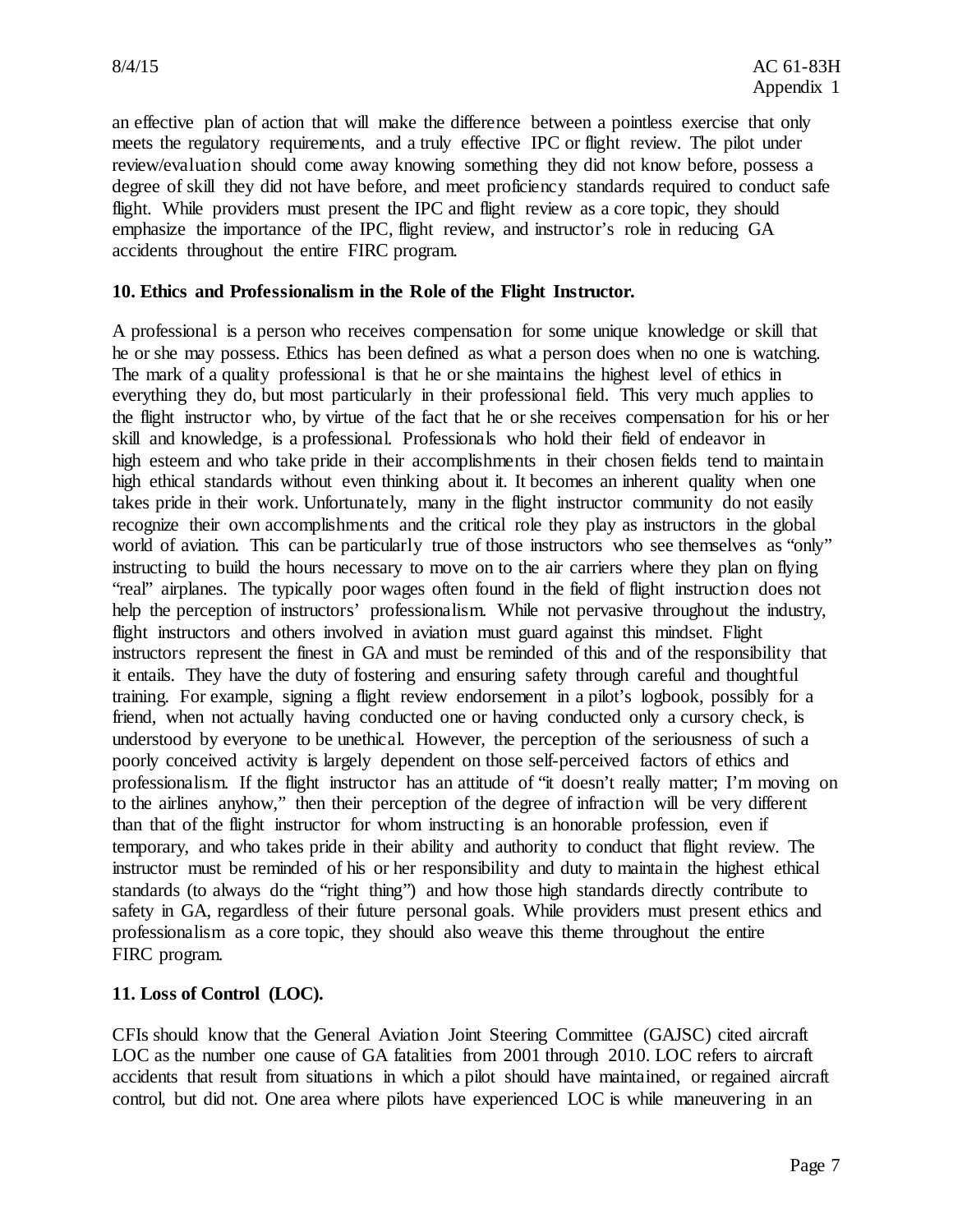an effective plan of action that will make the difference between a pointless exercise that only meets the regulatory requirements, and a truly effective IPC or flight review. The pilot under review/evaluation should come away knowing something they did not know before, possess a degree of skill they did not have before, and meet proficiency standards required to conduct safe flight. While providers must present the IPC and flight review as a core topic, they should emphasize the importance of the IPC, flight review, and instructor's role in reducing GA accidents throughout the entire FIRC program.

**10. Ethics and Professionalism in the Role of the Flight Instructor.**

A professional is a person who receives compensation for some unique knowledge or skill that he or she may possess. Ethics has been defined as what a person does when no one is watching. The mark of a quality professional is that he or she maintains the highest level of ethics in everything they do, but most particularly in their professional field. This very much applies to the flight instructor who, by virtue of the fact that he or she receives compensation for his or her skill and knowledge, is a professional. Professionals who hold their field of endeavor in high esteem and who take pride in their accomplishments in their chosen fields tend to maintain high ethical standards without even thinking about it. It becomes an inherent quality when one takes pride in their work. Unfortunately, many in the flight instructor community do not easily recognize their own accomplishments and the critical role they play as instructors in the global world of aviation. This can be particularly true of those instructors who see themselves as "only" instructing to build the hours necessary to move on to the air carriers where they plan on flying "real" airplanes. The typically poor wages often found in the field of flight instruction does not help the perception of instructors' professionalism. While not pervasive throughout the industry, flight instructors and others involved in aviation must guard against this mindset. Flight instructors represent the finest in GA and must be reminded of this and of the responsibility that it entails. They have the duty of fostering and ensuring safety through careful and thoughtful training. For example, signing a flight review endorsement in a pilot's logbook, possibly for a friend, when not actually having conducted one or having conducted only a cursory check, is understood by everyone to be unethical. However, the perception of the seriousness of such a poorly conceived activity is largely dependent on those self-perceived factors of ethics and professionalism. If the flight instructor has an attitude of "it doesn't really matter; I'm moving on to the airlines anyhow," then their perception of the degree of infraction will be very different than that of the flight instructor for whom instructing is an honorable profession, even if temporary, and who takes pride in their ability and authority to conduct that flight review. The instructor must be reminded of his or her responsibility and duty to maintain the highest ethical standards (to always do the "right thing") and how those high standards directly contribute to safety in GA, regardless of their future personal goals. While providers must present ethics and professionalism as a core topic, they should also weave this theme throughout the entire FIRC program.

**11. Loss of Control (LOC).**

CFIs should know that the General Aviation Joint Steering Committee (GAJSC) cited aircraft LOC as the number one cause of GA fatalities from 2001 through 2010. LOC refers to aircraft accidents that result from situations in which a pilot should have maintained, or regained aircraft control, but did not. One area where pilots have experienced LOC is while maneuvering in an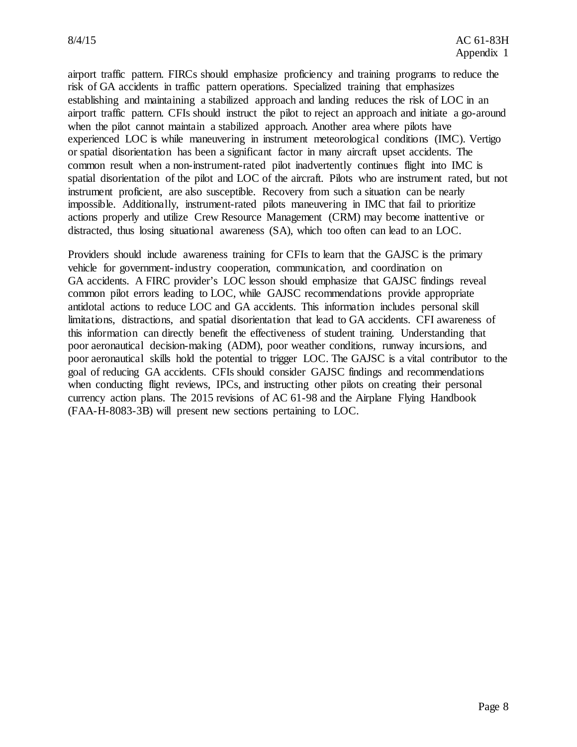airport traffic pattern. FIRCs should emphasize proficiency and training programs to reduce the risk of GA accidents in traffic pattern operations. Specialized training that emphasizes establishing and maintaining a stabilized approach and landing reduces the risk of LOC in an airport traffic pattern. CFIs should instruct the pilot to reject an approach and initiate a go-around when the pilot cannot maintain a stabilized approach. Another area where pilots have experienced LOC is while maneuvering in instrument meteorological conditions (IMC). Vertigo or spatial disorientation has been a significant factor in many aircraft upset accidents. The common result when a non-instrument-rated pilot inadvertently continues flight into IMC is spatial disorientation of the pilot and LOC of the aircraft. Pilots who are instrument rated, but not instrument proficient, are also susceptible. Recovery from such a situation can be nearly impossible. Additionally, instrument-rated pilots maneuvering in IMC that fail to prioritize actions properly and utilize Crew Resource Management (CRM) may become inattentive or distracted, thus losing situational awareness (SA), which too often can lead to an LOC.

Providers should include awareness training for CFIs to learn that the GAJSC is the primary vehicle for government-industry cooperation, communication, and coordination on GA accidents. A FIRC provider's LOC lesson should emphasize that GAJSC findings reveal common pilot errors leading to LOC, while GAJSC recommendations provide appropriate antidotal actions to reduce LOC and GA accidents. This information includes personal skill limitations, distractions, and spatial disorientation that lead to GA accidents. CFI awareness of this information can directly benefit the effectiveness of student training. Understanding that poor aeronautical decision-making (ADM), poor weather conditions, runway incursions, and poor aeronautical skills hold the potential to trigger LOC. The GAJSC is a vital contributor to the goal of reducing GA accidents. CFIs should consider GAJSC findings and recommendations when conducting flight reviews, IPCs, and instructing other pilots on creating their personal currency action plans. The 2015 revisions of AC 61-98 and the Airplane Flying Handbook (FAA-H-8083-3B) will present new sections pertaining to LOC.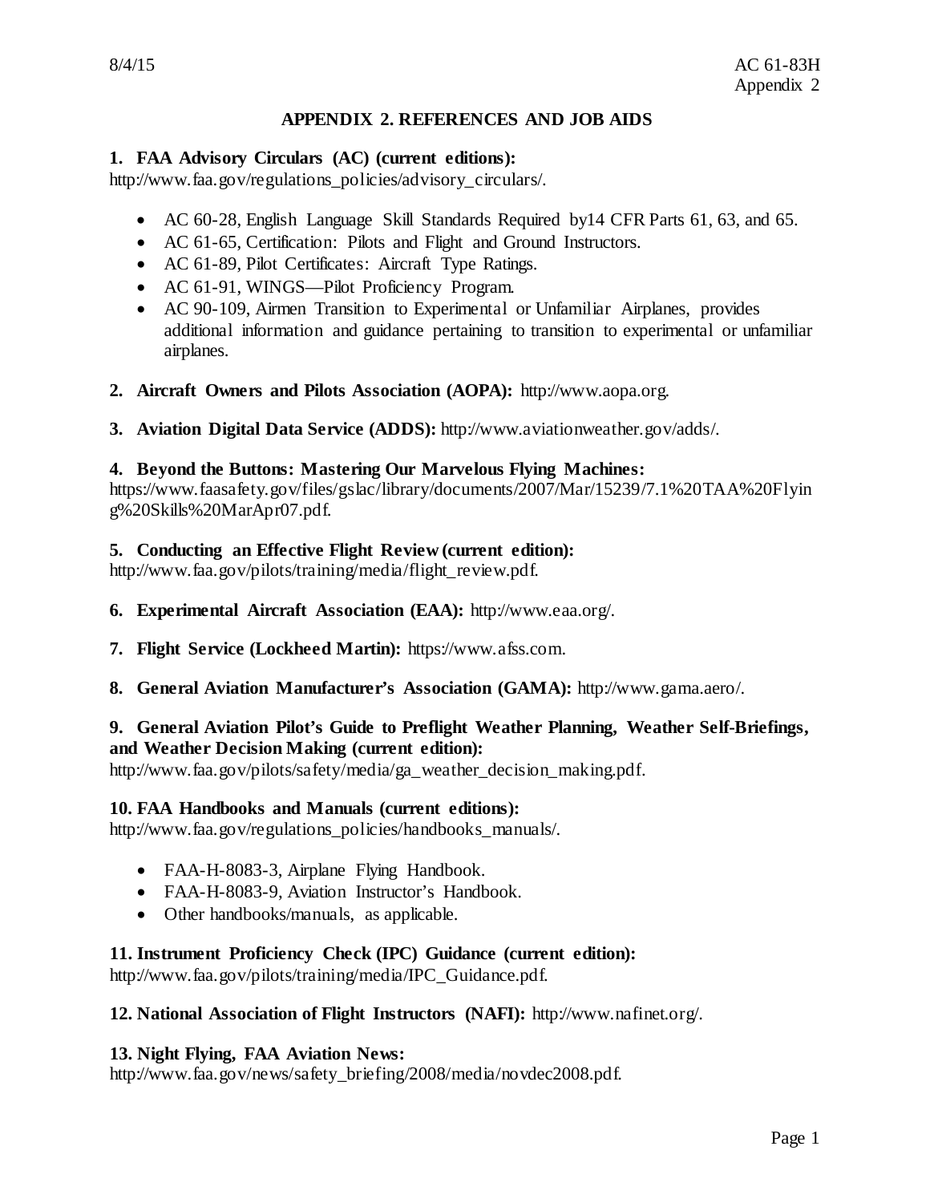## APPENDIX 2. REFERENCES AND JOB AIDS

**1. FAA Advisory Circulars (AC) (current editions):**
http://www.faa.gov/regulations_policies/advisory_circulars/.

- AC 60-28, English Language Skill Standards Required by14 CFR Parts 61, 63, and 65.
- AC 61-65, Certification: Pilots and Flight and Ground Instructors.
- AC 61-89, Pilot Certificates: Aircraft Type Ratings.
- AC 61-91, WINGS—Pilot Proficiency Program.
- AC 90-109, Airmen Transition to Experimental or Unfamiliar Airplanes, provides additional information and guidance pertaining to transition to experimental or unfamiliar airplanes.

**2. Aircraft Owners and Pilots Association (AOPA):** http://www.aopa.org.

**3. Aviation Digital Data Service (ADDS):** http://www.aviationweather.gov/adds/.

**4. Beyond the Buttons: Mastering Our Marvelous Flying Machines:**
https://www.faasafety.gov/files/gslac/library/documents/2007/Mar/15239/7.1%20TAA%20Flying%20Skills%20MarApr07.pdf.

**5. Conducting an Effective Flight Review (current edition):**
http://www.faa.gov/pilots/training/media/flight_review.pdf.

**6. Experimental Aircraft Association (EAA):** http://www.eaa.org/.

**7. Flight Service (Lockheed Martin):** https://www.afss.com.

**8. General Aviation Manufacturer's Association (GAMA):** http://www.gama.aero/.

**9. General Aviation Pilot's Guide to Preflight Weather Planning, Weather Self-Briefings, and Weather Decision Making (current edition):**
http://www.faa.gov/pilots/safety/media/ga_weather_decision_making.pdf.

**10. FAA Handbooks and Manuals (current editions):**
http://www.faa.gov/regulations_policies/handbooks_manuals/.

- FAA-H-8083-3, Airplane Flying Handbook.
- FAA-H-8083-9, Aviation Instructor's Handbook.
- Other handbooks/manuals, as applicable.

**11. Instrument Proficiency Check (IPC) Guidance (current edition):**
http://www.faa.gov/pilots/training/media/IPC_Guidance.pdf.

**12. National Association of Flight Instructors (NAFI):** http://www.nafinet.org/.

**13. Night Flying, FAA Aviation News:**
http://www.faa.gov/news/safety_briefing/2008/media/novdec2008.pdf.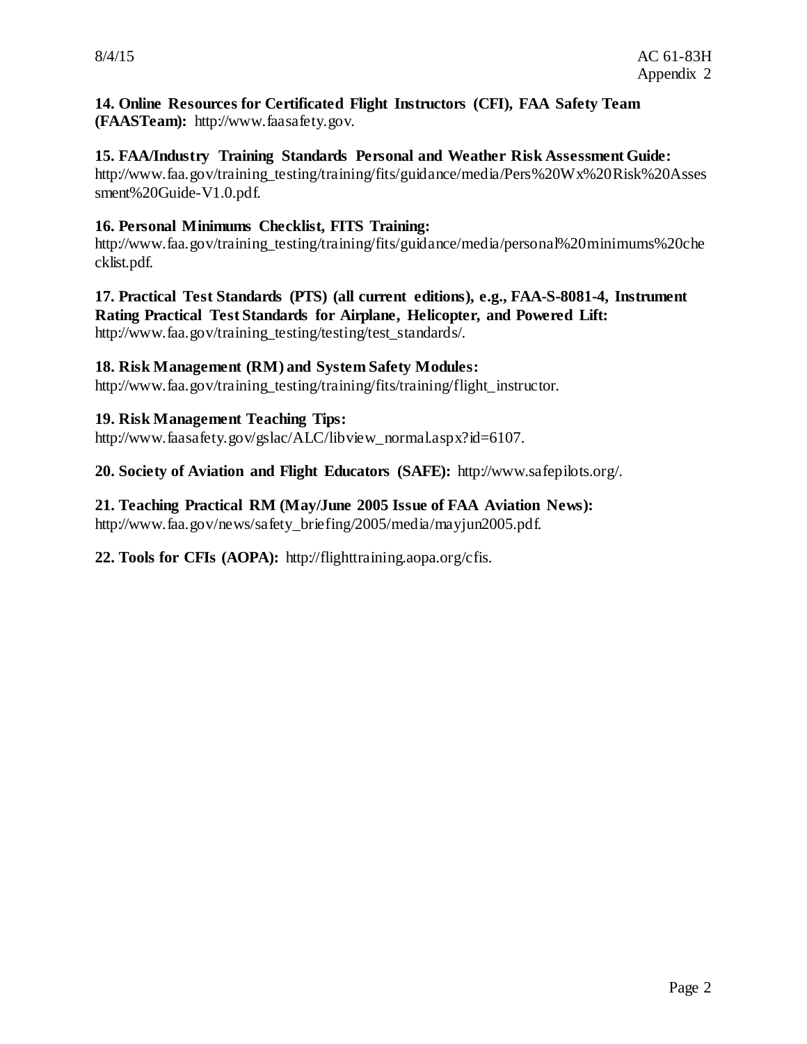**14. Online Resources for Certificated Flight Instructors (CFI), FAA Safety Team (FAASTeam):** http://www.faasafety.gov.

**15. FAA/Industry Training Standards Personal and Weather Risk Assessment Guide:** http://www.faa.gov/training_testing/training/fits/guidance/media/Pers%20Wx%20Risk%20Assessment%20Guide-V1.0.pdf.

**16. Personal Minimums Checklist, FITS Training:** http://www.faa.gov/training_testing/training/fits/guidance/media/personal%20minimums%20checklist.pdf.

**17. Practical Test Standards (PTS) (all current editions), e.g., FAA-S-8081-4, Instrument Rating Practical Test Standards for Airplane, Helicopter, and Powered Lift:** http://www.faa.gov/training_testing/testing/test_standards/.

**18. Risk Management (RM) and System Safety Modules:** http://www.faa.gov/training_testing/training/fits/training/flight_instructor.

**19. Risk Management Teaching Tips:** http://www.faasafety.gov/gslac/ALC/libview_normal.aspx?id=6107.

**20. Society of Aviation and Flight Educators (SAFE):** http://www.safepilots.org/.

**21. Teaching Practical RM (May/June 2005 Issue of FAA Aviation News):** http://www.faa.gov/news/safety_briefing/2005/media/mayjun2005.pdf.

**22. Tools for CFIs (AOPA):** http://flighttraining.aopa.org/cfis.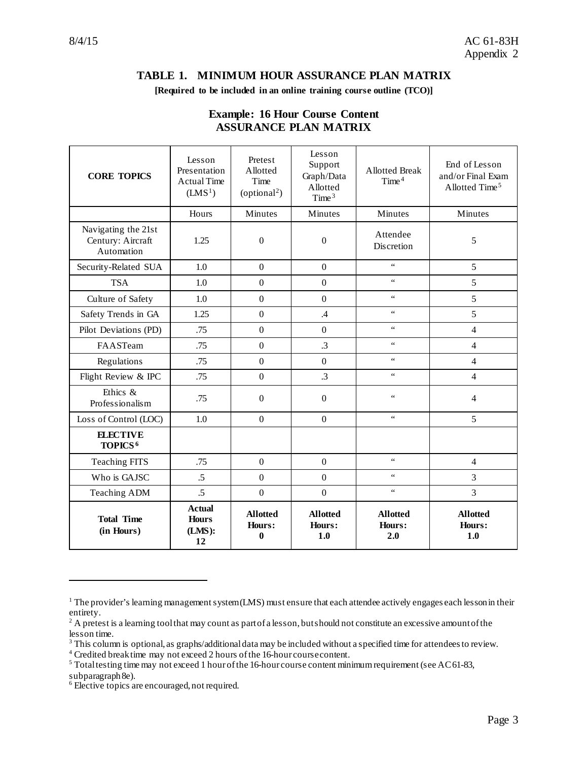## TABLE 1. MINIMUM HOUR ASSURANCE PLAN MATRIX

**[Required to be included in an online training course outline (TCO)]**

### Example: 16 Hour Course Content ASSURANCE PLAN MATRIX

| CORE TOPICS | Lesson Presentation Actual Time (LMS[1]) | Pretest Allotted Time (optional[2]) | Lesson Support Graph/Data Allotted Time[3] | Allotted Break Time[4] | End of Lesson and/or Final Exam Allotted Time[5] |
|---|---|---|---|---|---|
| | Hours | Minutes | Minutes | Minutes | Minutes |
| Navigating the 21st Century: Aircraft Automation | 1.25 | 0 | 0 | Attendee Discretion | 5 |
| Security-Related SUA | 1.0 | 0 | 0 | " | 5 |
| TSA | 1.0 | 0 | 0 | " | 5 |
| Culture of Safety | 1.0 | 0 | 0 | " | 5 |
| Safety Trends in GA | 1.25 | 0 | .4 | " | 5 |
| Pilot Deviations (PD) | .75 | 0 | 0 | " | 4 |
| FAASTeam | .75 | 0 | .3 | " | 4 |
| Regulations | .75 | 0 | 0 | " | 4 |
| Flight Review & IPC | .75 | 0 | .3 | " | 4 |
| Ethics & Professionalism | .75 | 0 | 0 | " | 4 |
| Loss of Control (LOC) | 1.0 | 0 | 0 | " | 5 |
| **ELECTIVE TOPICS[6]** | | | | | |
| Teaching FITS | .75 | 0 | 0 | " | 4 |
| Who is GAJSC | .5 | 0 | 0 | " | 3 |
| Teaching ADM | .5 | 0 | 0 | " | 3 |
| **Total Time (in Hours)** | **Actual Hours (LMS): 12** | **Allotted Hours: 0** | **Allotted Hours: 1.0** | **Allotted Hours: 2.0** | **Allotted Hours: 1.0** |

---

[1] The provider's learning management system (LMS) must ensure that each attendee actively engages each lesson in their entirety.

[2] A pretest is a learning tool that may count as part of a lesson, but should not constitute an excessive amount of the lesson time.

[3] This column is optional, as graphs/additional data may be included without a specified time for attendees to review.

[4] Credited break time may not exceed 2 hours of the 16-hour course content.

[5] Total testing time may not exceed 1 hour of the 16-hour course content minimum requirement (see AC 61-83, subparagraph 8e).

[6] Elective topics are encouraged, not required.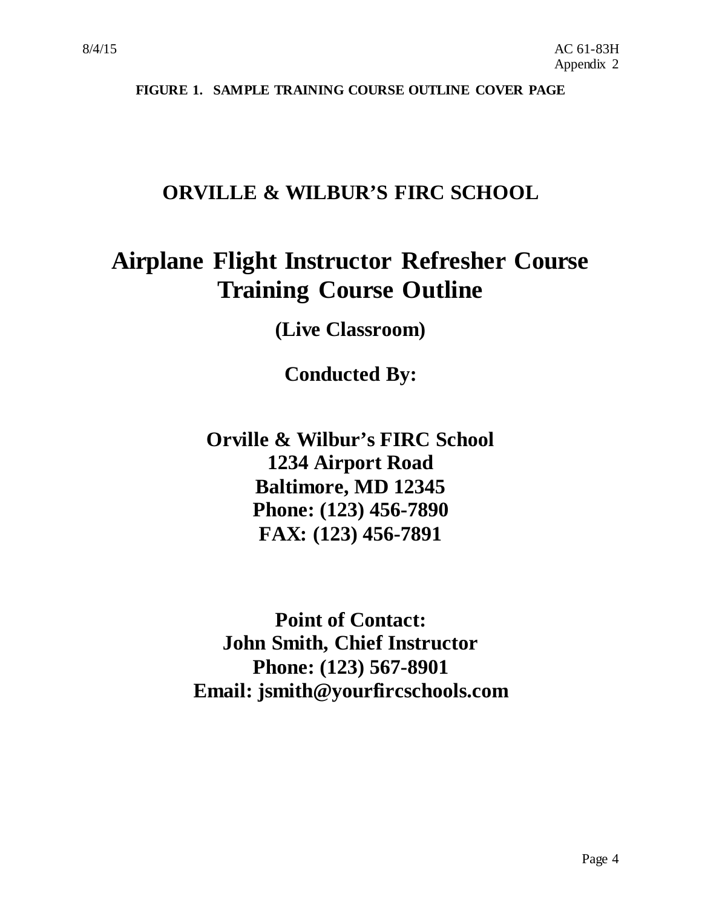**FIGURE 1. SAMPLE TRAINING COURSE OUTLINE COVER PAGE**

# ORVILLE & WILBUR'S FIRC SCHOOL

# Airplane Flight Instructor Refresher Course Training Course Outline

**(Live Classroom)**

**Conducted By:**

**Orville & Wilbur's FIRC School**
**1234 Airport Road**
**Baltimore, MD 12345**
**Phone: (123) 456-7890**
**FAX: (123) 456-7891**

**Point of Contact:**
**John Smith, Chief Instructor**
**Phone: (123) 567-8901**
**Email: jsmith@yourfircschools.com**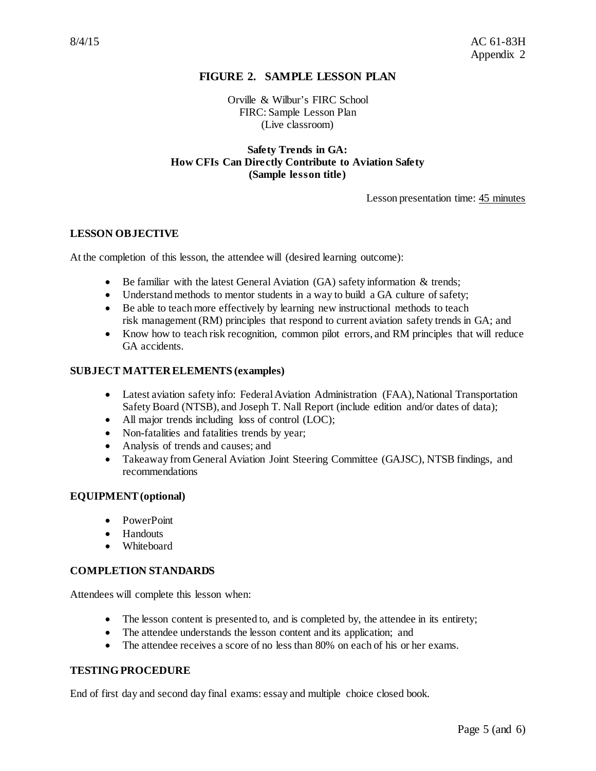## FIGURE 2. SAMPLE LESSON PLAN

Orville & Wilbur's FIRC School
FIRC: Sample Lesson Plan
(Live classroom)

**Safety Trends in GA:**
**How CFIs Can Directly Contribute to Aviation Safety**
**(Sample lesson title)**

Lesson presentation time: 45 minutes

### LESSON OBJECTIVE

At the completion of this lesson, the attendee will (desired learning outcome):

- Be familiar with the latest General Aviation (GA) safety information & trends;
- Understand methods to mentor students in a way to build a GA culture of safety;
- Be able to teach more effectively by learning new instructional methods to teach risk management (RM) principles that respond to current aviation safety trends in GA; and
- Know how to teach risk recognition, common pilot errors, and RM principles that will reduce GA accidents.

### SUBJECT MATTER ELEMENTS (examples)

- Latest aviation safety info: Federal Aviation Administration (FAA), National Transportation Safety Board (NTSB), and Joseph T. Nall Report (include edition and/or dates of data);
- All major trends including loss of control (LOC);
- Non-fatalities and fatalities trends by year;
- Analysis of trends and causes; and
- Takeaway from General Aviation Joint Steering Committee (GAJSC), NTSB findings, and recommendations

### EQUIPMENT (optional)

- PowerPoint
- Handouts
- Whiteboard

### COMPLETION STANDARDS

Attendees will complete this lesson when:

- The lesson content is presented to, and is completed by, the attendee in its entirety;
- The attendee understands the lesson content and its application; and
- The attendee receives a score of no less than 80% on each of his or her exams.

### TESTING PROCEDURE

End of first day and second day final exams: essay and multiple choice closed book.